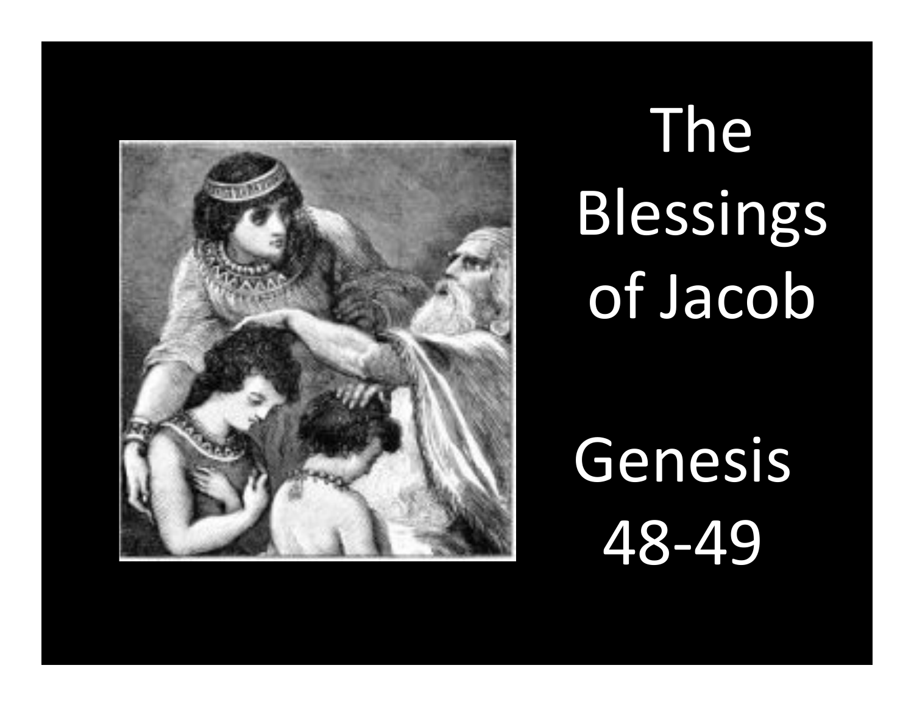# The Blessings of Jacob

## Genesis 48-49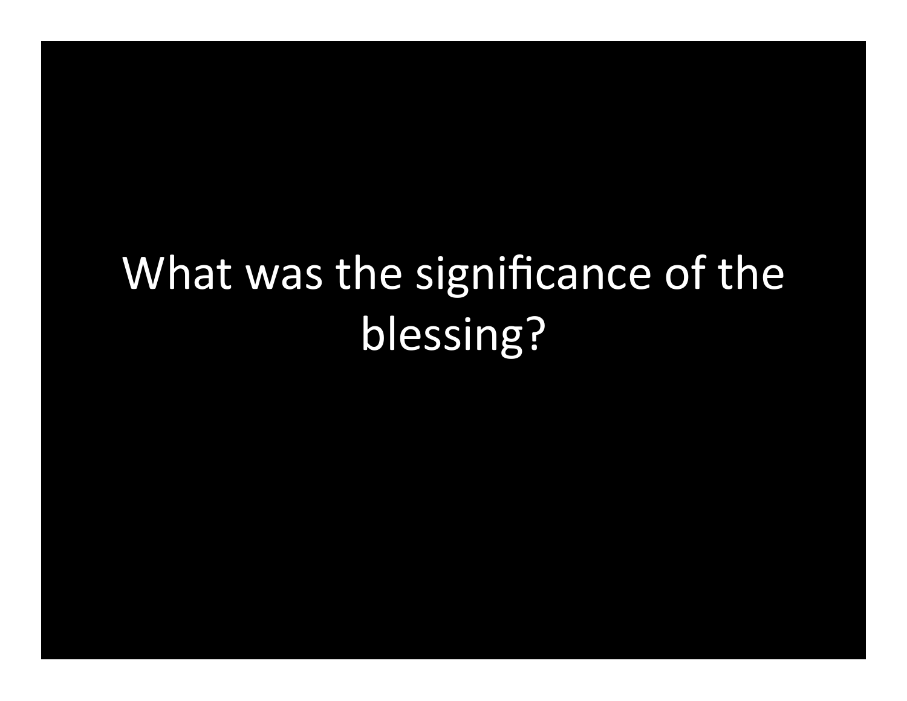What was the significance of the blessing?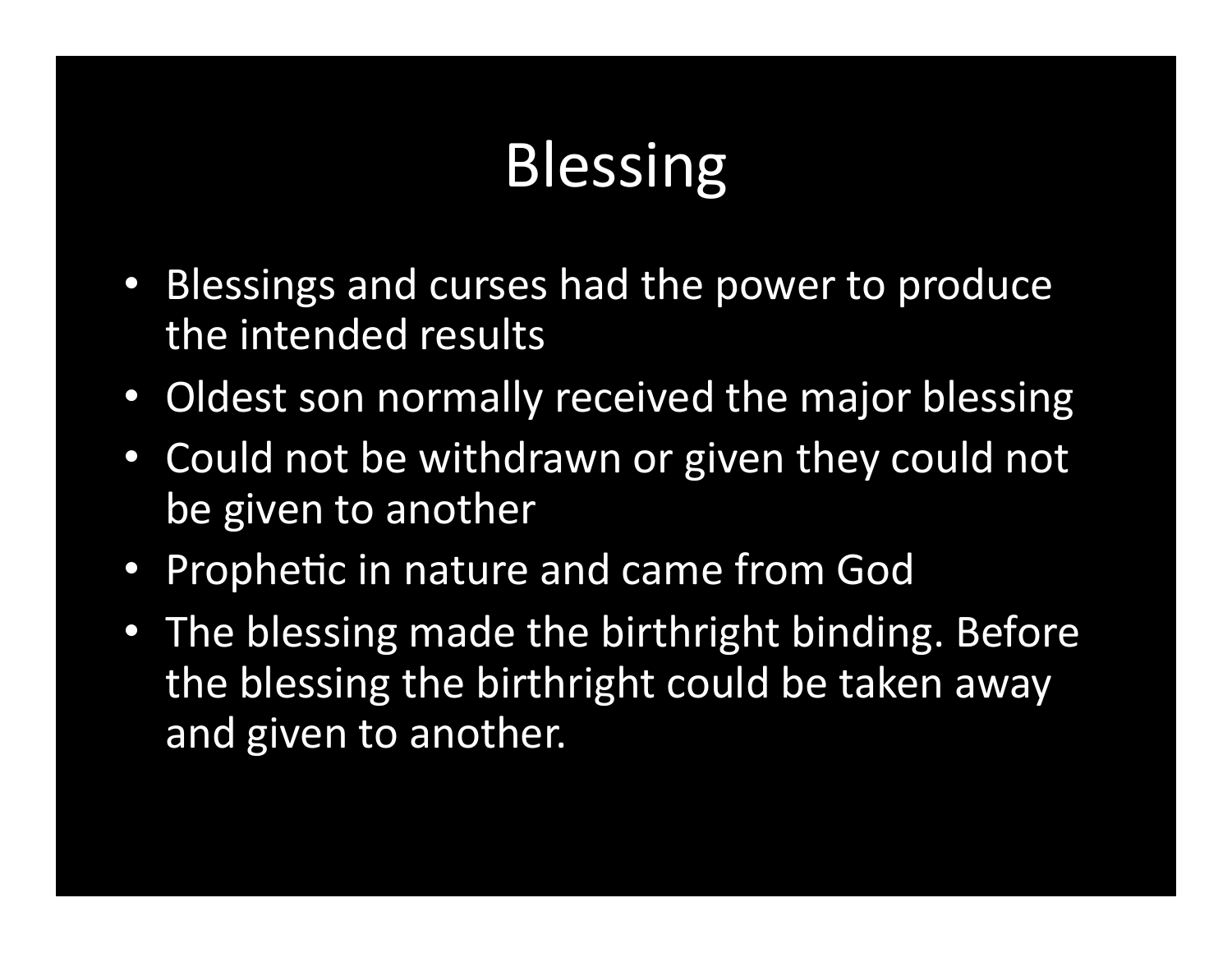# Blessing

- Blessings and curses had the power to produce the intended results
- Oldest son normally received the major blessing
- Could not be withdrawn or given they could not be given to another
- Prophetic in nature and came from God
- The blessing made the birthright binding. Before the blessing the birthright could be taken away and given to another.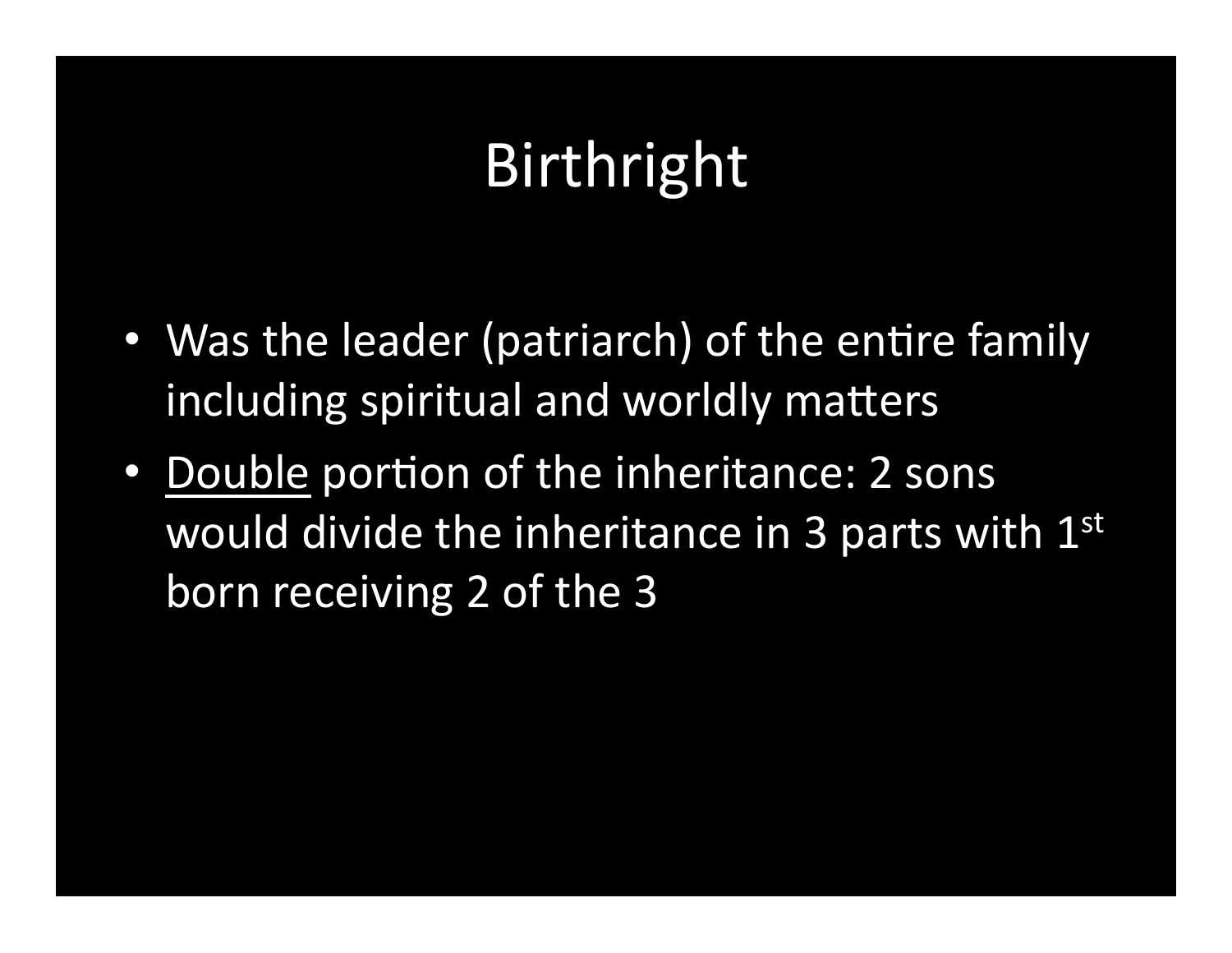# Birthright

- Was the leader (patriarch) of the entire family including spiritual and worldly matters
- <u>Double</u> portion of the inheritance: 2 sons would divide the inheritance in 3 parts with 1st born receiving 2 of the 3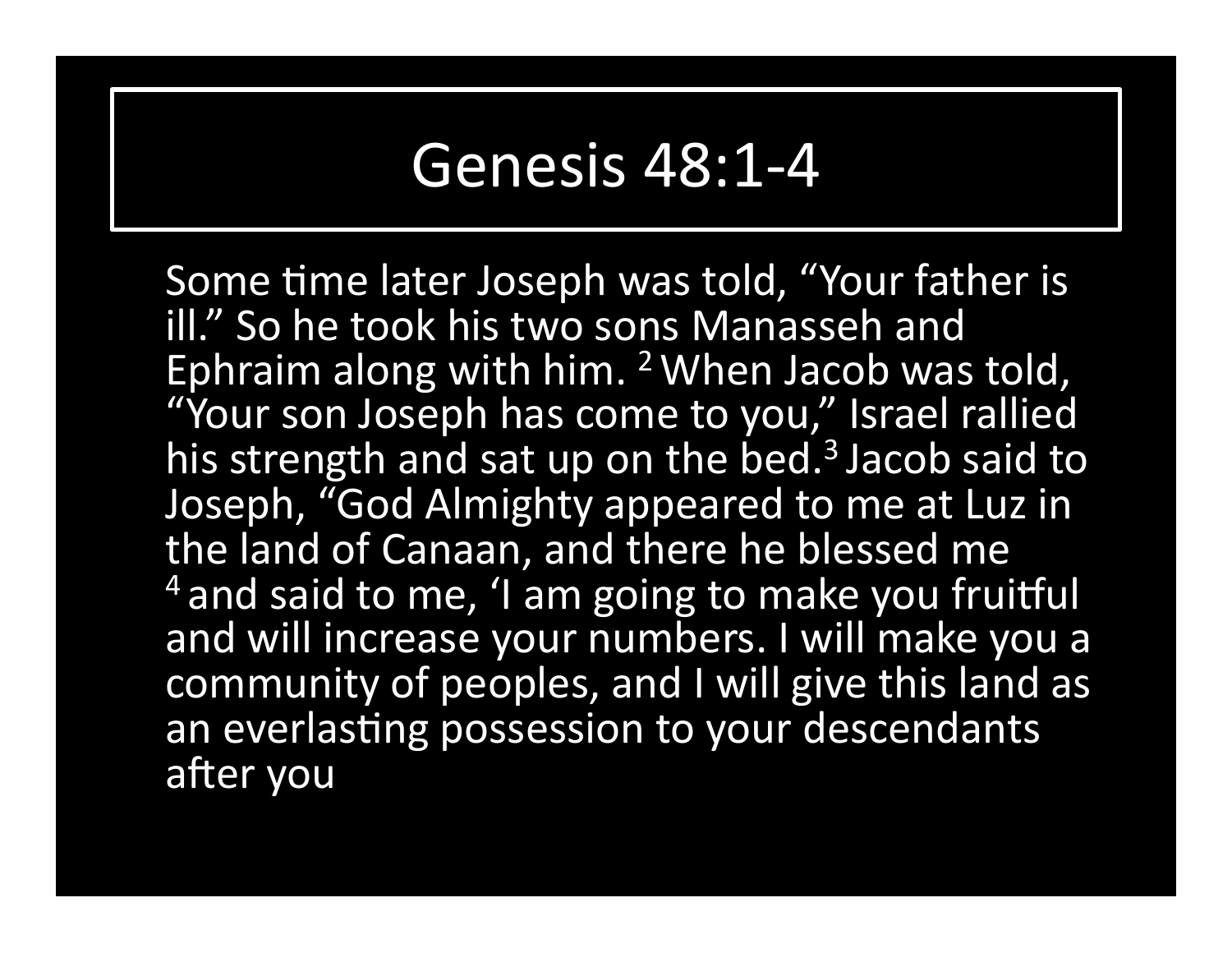# Genesis 48:1-4

Some time later Joseph was told, “Your father is ill.” So he took his two sons Manasseh and Ephraim along with him. [2] When Jacob was told, “Your son Joseph has come to you,” Israel rallied his strength and sat up on the bed.[3] Jacob said to Joseph, “God Almighty appeared to me at Luz in the land of Canaan, and there he blessed me [4] and said to me, ‘I am going to make you fruitful and will increase your numbers. I will make you a community of peoples, and I will give this land as an everlasting possession to your descendants after you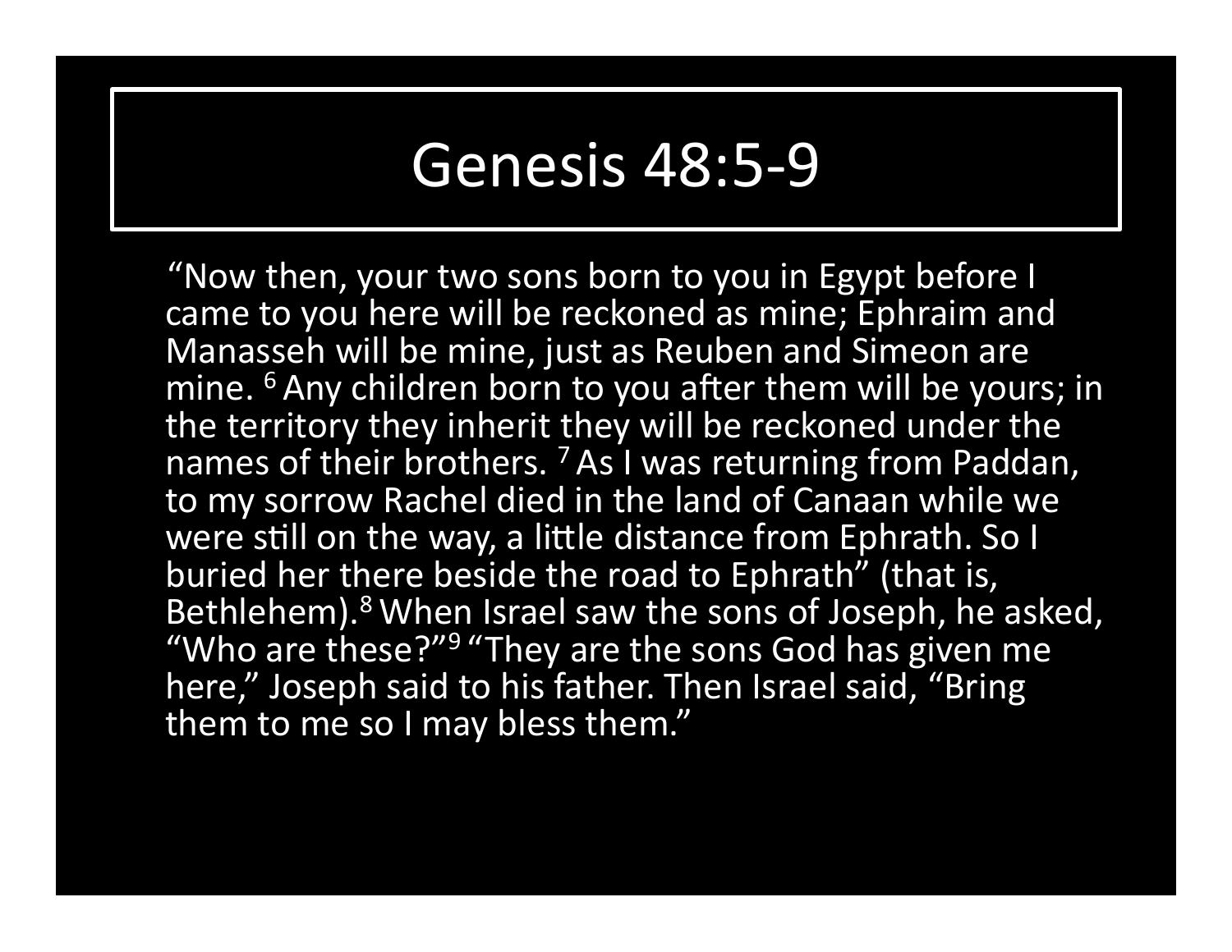# Genesis 48:5-9

"Now then, your two sons born to you in Egypt before I came to you here will be reckoned as mine; Ephraim and Manasseh will be mine, just as Reuben and Simeon are mine. [6] Any children born to you after them will be yours; in the territory they inherit they will be reckoned under the names of their brothers. [7] As I was returning from Paddan, to my sorrow Rachel died in the land of Canaan while we were still on the way, a little distance from Ephrath. So I buried her there beside the road to Ephrath" (that is, Bethlehem).[8] When Israel saw the sons of Joseph, he asked, "Who are these?"[9] "They are the sons God has given me here," Joseph said to his father. Then Israel said, "Bring them to me so I may bless them."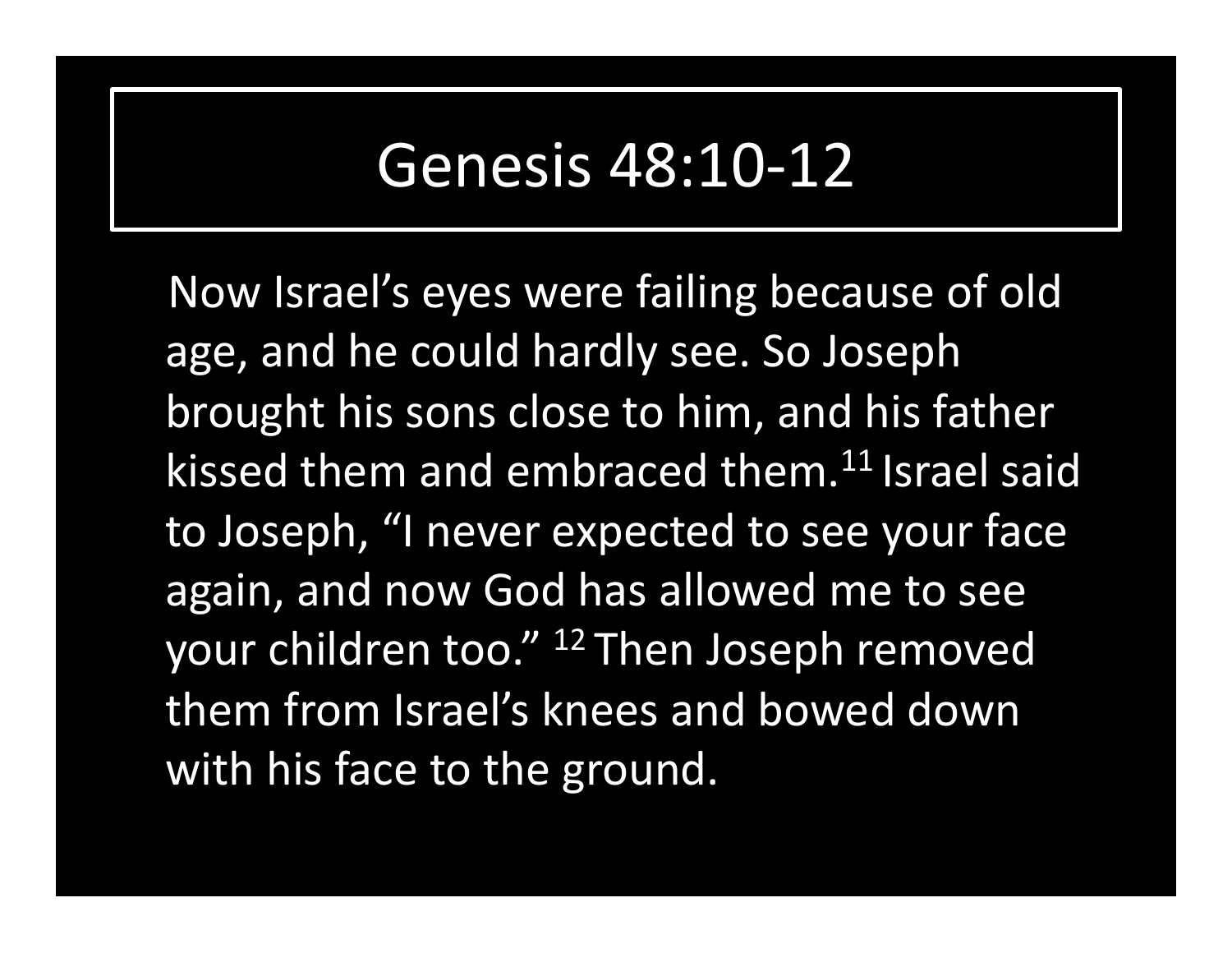# Genesis 48:10-12

Now Israel's eyes were failing because of old age, and he could hardly see. So Joseph brought his sons close to him, and his father kissed them and embraced them.[11] Israel said to Joseph, "I never expected to see your face again, and now God has allowed me to see your children too." [12] Then Joseph removed them from Israel's knees and bowed down with his face to the ground.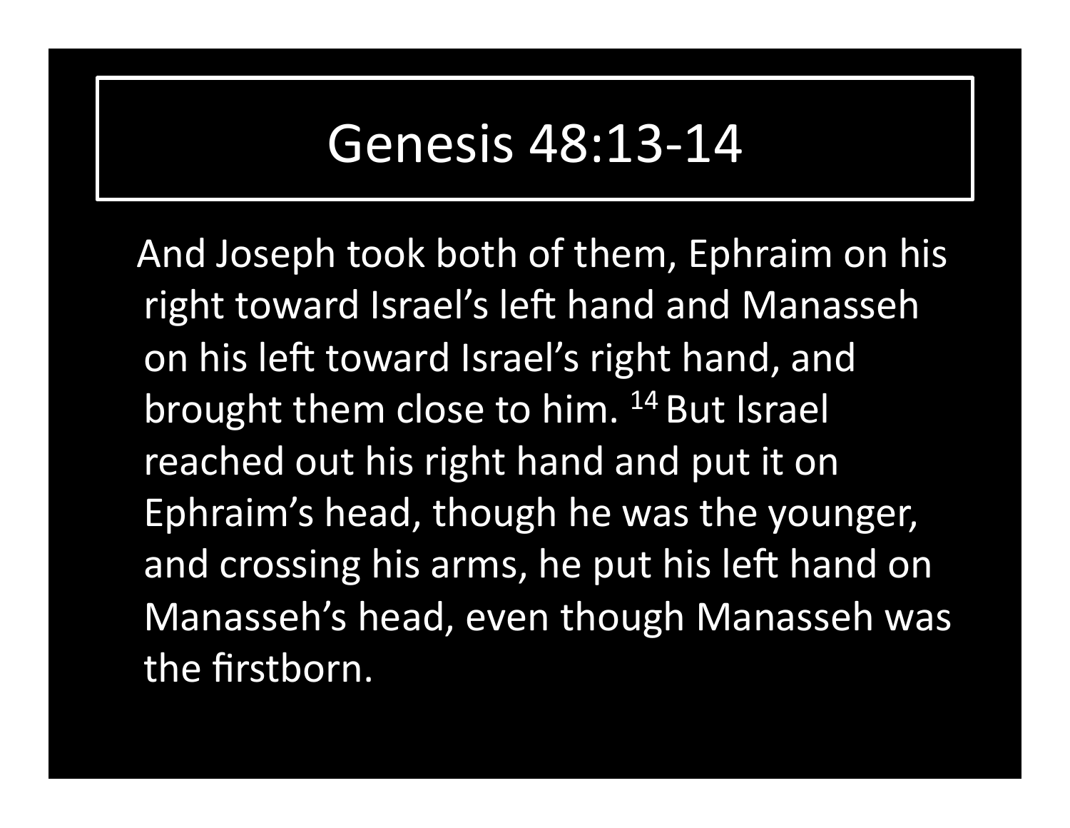# Genesis 48:13-14

And Joseph took both of them, Ephraim on his right toward Israel's left hand and Manasseh on his left toward Israel's right hand, and brought them close to him. [14] But Israel reached out his right hand and put it on Ephraim's head, though he was the younger, and crossing his arms, he put his left hand on Manasseh's head, even though Manasseh was the firstborn.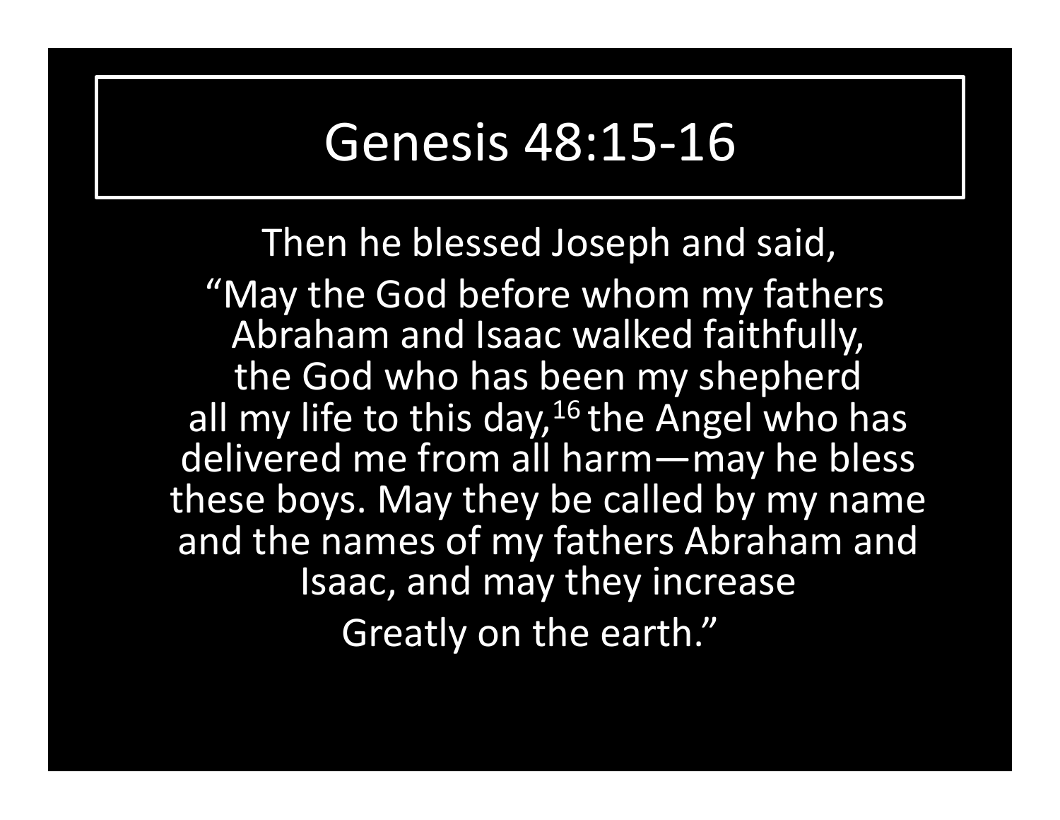# Genesis 48:15-16

Then he blessed Joseph and said,
"May the God before whom my fathers Abraham and Isaac walked faithfully, the God who has been my shepherd all my life to this day,[16] the Angel who has delivered me from all harm—may he bless these boys. May they be called by my name and the names of my fathers Abraham and Isaac, and may they increase Greatly on the earth."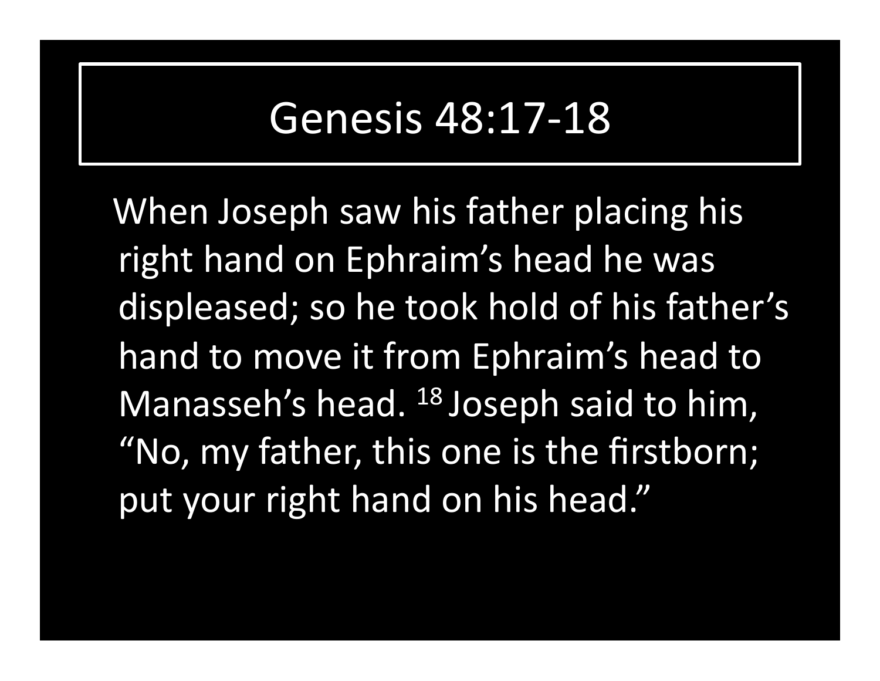# Genesis 48:17-18

When Joseph saw his father placing his right hand on Ephraim's head he was displeased; so he took hold of his father's hand to move it from Ephraim's head to Manasseh's head. [18] Joseph said to him, "No, my father, this one is the firstborn; put your right hand on his head."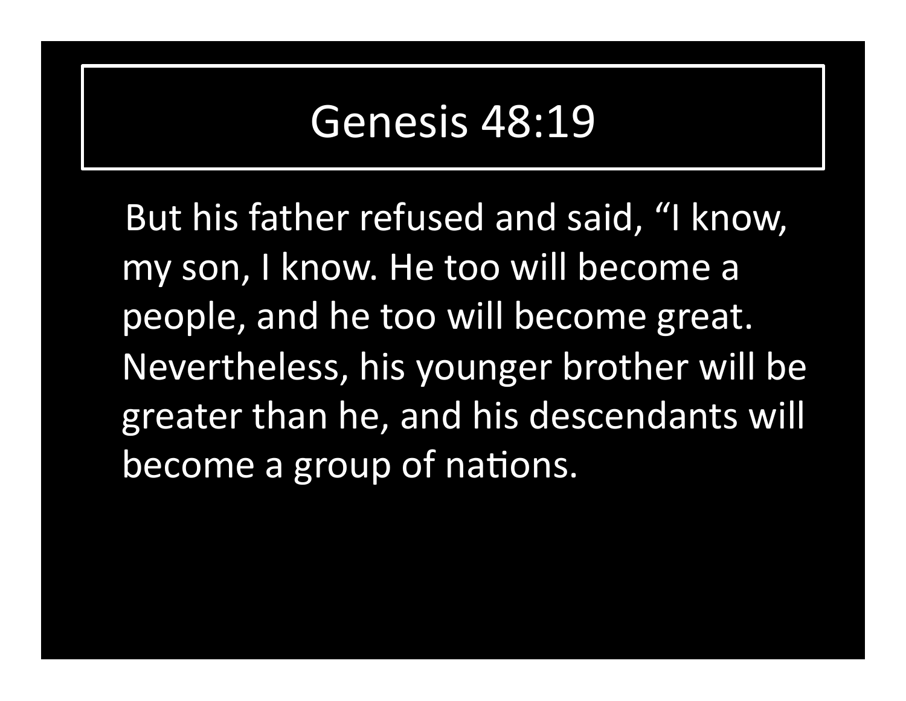# Genesis 48:19

But his father refused and said, “I know, my son, I know. He too will become a people, and he too will become great. Nevertheless, his younger brother will be greater than he, and his descendants will become a group of nations.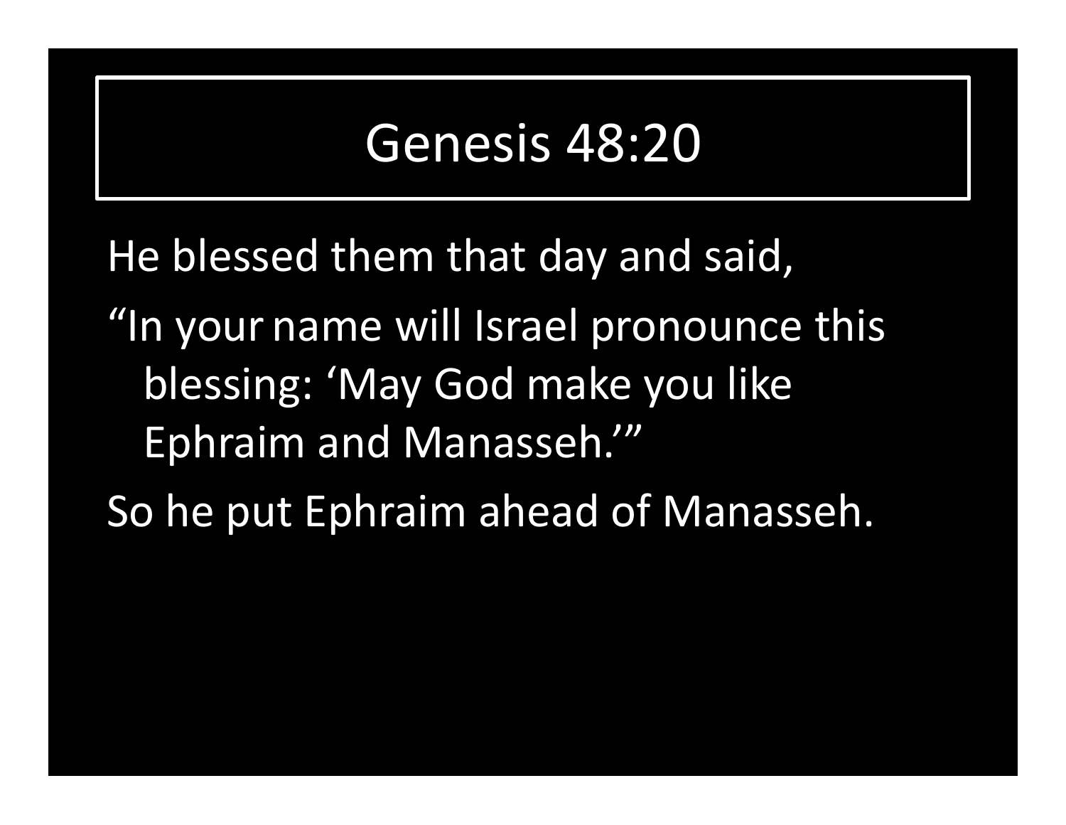# Genesis 48:20

He blessed them that day and said,

“In your name will Israel pronounce this blessing: ‘May God make you like Ephraim and Manasseh.’”

So he put Ephraim ahead of Manasseh.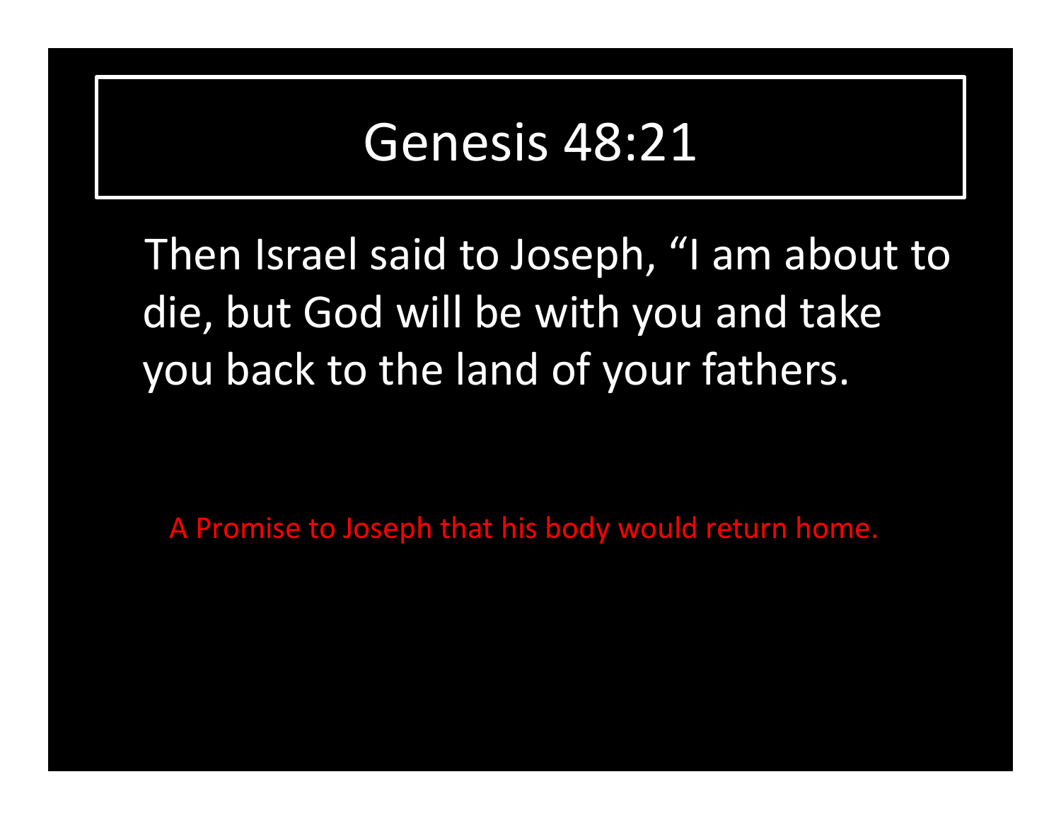# Genesis 48:21

Then Israel said to Joseph, “I am about to die, but God will be with you and take you back to the land of your fathers.

A Promise to Joseph that his body would return home.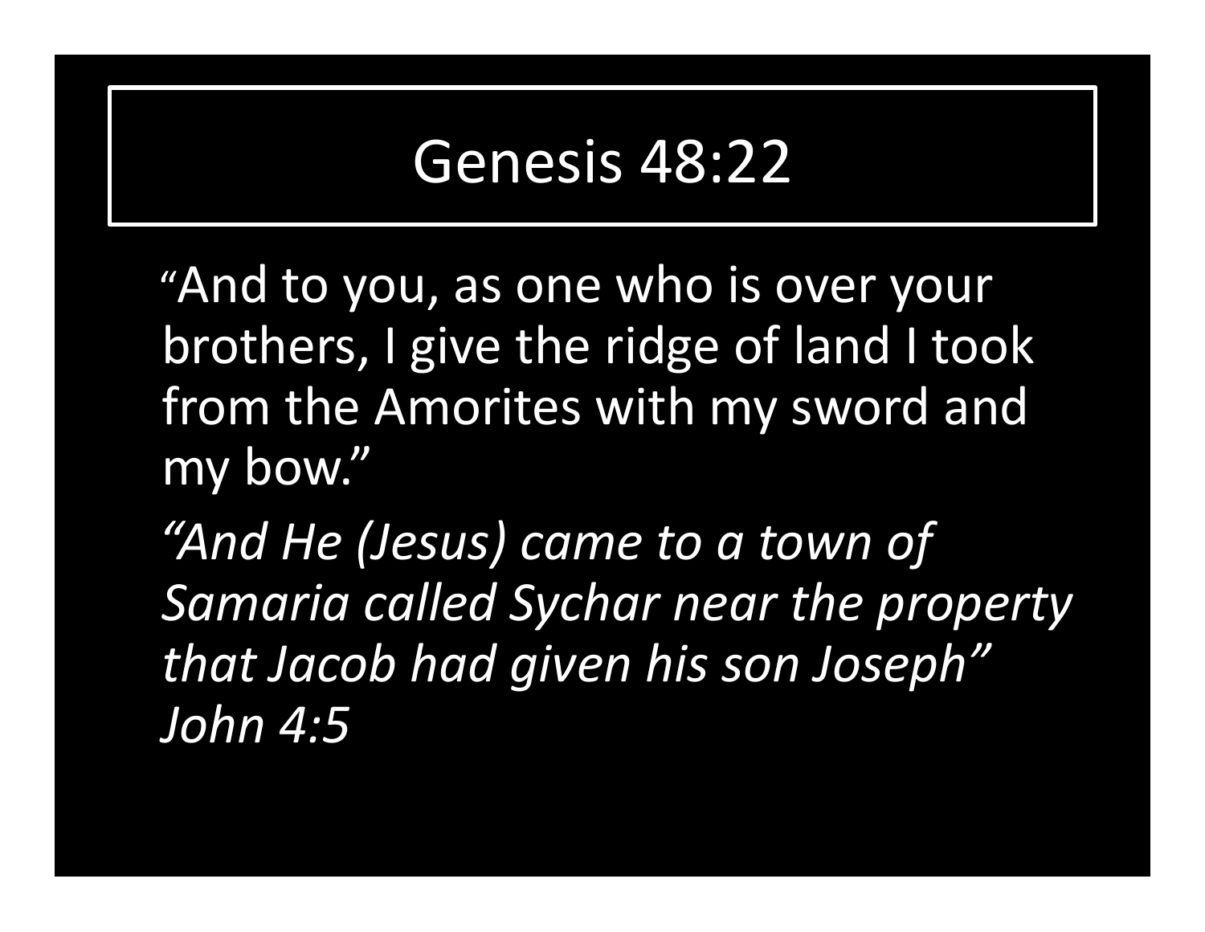# Genesis 48:22

"And to you, as one who is over your brothers, I give the ridge of land I took from the Amorites with my sword and my bow."

*"And He (Jesus) came to a town of Samaria called Sychar near the property that Jacob had given his son Joseph" John 4:5*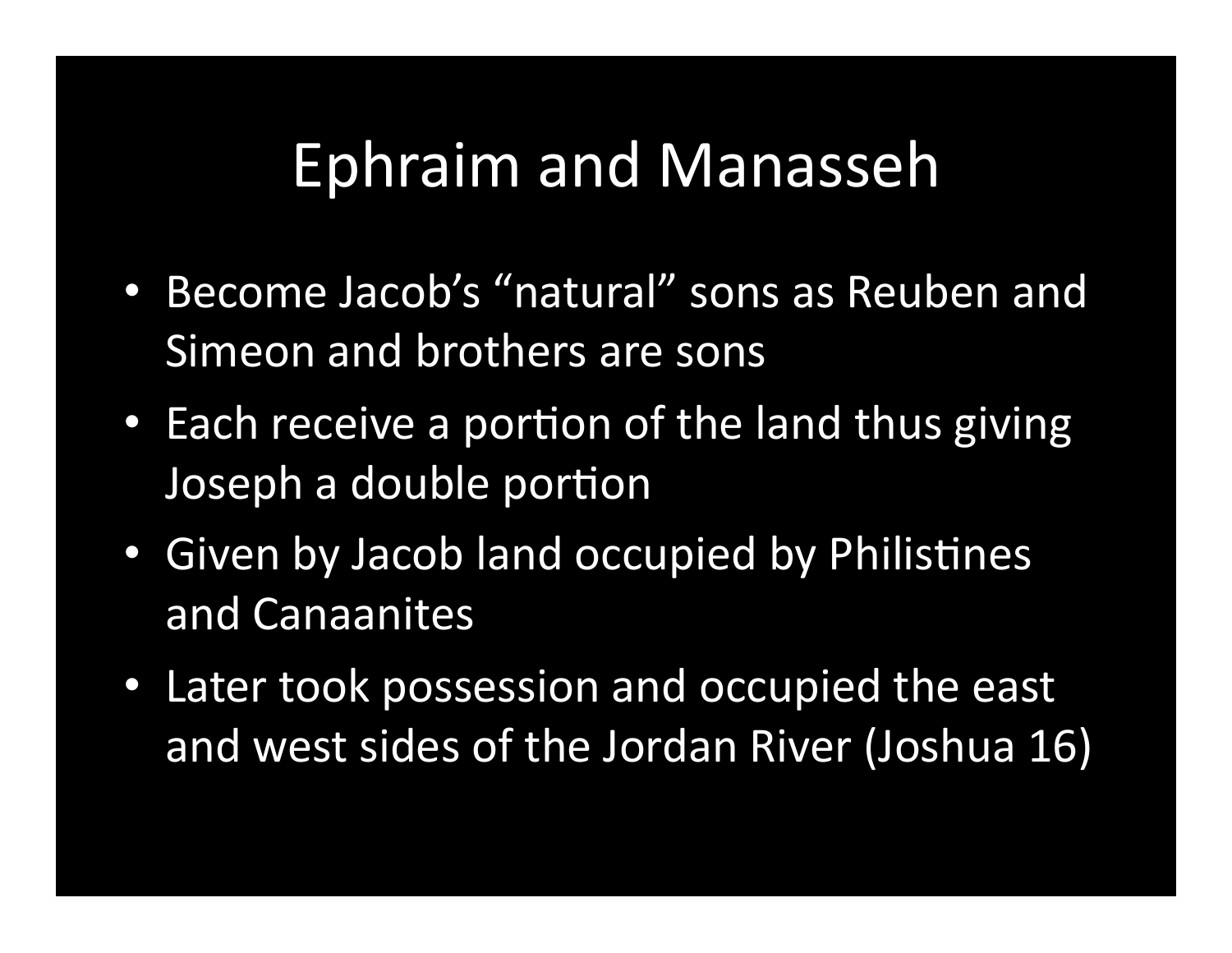# Ephraim and Manasseh

- Become Jacob's "natural" sons as Reuben and Simeon and brothers are sons
- Each receive a portion of the land thus giving Joseph a double portion
- Given by Jacob land occupied by Philistines and Canaanites
- Later took possession and occupied the east and west sides of the Jordan River (Joshua 16)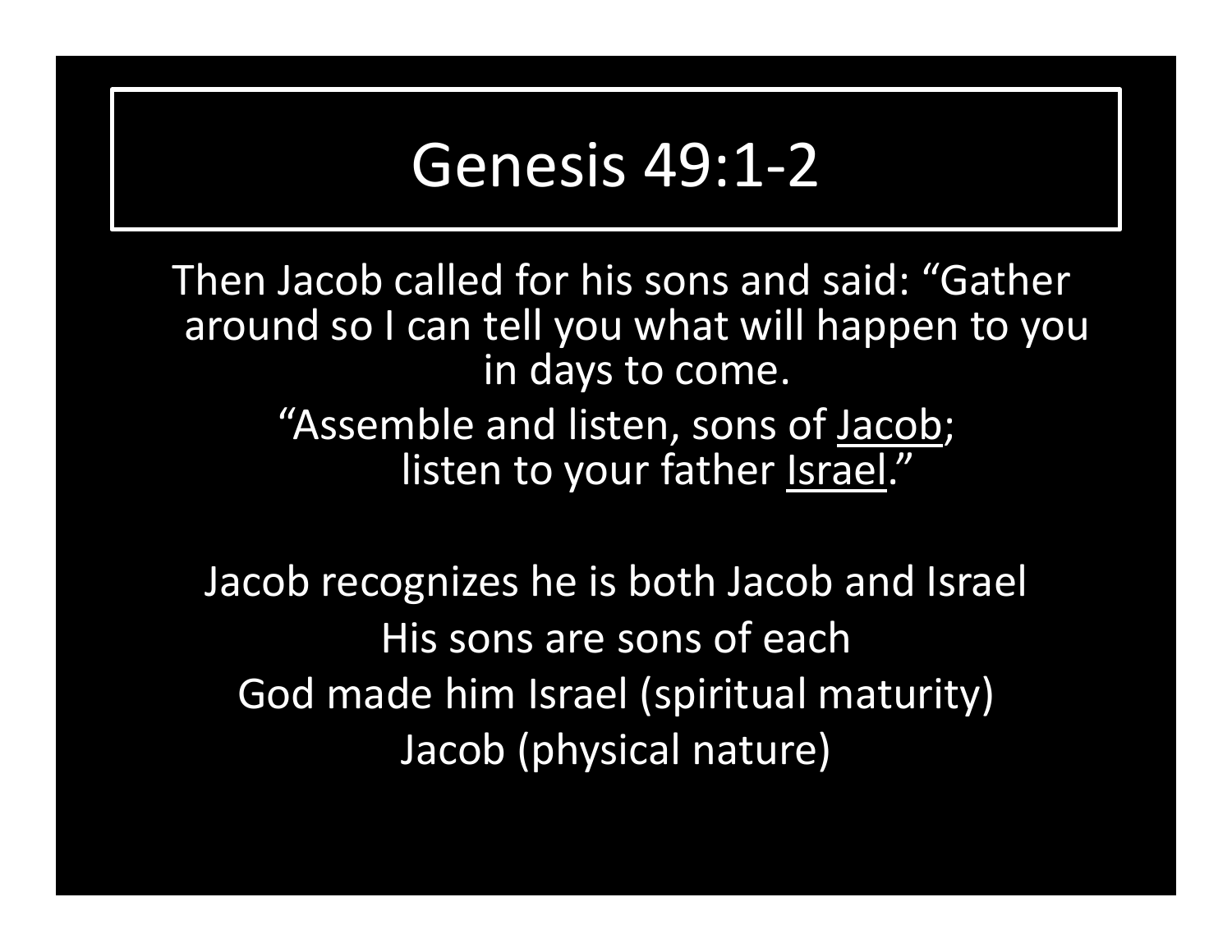# Genesis 49:1-2

Then Jacob called for his sons and said: "Gather around so I can tell you what will happen to you in days to come.

"Assemble and listen, sons of Jacob;
listen to your father Israel."

Jacob recognizes he is both Jacob and Israel

His sons are sons of each

God made him Israel (spiritual maturity)

Jacob (physical nature)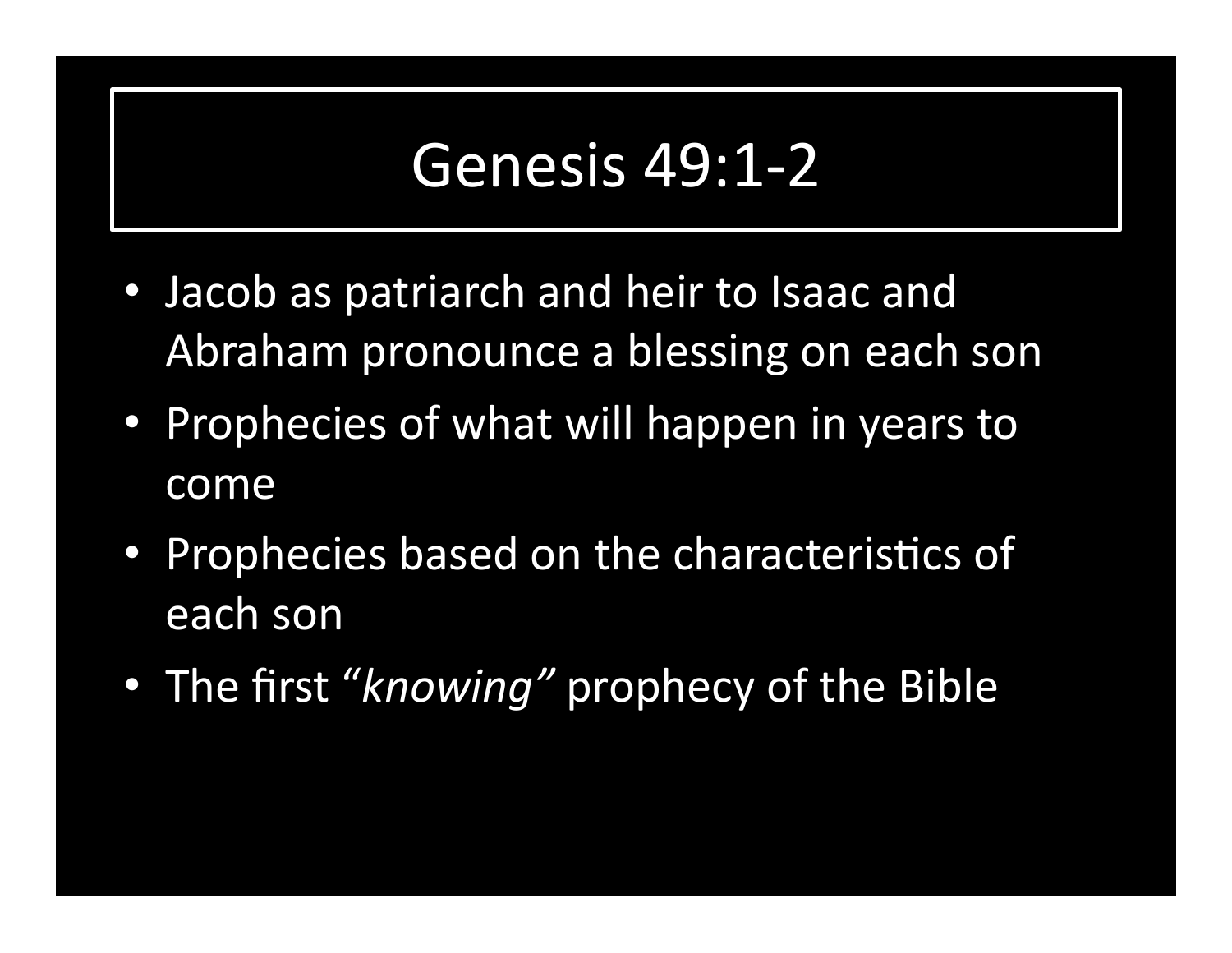# Genesis 49:1-2

- Jacob as patriarch and heir to Isaac and Abraham pronounce a blessing on each son
- Prophecies of what will happen in years to come
- Prophecies based on the characteristics of each son
- The first "*knowing"* prophecy of the Bible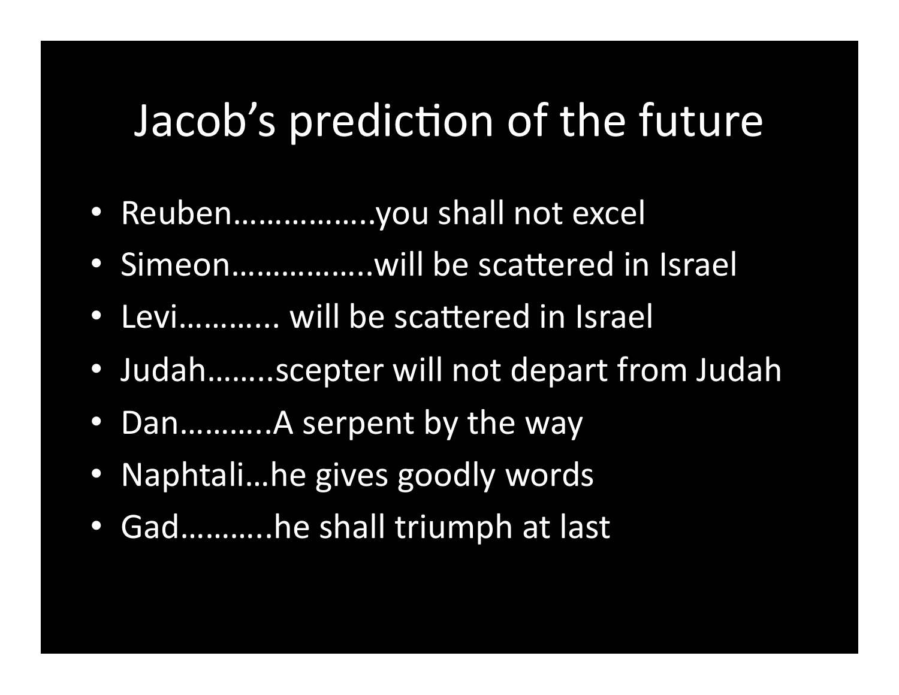# Jacob's prediction of the future

- Reuben…………….you shall not excel
- Simeon…………….will be scattered in Israel
- Levi……….. will be scattered in Israel
- Judah……..scepter will not depart from Judah
- Dan………..A serpent by the way
- Naphtali…he gives goodly words
- Gad………..he shall triumph at last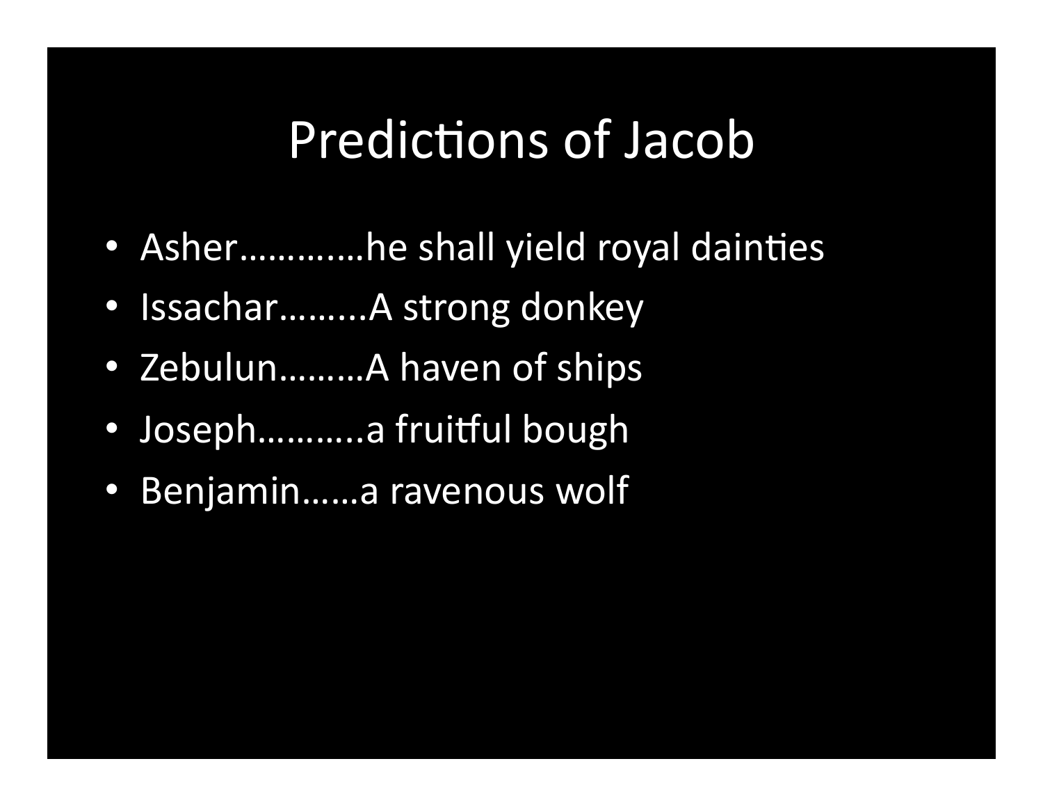# Predictions of Jacob

- Asher…….….he shall yield royal dainties
- Issachar……...A strong donkey
- Zebulun………A haven of ships
- Joseph………..a fruitful bough
- Benjamin……a ravenous wolf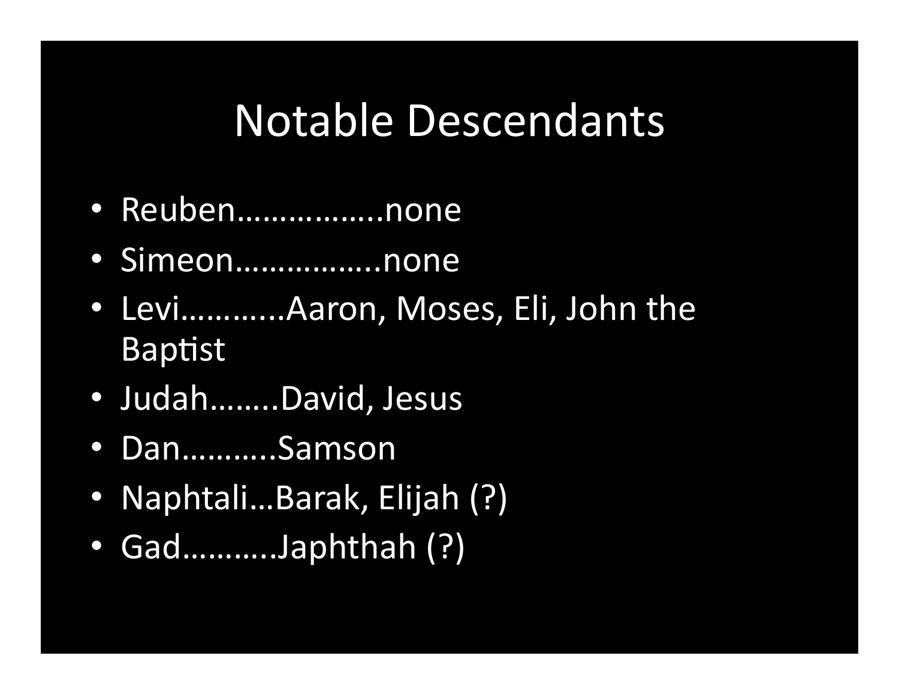# Notable Descendants

- Reuben……………..none
- Simeon……………..none
- Levi………...Aaron, Moses, Eli, John the Baptist
- Judah……..David, Jesus
- Dan………..Samson
- Naphtali…Barak, Elijah (?)
- Gad……….Japhthah (?)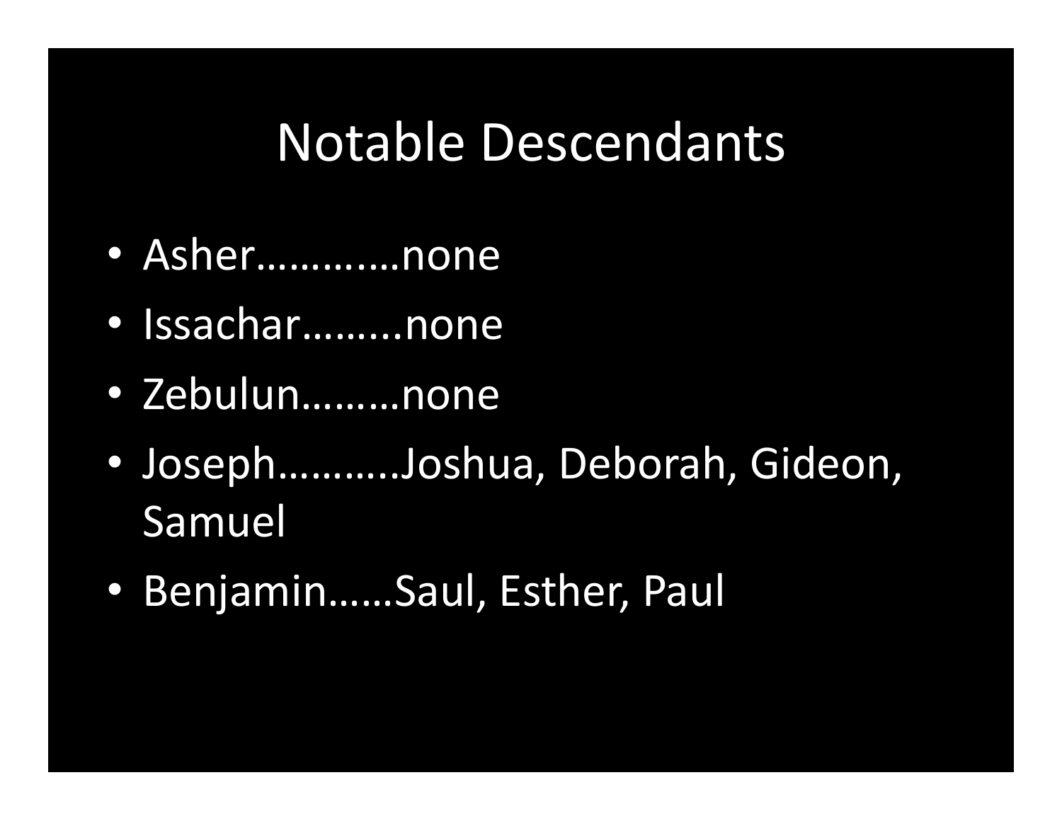# Notable Descendants

- Asher…………none
- Issachar……...none
- Zebulun………none
- Joseph………..Joshua, Deborah, Gideon, Samuel
- Benjamin……Saul, Esther, Paul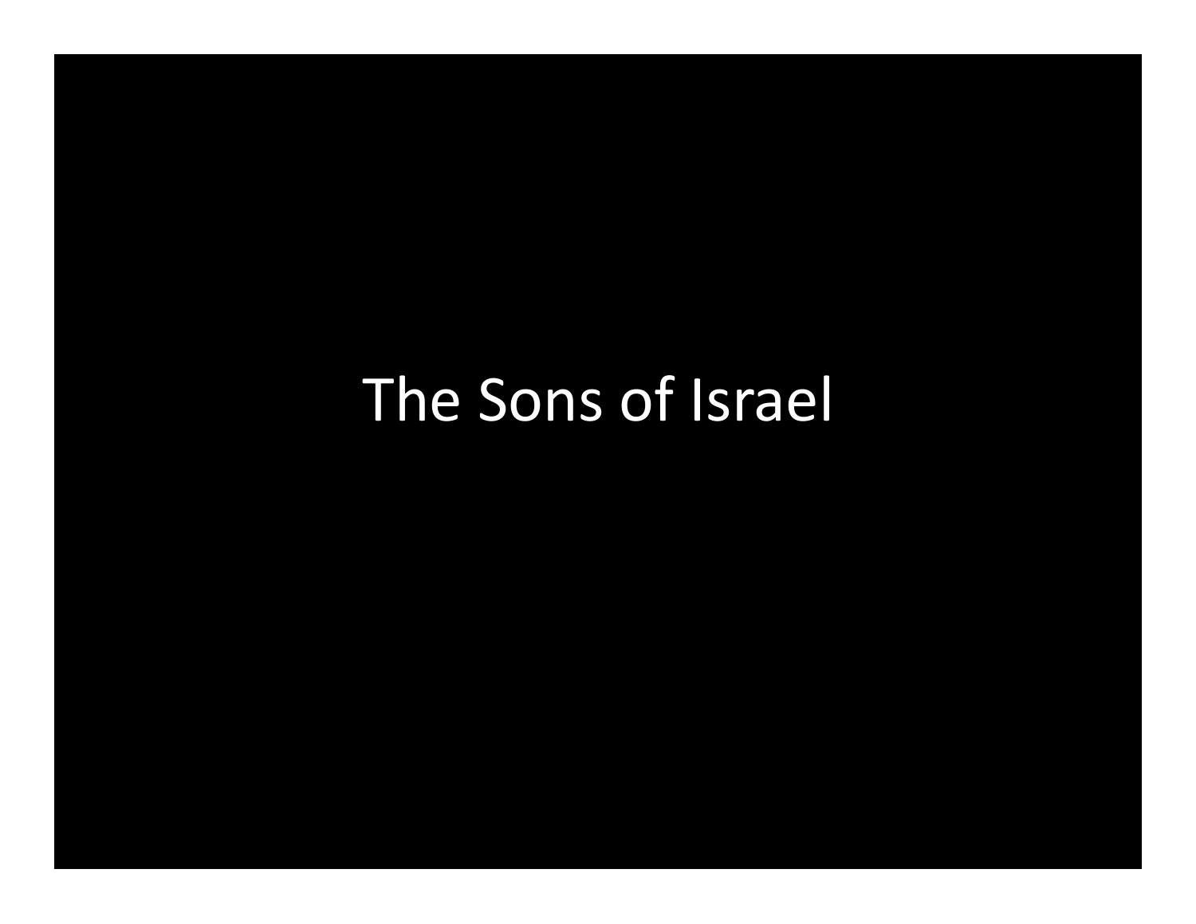# The Sons of Israel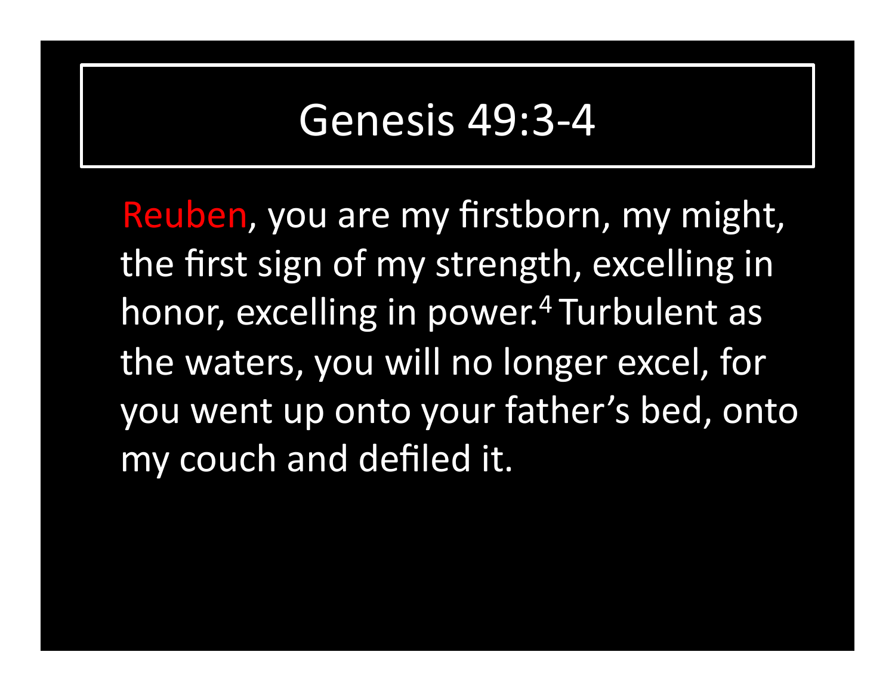# Genesis 49:3-4

Reuben, you are my firstborn, my might, the first sign of my strength, excelling in honor, excelling in power.[4] Turbulent as the waters, you will no longer excel, for you went up onto your father's bed, onto my couch and defiled it.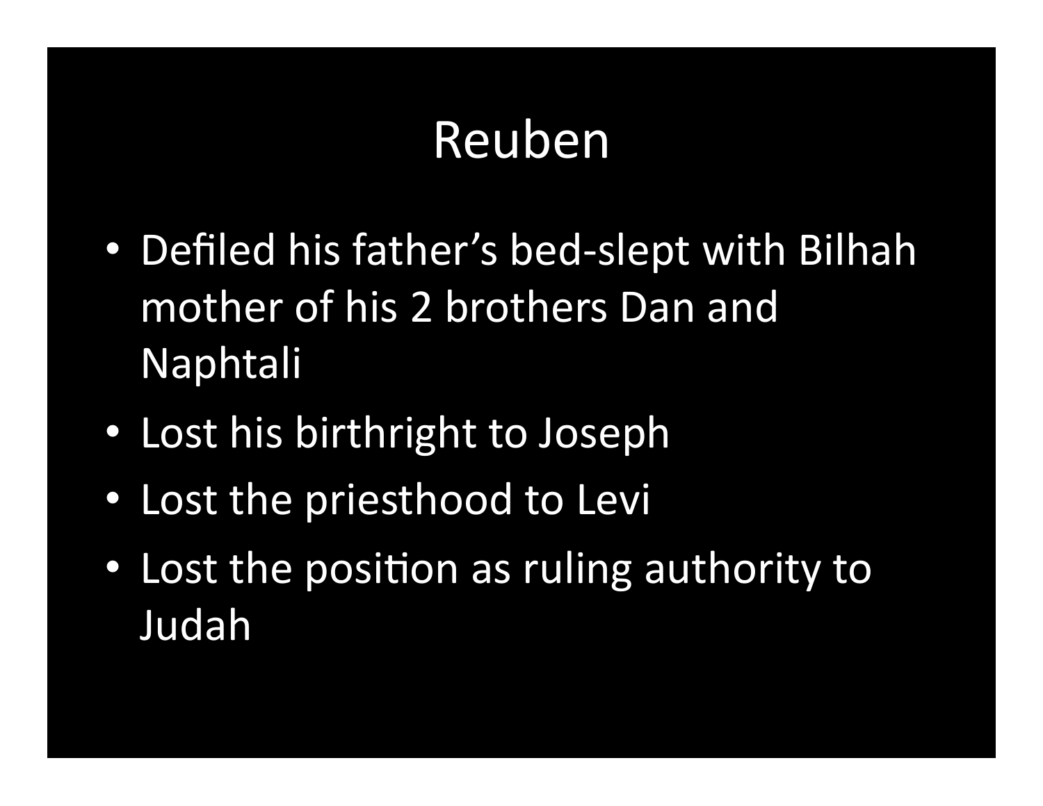# Reuben

- Defiled his father's bed-slept with Bilhah mother of his 2 brothers Dan and Naphtali
- Lost his birthright to Joseph
- Lost the priesthood to Levi
- Lost the position as ruling authority to Judah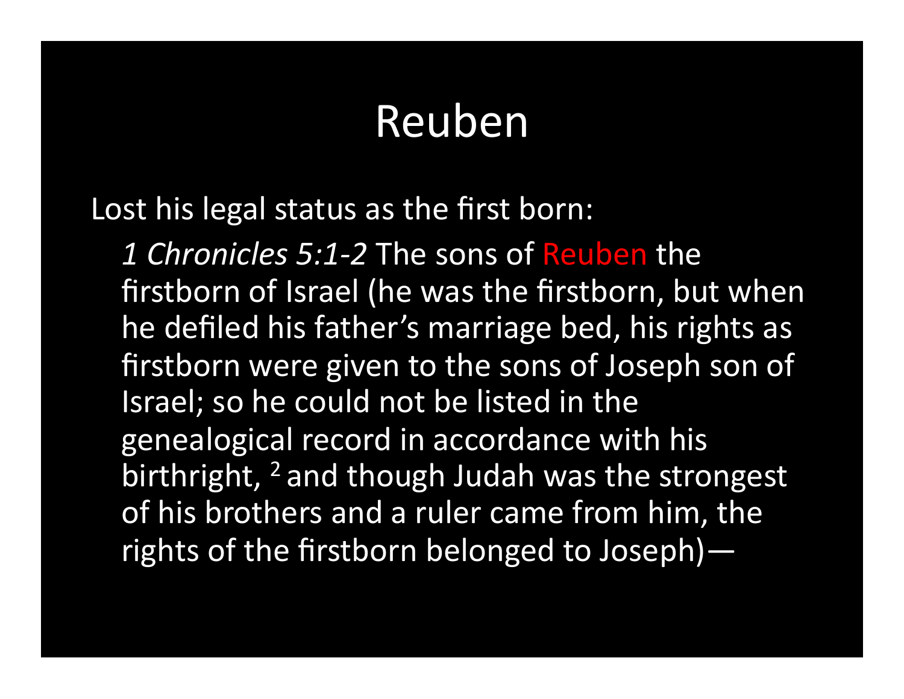# Reuben

Lost his legal status as the first born:

*1 Chronicles 5:1-2* The sons of Reuben the firstborn of Israel (he was the firstborn, but when he defiled his father's marriage bed, his rights as firstborn were given to the sons of Joseph son of Israel; so he could not be listed in the genealogical record in accordance with his birthright, [2] and though Judah was the strongest of his brothers and a ruler came from him, the rights of the firstborn belonged to Joseph)—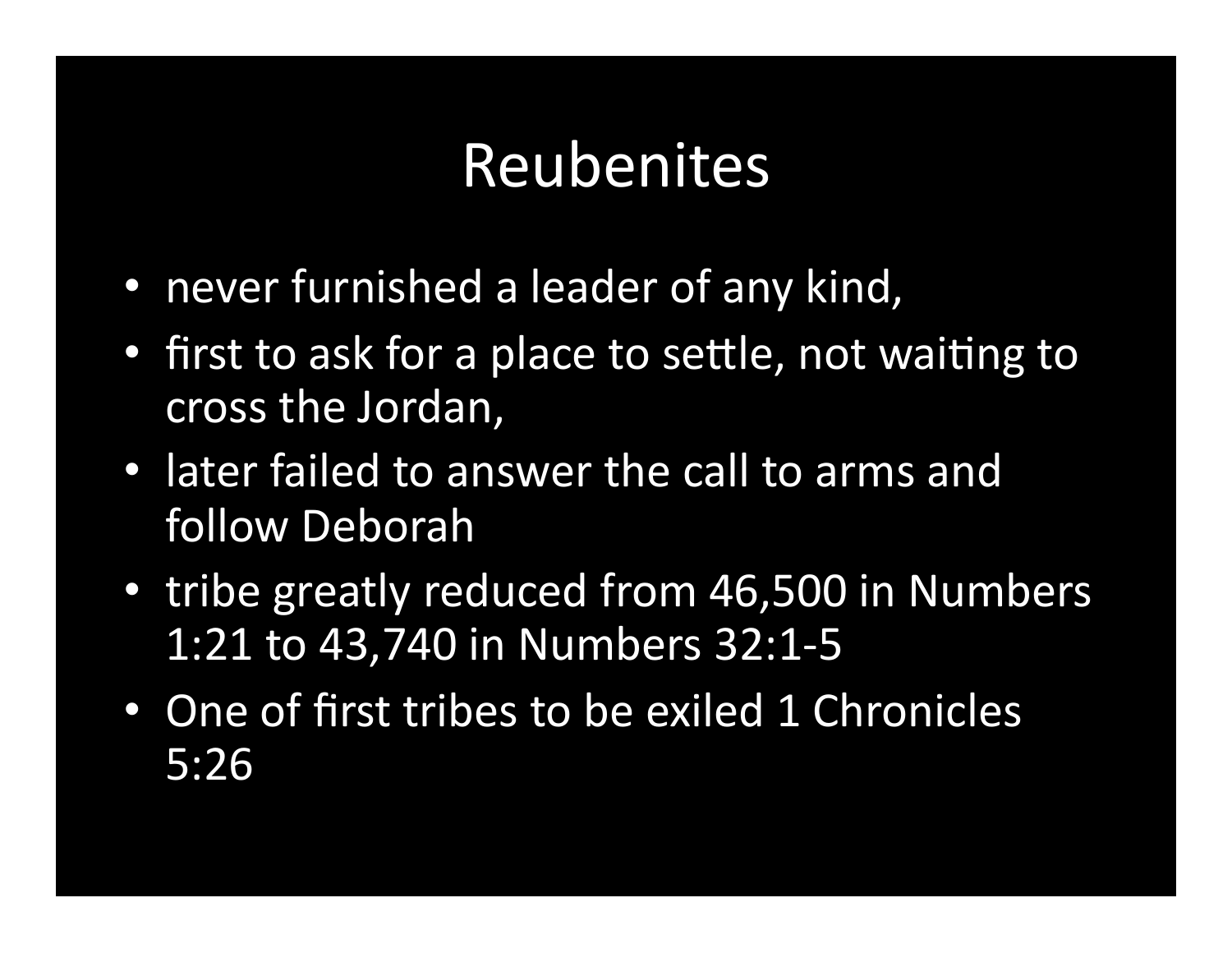# Reubenites

- never furnished a leader of any kind,
- first to ask for a place to settle, not waiting to cross the Jordan,
- later failed to answer the call to arms and follow Deborah
- tribe greatly reduced from 46,500 in Numbers 1:21 to 43,740 in Numbers 32:1-5
- One of first tribes to be exiled 1 Chronicles 5:26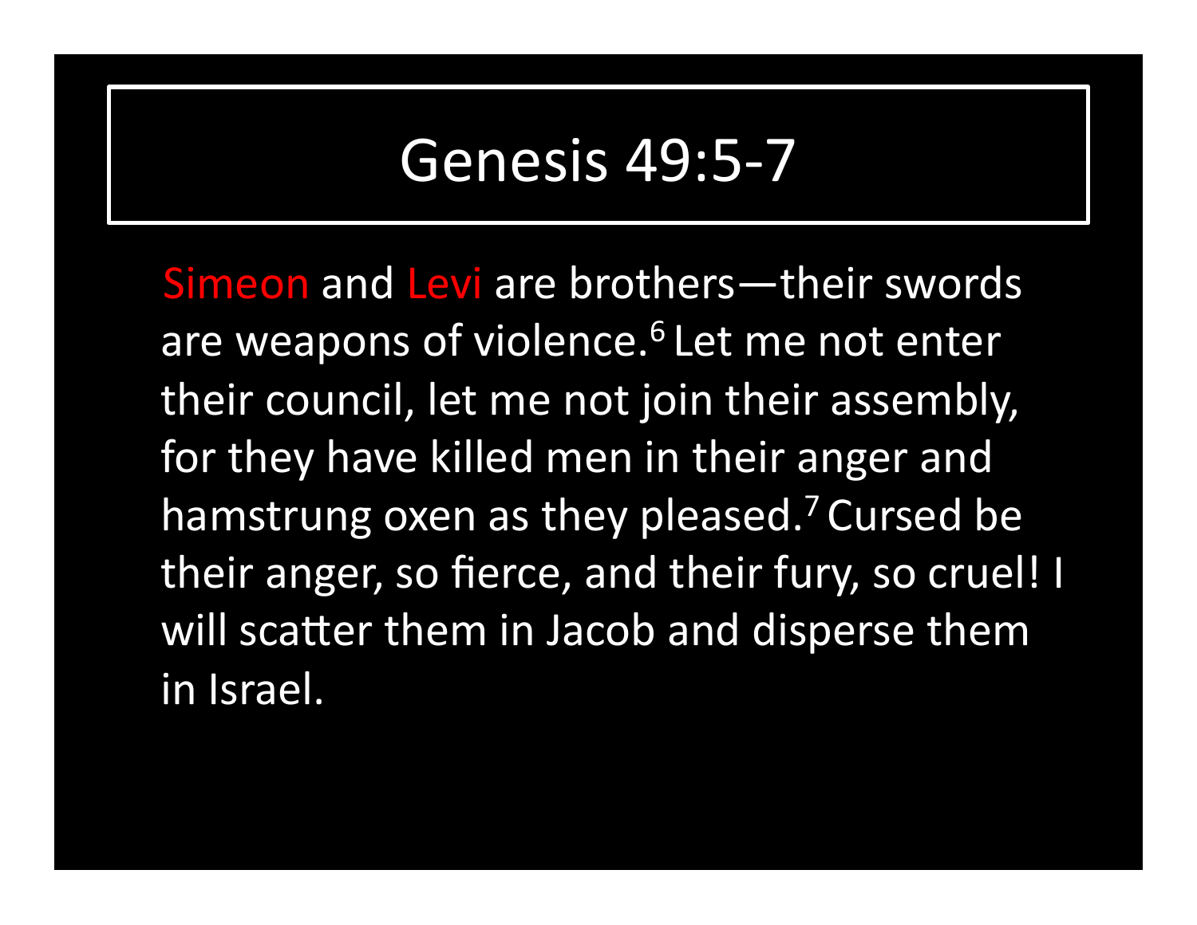# Genesis 49:5-7

Simeon and Levi are brothers—their swords are weapons of violence.[6] Let me not enter their council, let me not join their assembly, for they have killed men in their anger and hamstrung oxen as they pleased.[7] Cursed be their anger, so fierce, and their fury, so cruel! I will scatter them in Jacob and disperse them in Israel.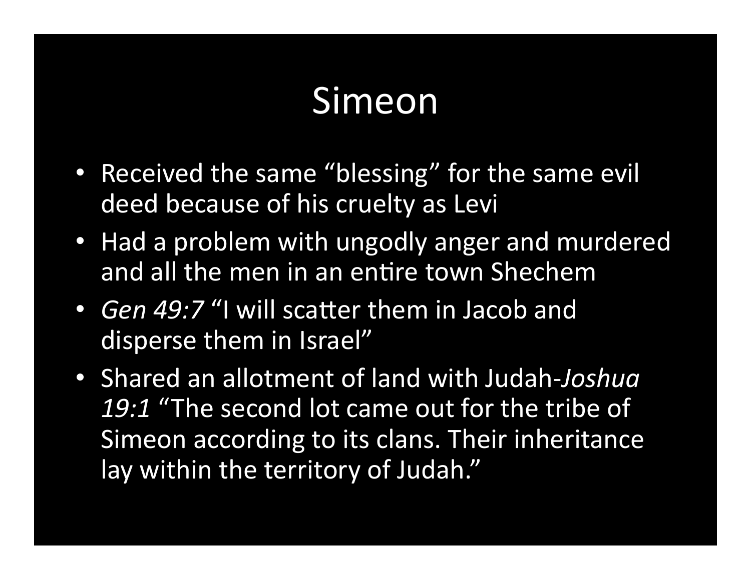# Simeon

- Received the same "blessing" for the same evil deed because of his cruelty as Levi
- Had a problem with ungodly anger and murdered and all the men in an entire town Shechem
- *Gen 49:7* "I will scatter them in Jacob and disperse them in Israel"
- Shared an allotment of land with Judah-*Joshua 19:1* "The second lot came out for the tribe of Simeon according to its clans. Their inheritance lay within the territory of Judah."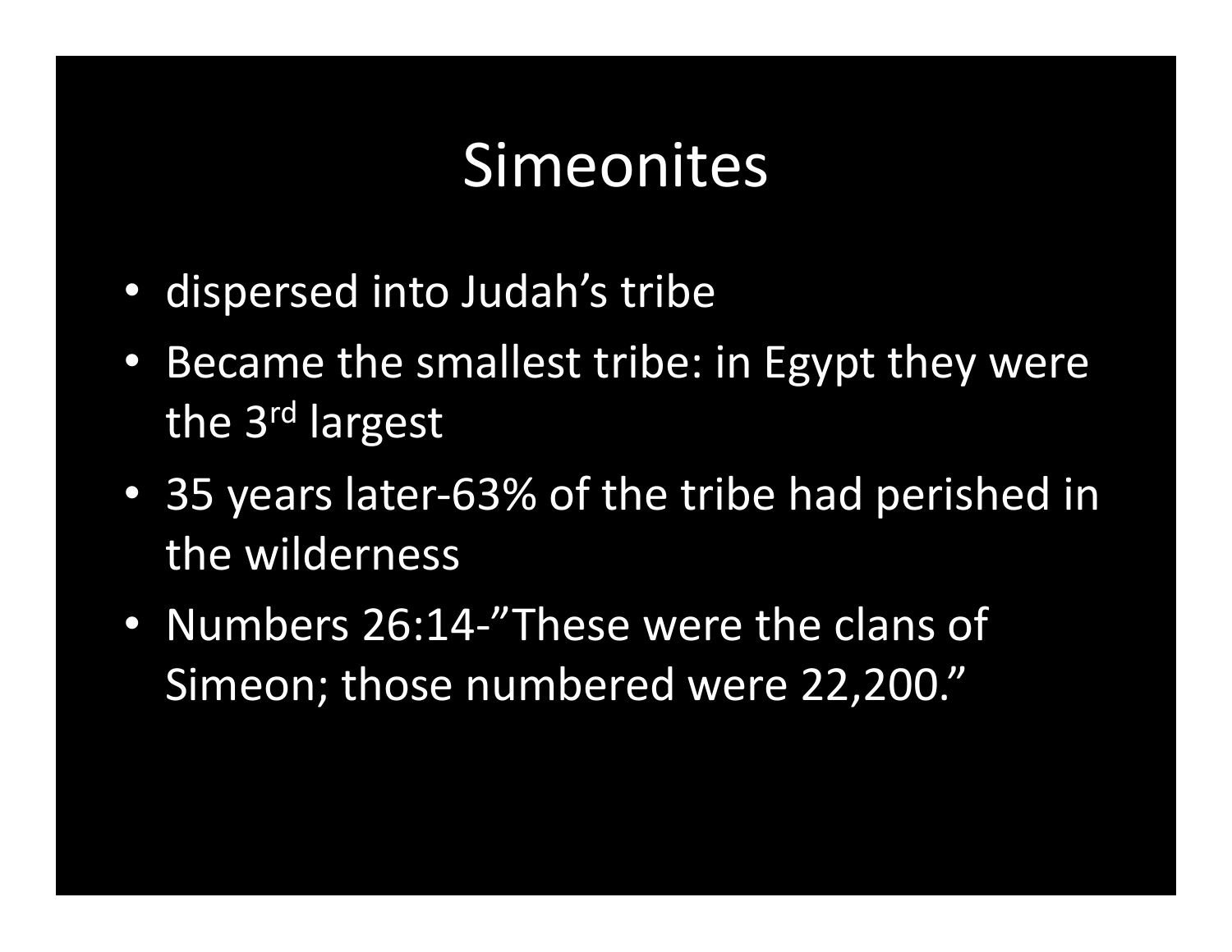# Simeonites

- dispersed into Judah’s tribe
- Became the smallest tribe: in Egypt they were the 3rd largest
- 35 years later-63% of the tribe had perished in the wilderness
- Numbers 26:14-”These were the clans of Simeon; those numbered were 22,200.”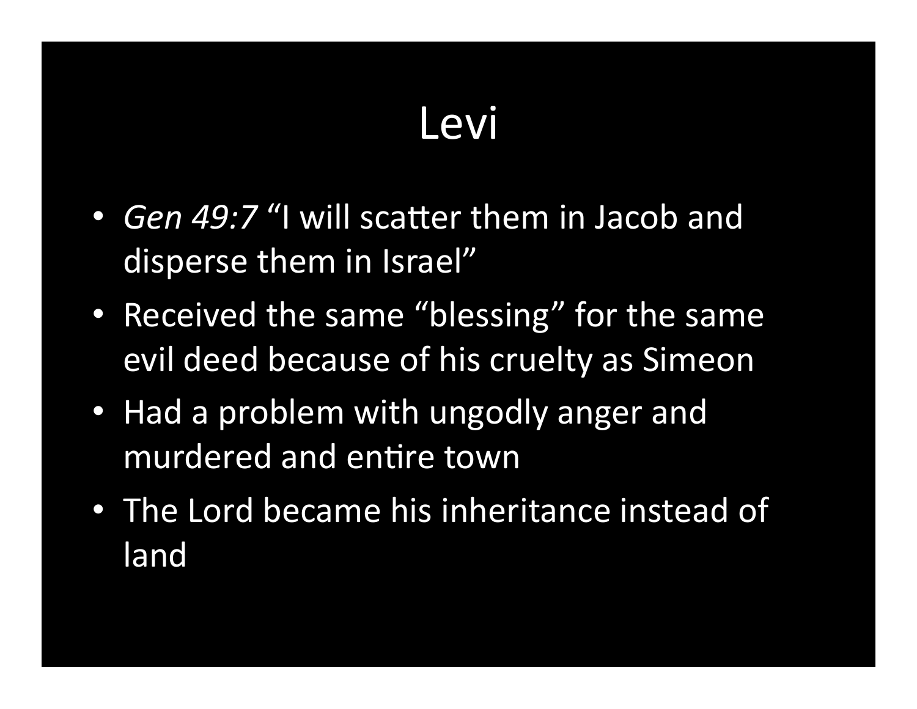# Levi

- *Gen 49:7* “I will scatter them in Jacob and disperse them in Israel”
- Received the same “blessing” for the same evil deed because of his cruelty as Simeon
- Had a problem with ungodly anger and murdered and entire town
- The Lord became his inheritance instead of land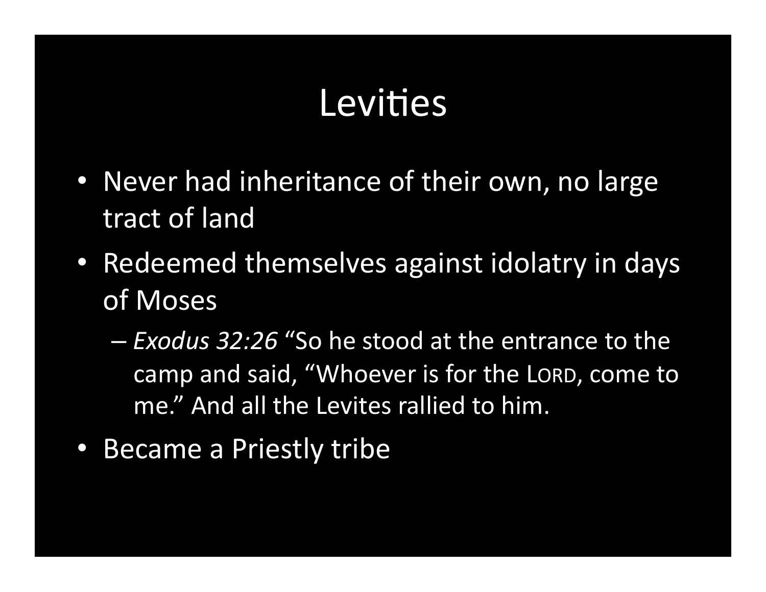# Levites

- Never had inheritance of their own, no large tract of land
- Redeemed themselves against idolatry in days of Moses
  - *Exodus 32:26* "So he stood at the entrance to the camp and said, "Whoever is for the LORD, come to me." And all the Levites rallied to him.
- Became a Priestly tribe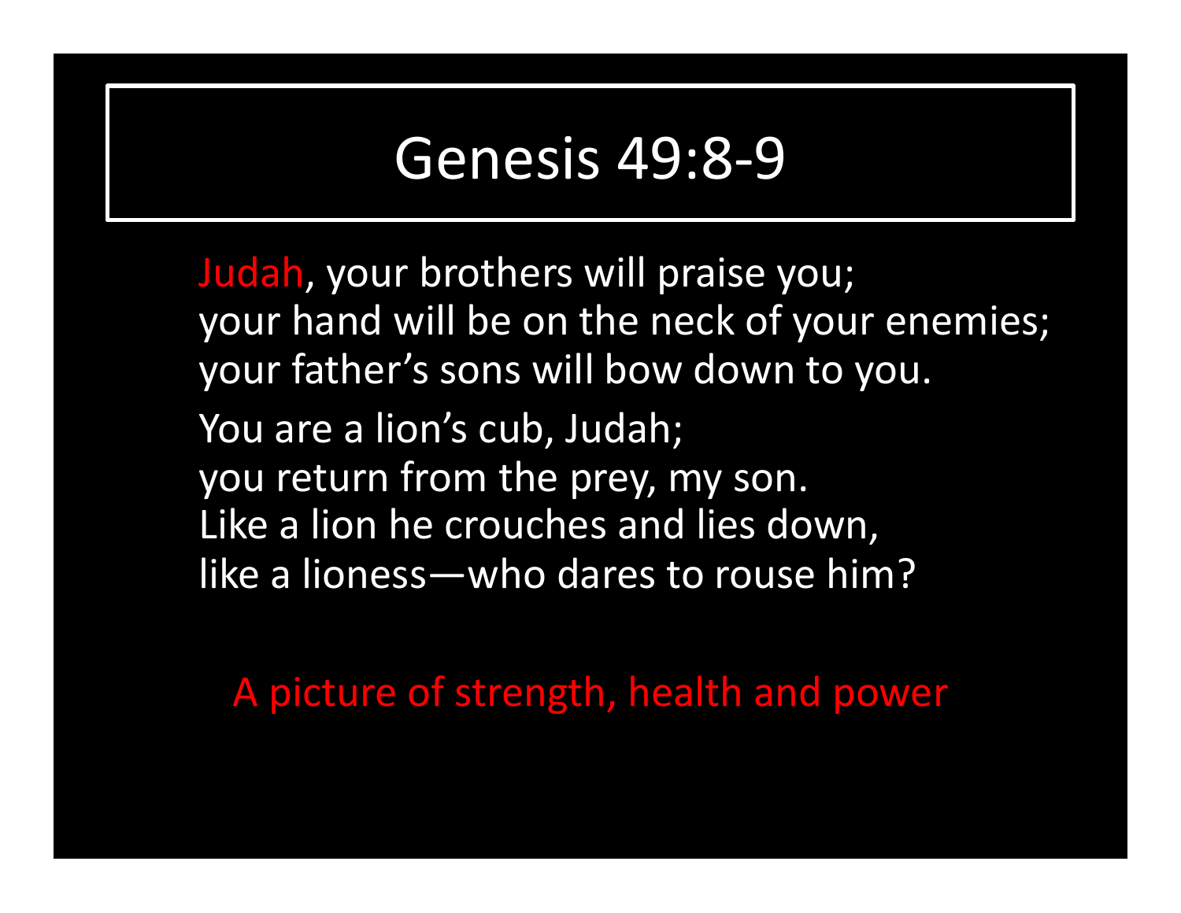# Genesis 49:8-9

Judah, your brothers will praise you;
your hand will be on the neck of your enemies;
your father's sons will bow down to you.

You are a lion's cub, Judah;
you return from the prey, my son.
Like a lion he crouches and lies down,
like a lioness—who dares to rouse him?

A picture of strength, health and power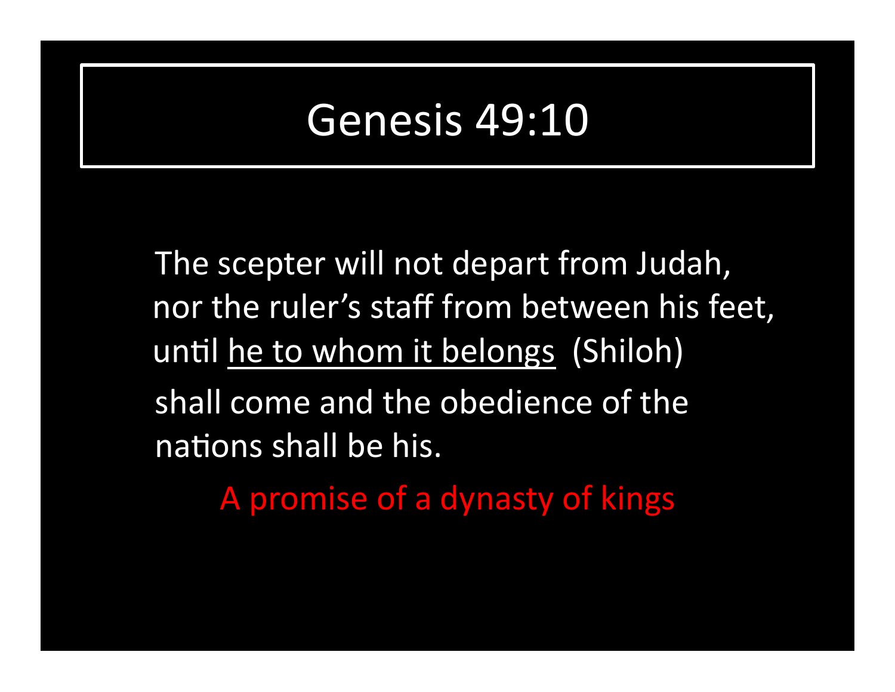# Genesis 49:10

The scepter will not depart from Judah,
nor the ruler's staff from between his feet,
until <u>he to whom it belongs</u> (Shiloh)
shall come and the obedience of the
nations shall be his.

A promise of a dynasty of kings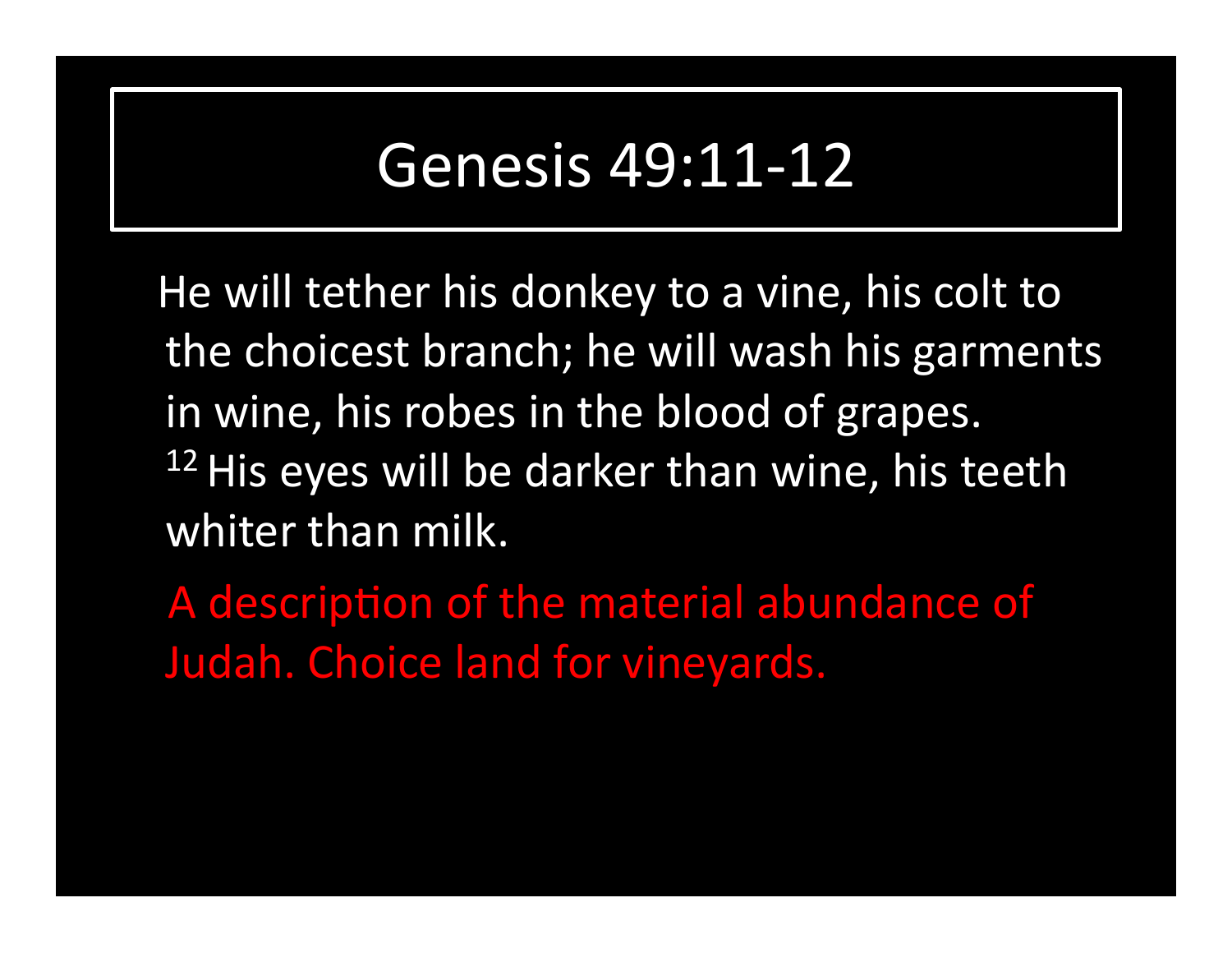# Genesis 49:11-12

He will tether his donkey to a vine, his colt to the choicest branch; he will wash his garments in wine, his robes in the blood of grapes. [12] His eyes will be darker than wine, his teeth whiter than milk.

A description of the material abundance of Judah. Choice land for vineyards.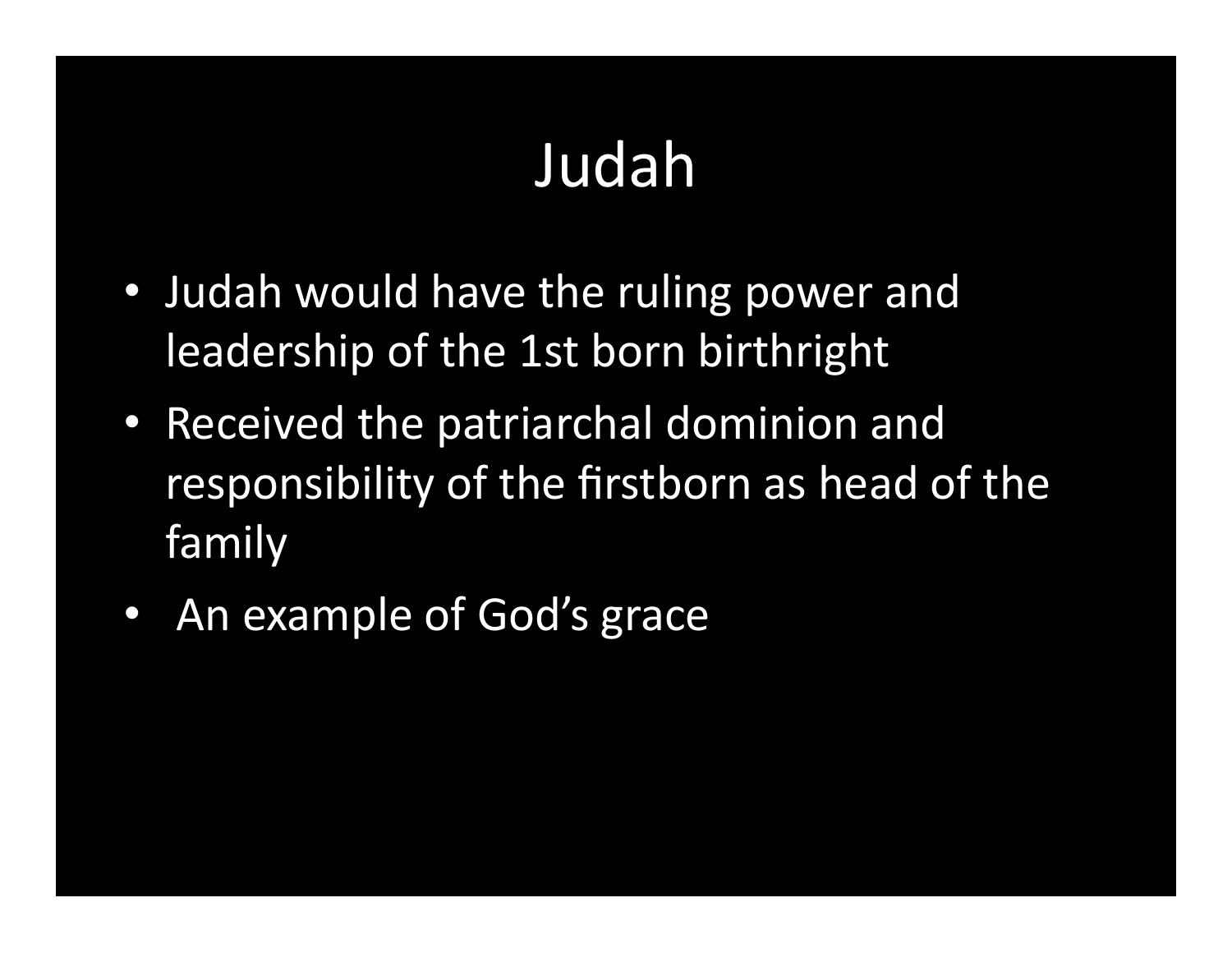# Judah

- Judah would have the ruling power and leadership of the 1st born birthright
- Received the patriarchal dominion and responsibility of the firstborn as head of the family
- An example of God's grace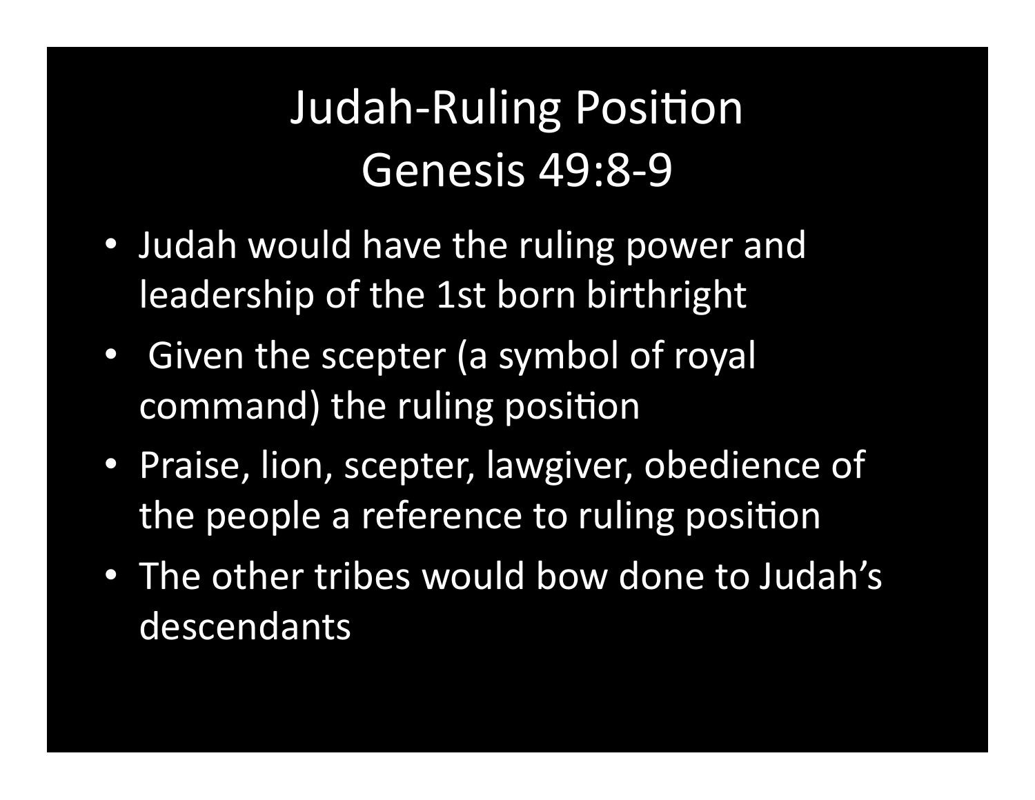# Judah-Ruling Position
# Genesis 49:8-9

- Judah would have the ruling power and leadership of the 1st born birthright
- Given the scepter (a symbol of royal command) the ruling position
- Praise, lion, scepter, lawgiver, obedience of the people a reference to ruling position
- The other tribes would bow done to Judah's descendants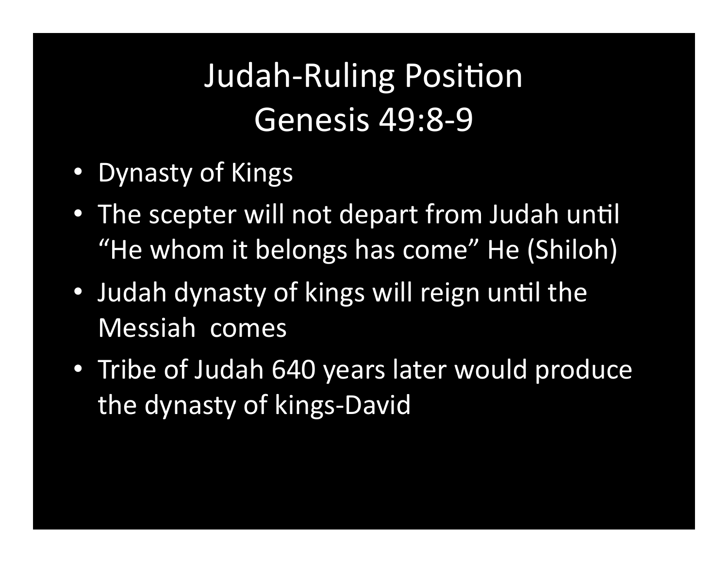# Judah-Ruling Position
# Genesis 49:8-9

- Dynasty of Kings
- The scepter will not depart from Judah until "He whom it belongs has come" He (Shiloh)
- Judah dynasty of kings will reign until the Messiah comes
- Tribe of Judah 640 years later would produce the dynasty of kings-David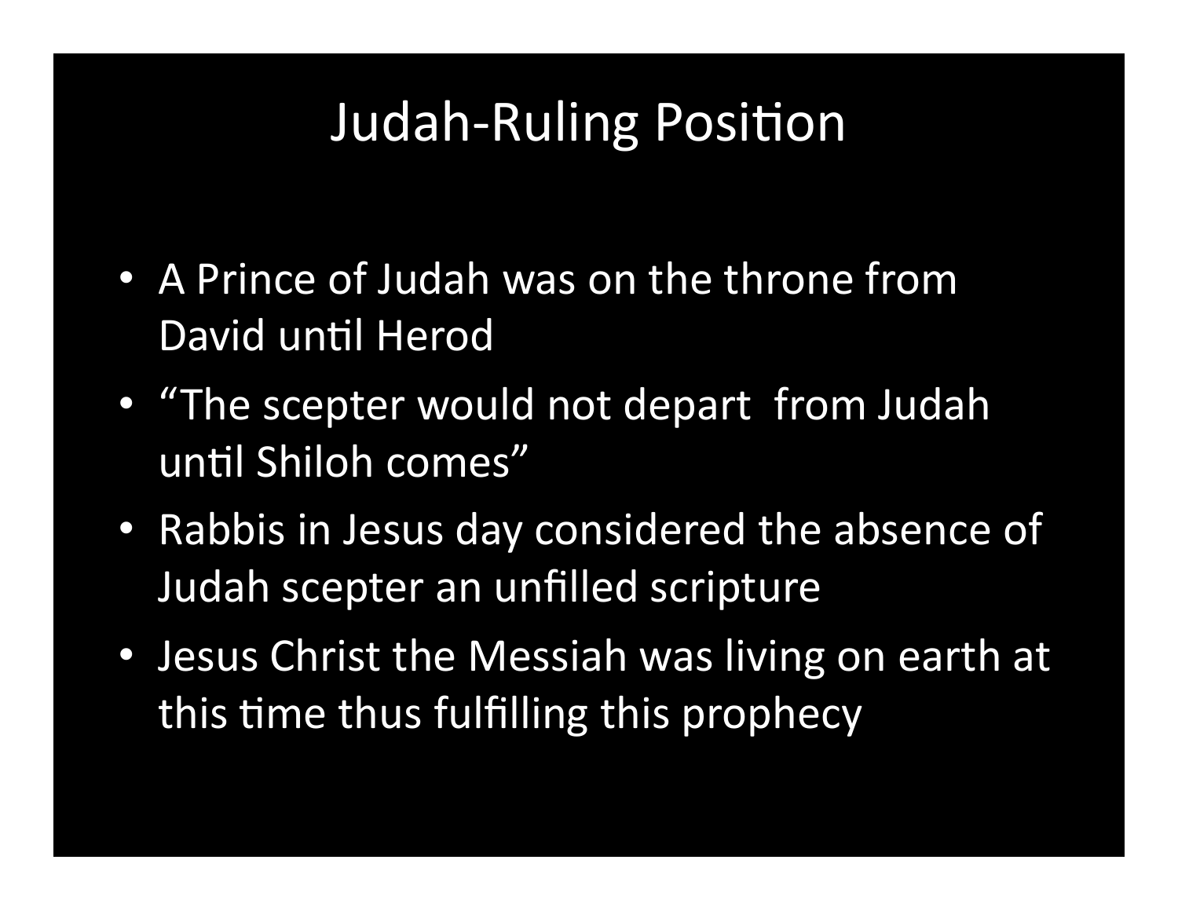# Judah-Ruling Position

- A Prince of Judah was on the throne from David until Herod
- "The scepter would not depart  from Judah until Shiloh comes"
- Rabbis in Jesus day considered the absence of Judah scepter an unfilled scripture
- Jesus Christ the Messiah was living on earth at this time thus fulfilling this prophecy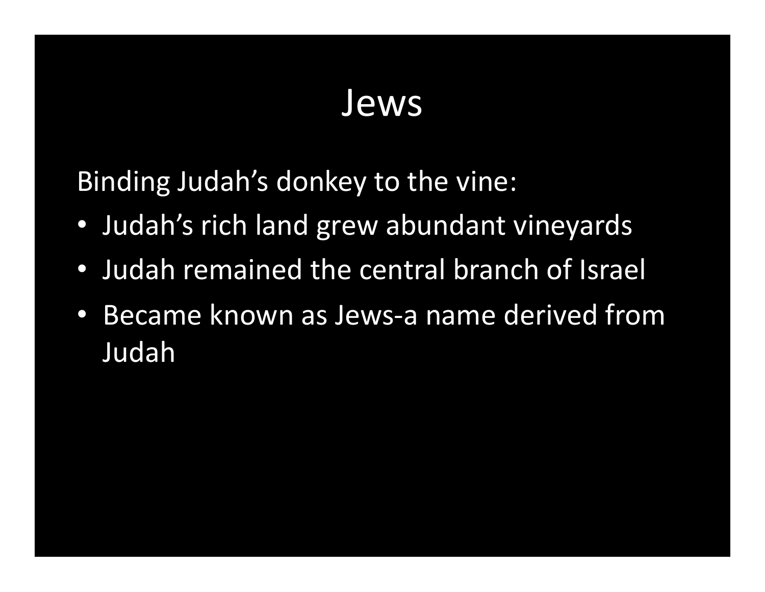# Jews

Binding Judah’s donkey to the vine:

- Judah’s rich land grew abundant vineyards
- Judah remained the central branch of Israel
- Became known as Jews-a name derived from Judah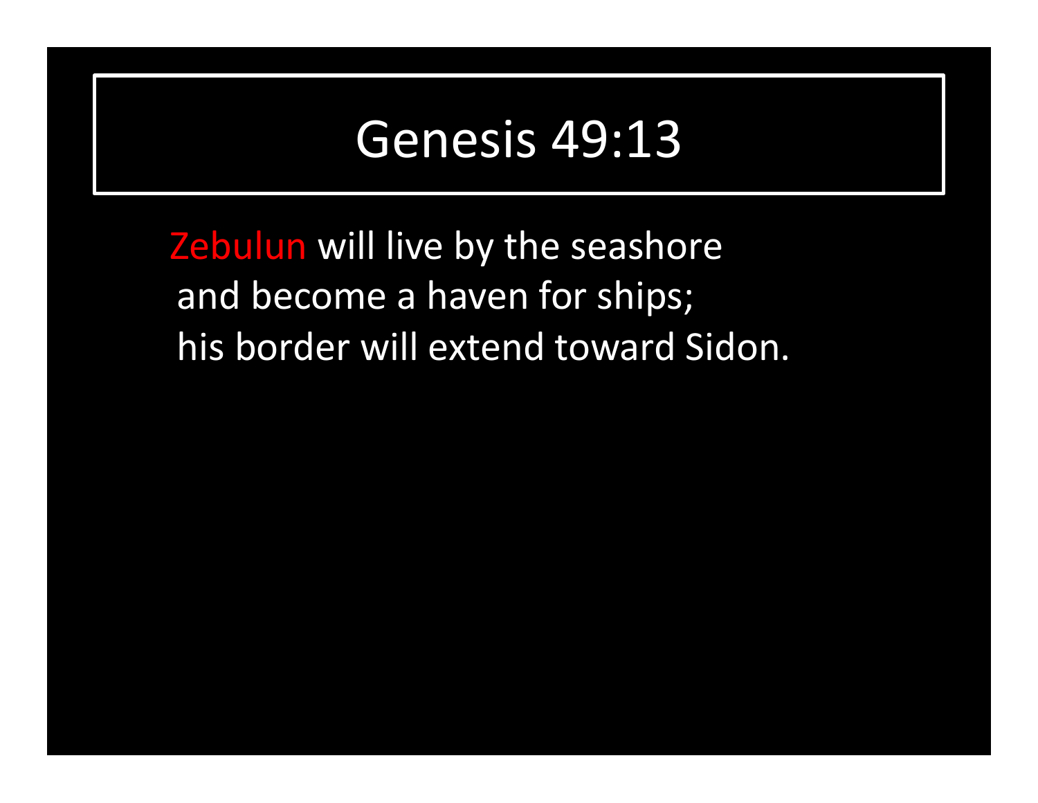# Genesis 49:13

Zebulun will live by the seashore
and become a haven for ships;
his border will extend toward Sidon.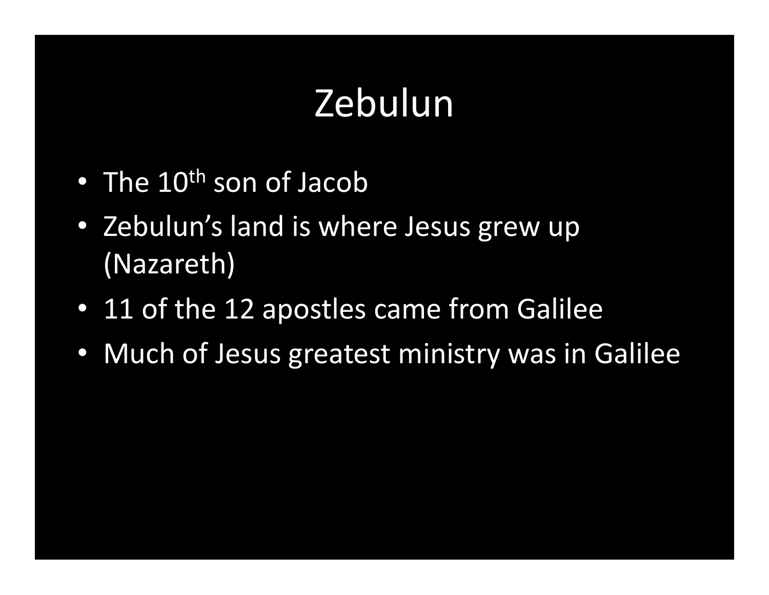# Zebulun

- The 10th son of Jacob
- Zebulun's land is where Jesus grew up (Nazareth)
- 11 of the 12 apostles came from Galilee
- Much of Jesus greatest ministry was in Galilee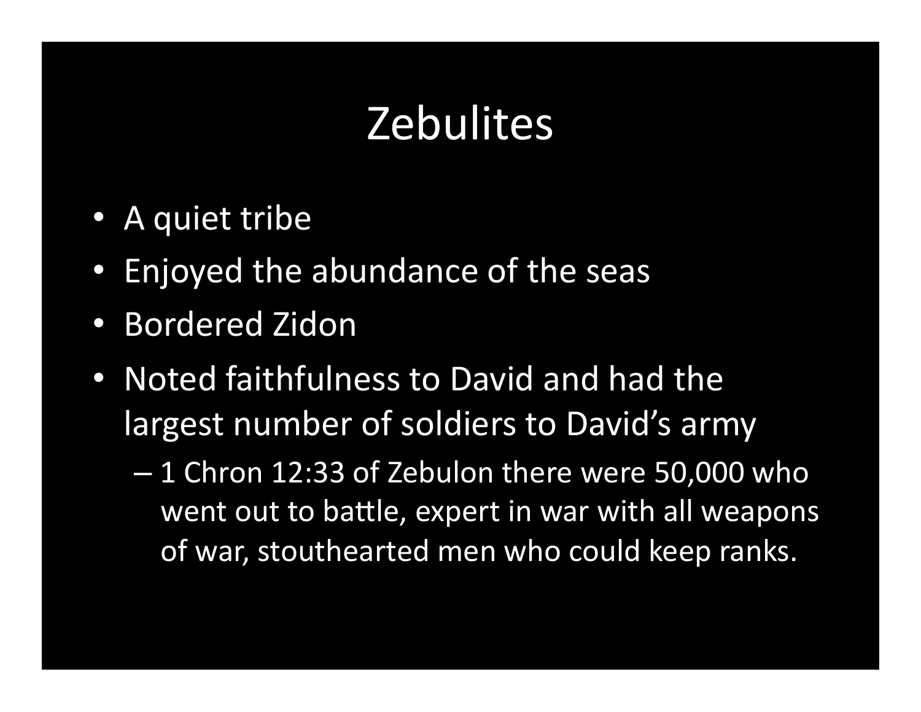# Zebulites

- A quiet tribe
- Enjoyed the abundance of the seas
- Bordered Zidon
- Noted faithfulness to David and had the largest number of soldiers to David's army
  - 1 Chron 12:33 of Zebulon there were 50,000 who went out to battle, expert in war with all weapons of war, stouthearted men who could keep ranks.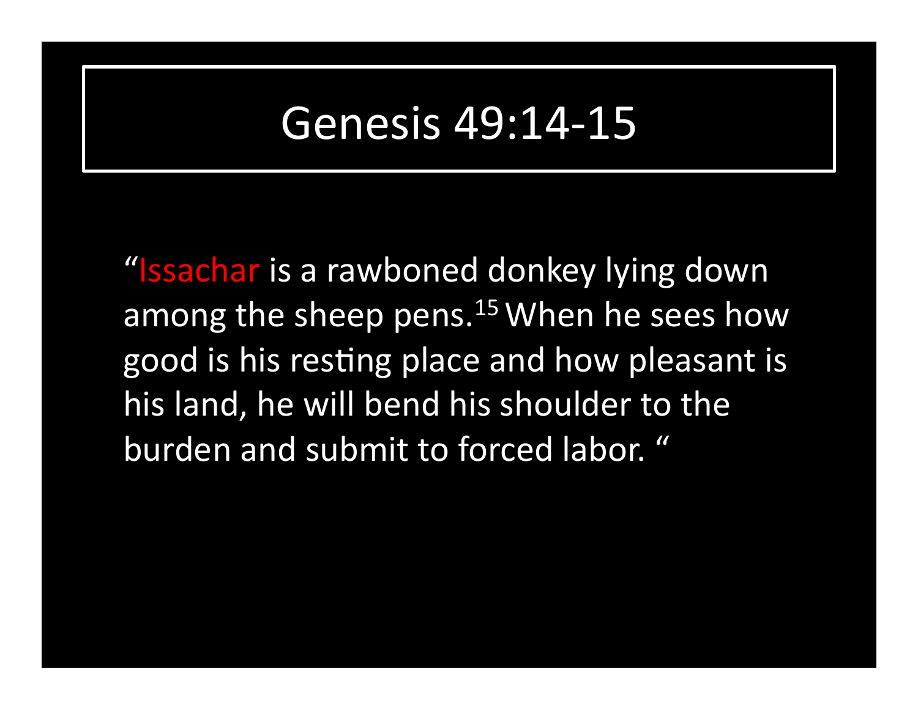# Genesis 49:14-15

"Issachar is a rawboned donkey lying down among the sheep pens.[15] When he sees how good is his resting place and how pleasant is his land, he will bend his shoulder to the burden and submit to forced labor. "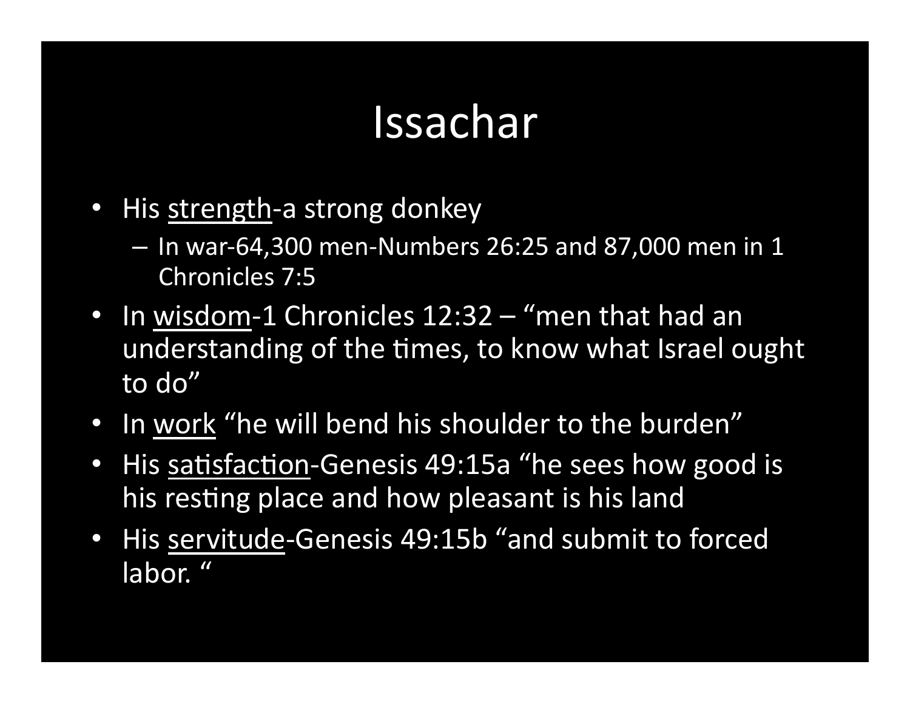# Issachar

- His <u>strength</u>-a strong donkey
  - In war-64,300 men-Numbers 26:25 and 87,000 men in 1 Chronicles 7:5
- In <u>wisdom</u>-1 Chronicles 12:32 – "men that had an understanding of the times, to know what Israel ought to do"
- In <u>work</u> "he will bend his shoulder to the burden"
- His <u>satisfaction</u>-Genesis 49:15a "he sees how good is his resting place and how pleasant is his land
- His <u>servitude</u>-Genesis 49:15b "and submit to forced labor. "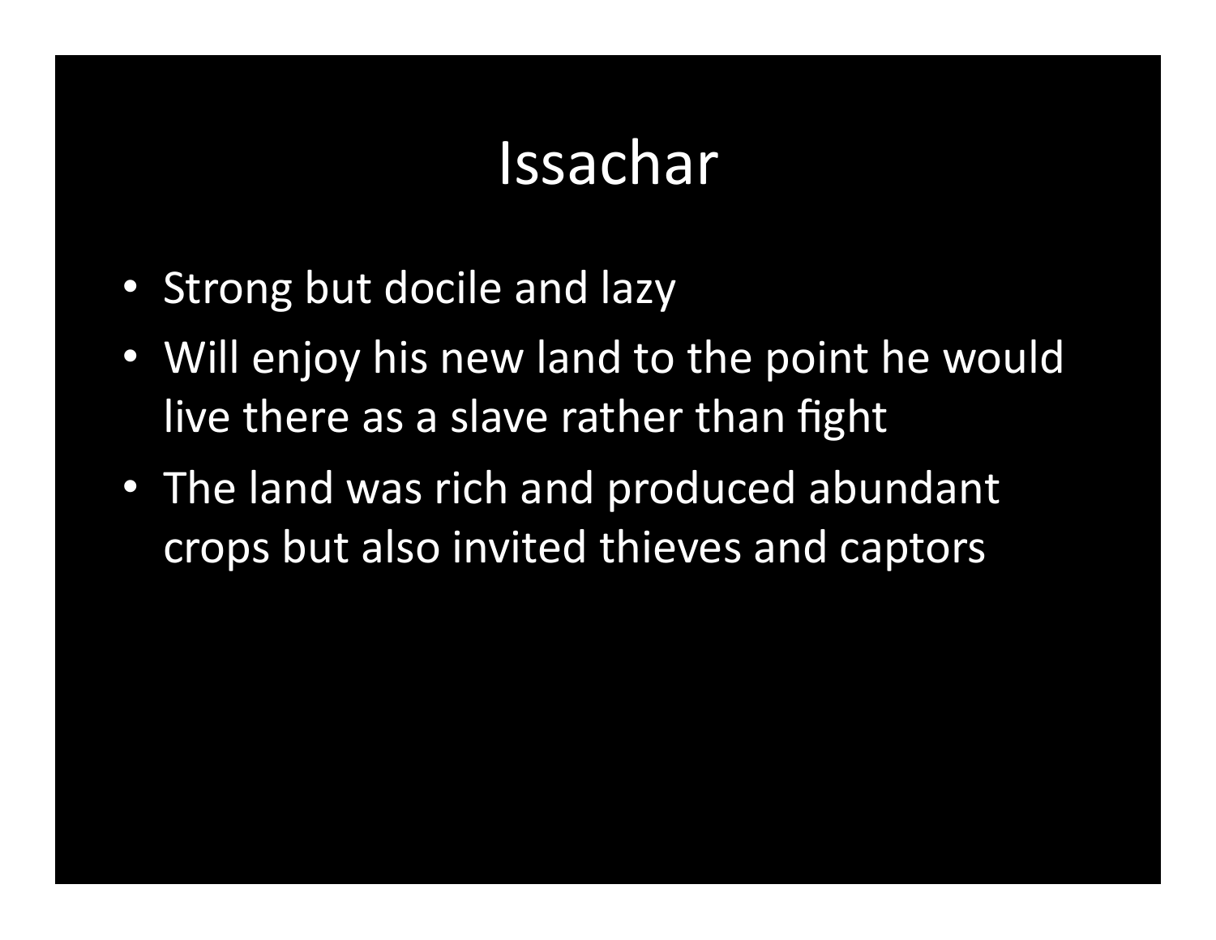# Issachar

- Strong but docile and lazy
- Will enjoy his new land to the point he would live there as a slave rather than fight
- The land was rich and produced abundant crops but also invited thieves and captors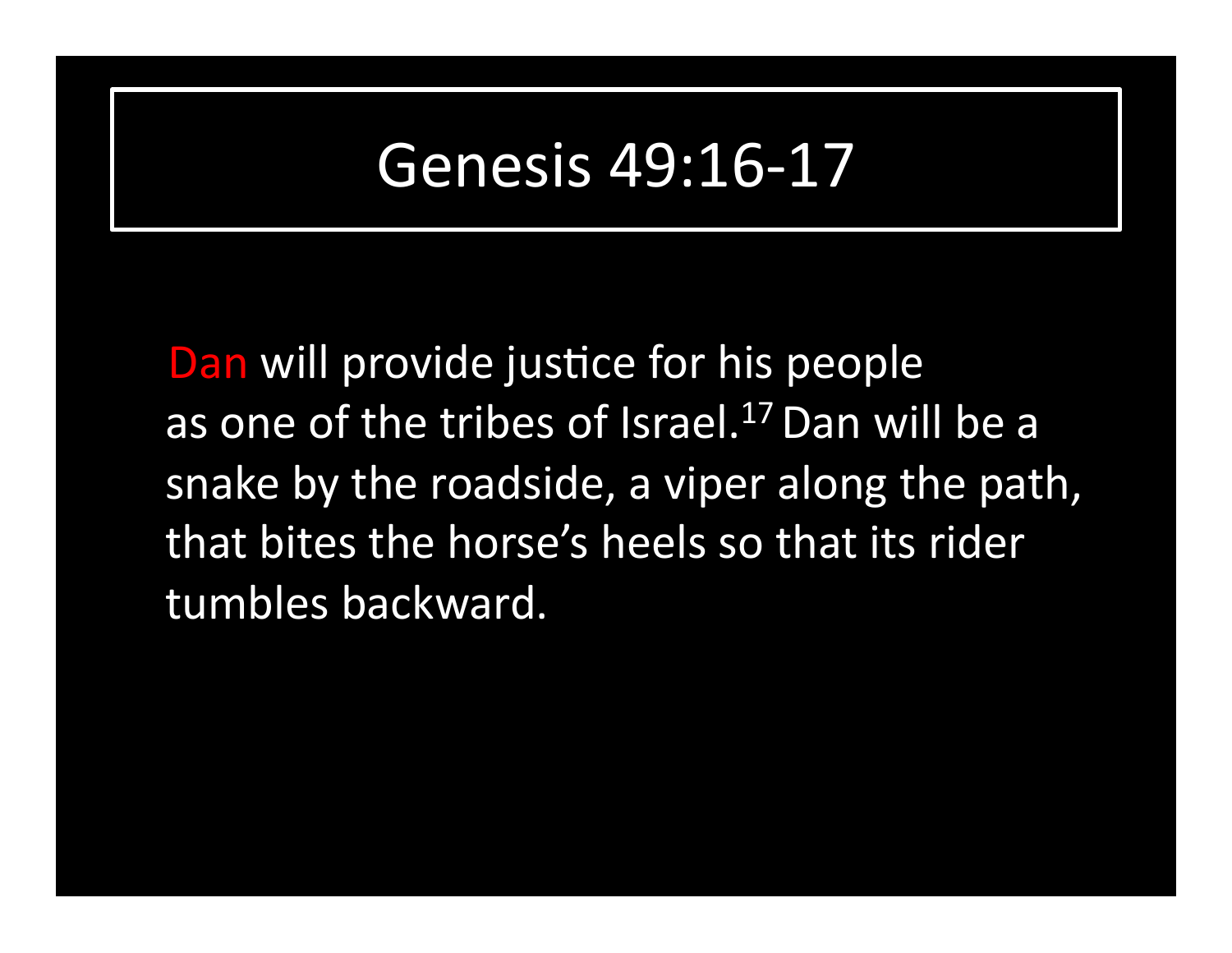# Genesis 49:16-17

Dan will provide justice for his people as one of the tribes of Israel.[17] Dan will be a snake by the roadside, a viper along the path, that bites the horse's heels so that its rider tumbles backward.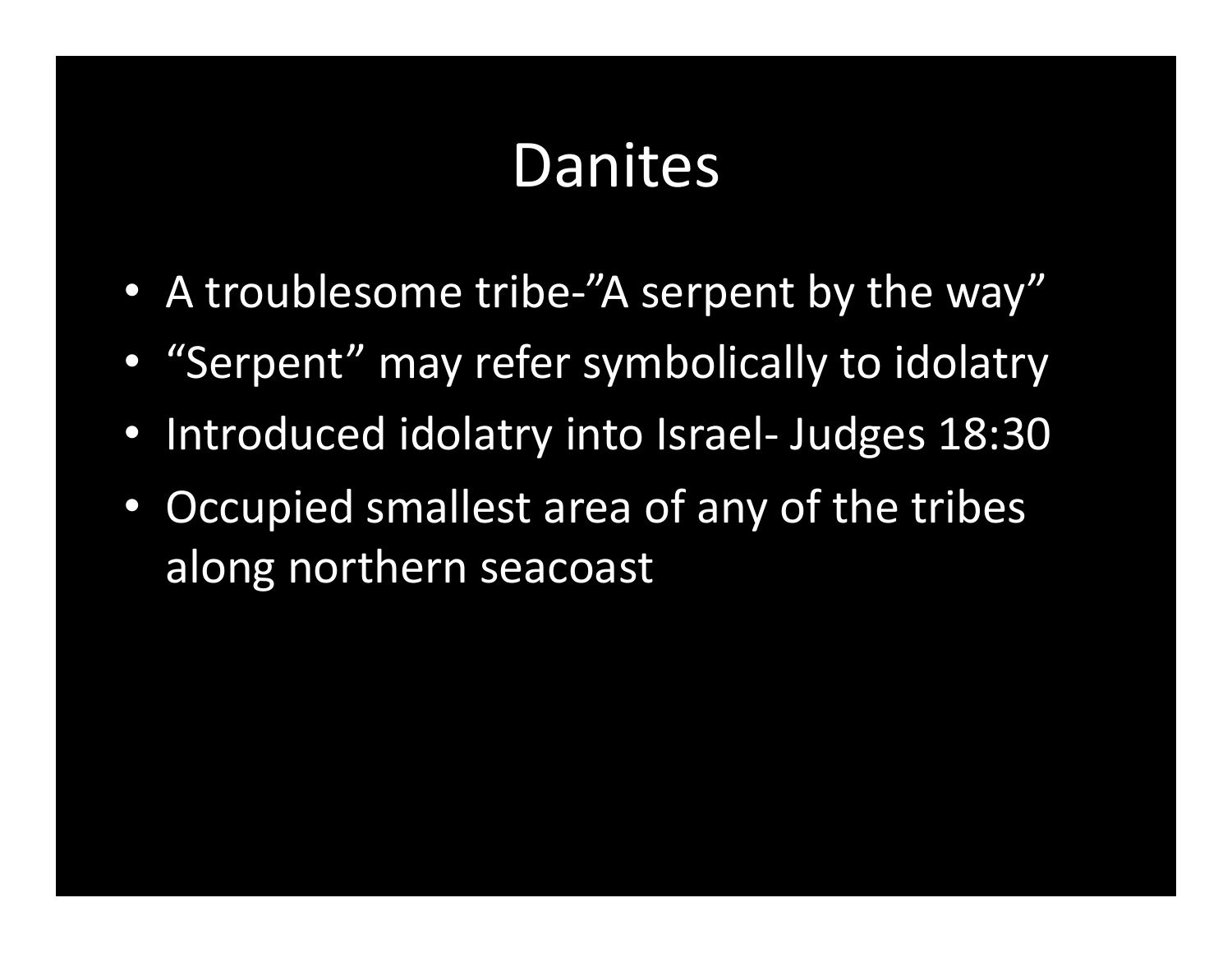# Danites

- A troublesome tribe-"A serpent by the way"
- "Serpent" may refer symbolically to idolatry
- Introduced idolatry into Israel- Judges 18:30
- Occupied smallest area of any of the tribes along northern seacoast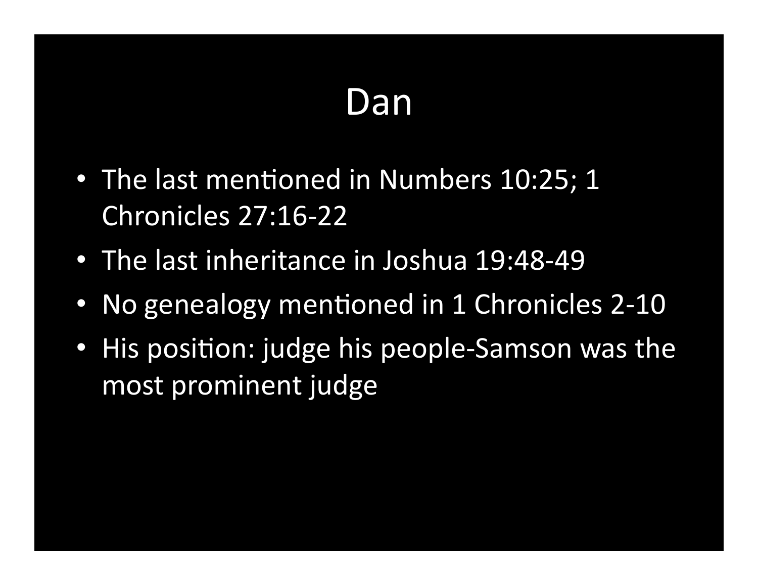# Dan

- The last mentioned in Numbers 10:25; 1 Chronicles 27:16-22
- The last inheritance in Joshua 19:48-49
- No genealogy mentioned in 1 Chronicles 2-10
- His position: judge his people-Samson was the most prominent judge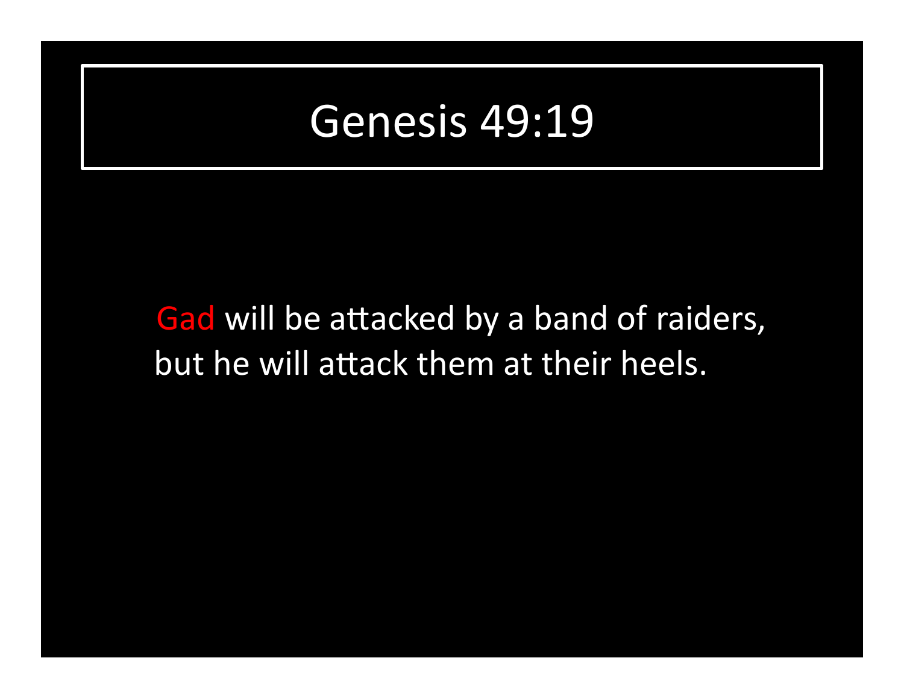# Genesis 49:19

Gad will be attacked by a band of raiders,
but he will attack them at their heels.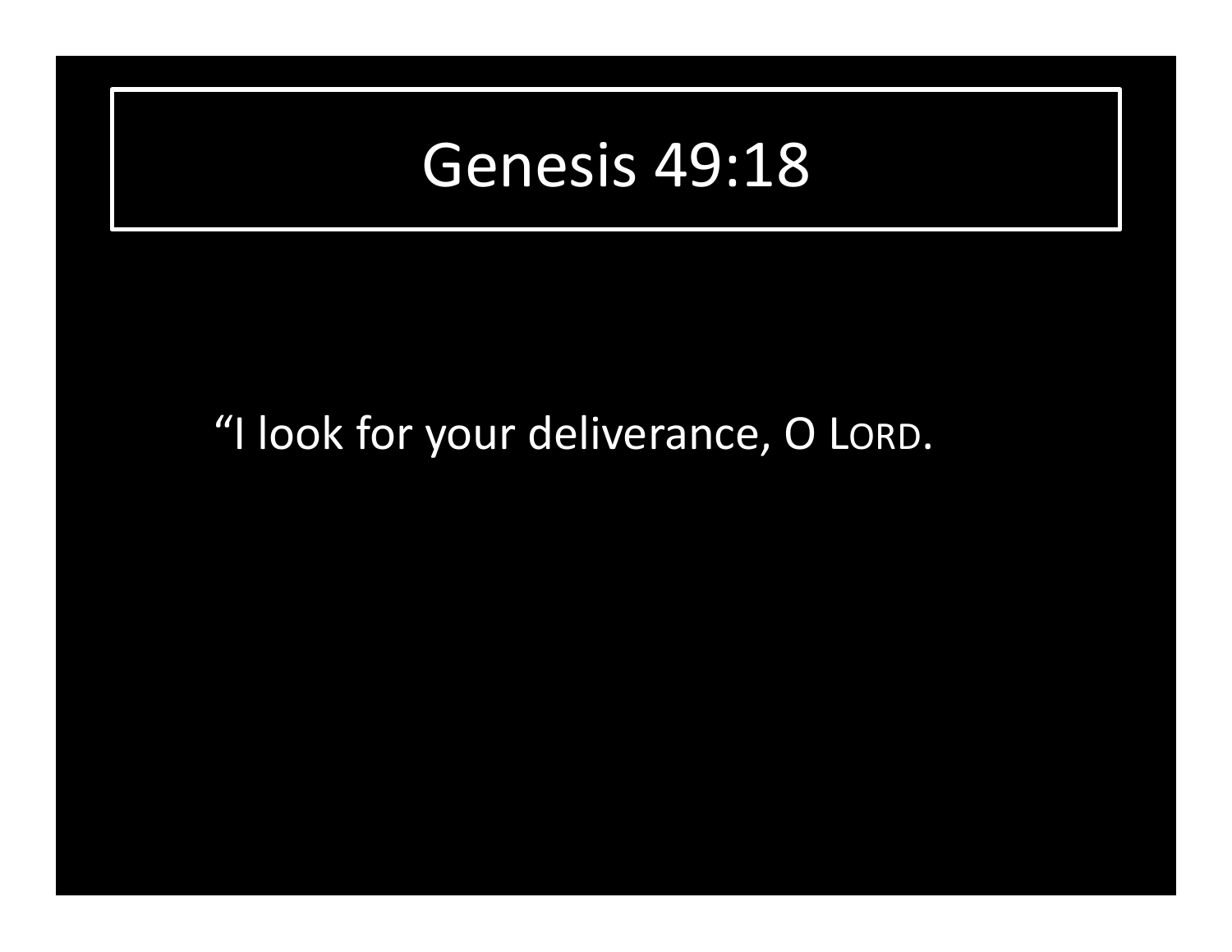# Genesis 49:18

"I look for your deliverance, O LORD.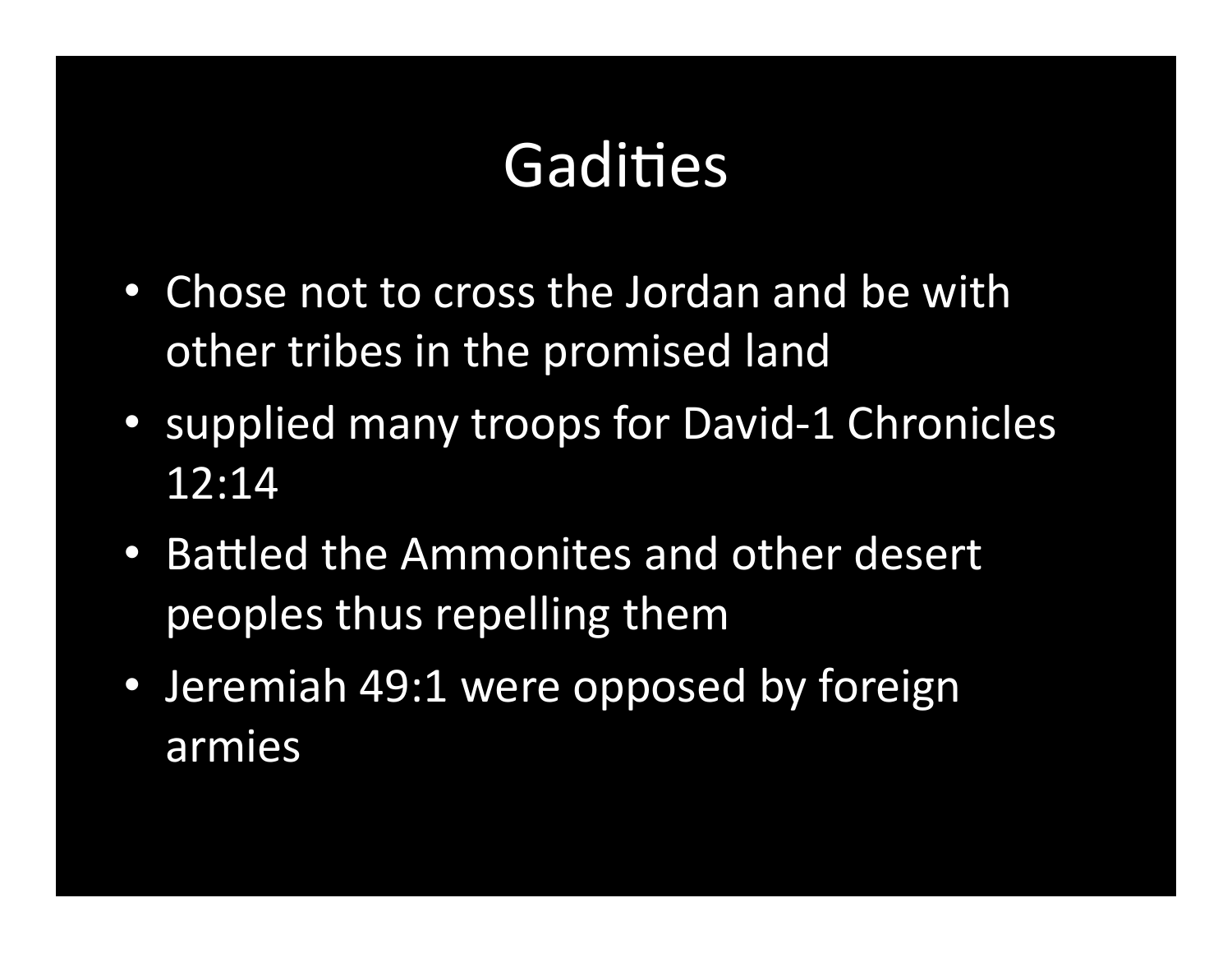# Gadities

- Chose not to cross the Jordan and be with other tribes in the promised land
- supplied many troops for David-1 Chronicles 12:14
- Battled the Ammonites and other desert peoples thus repelling them
- Jeremiah 49:1 were opposed by foreign armies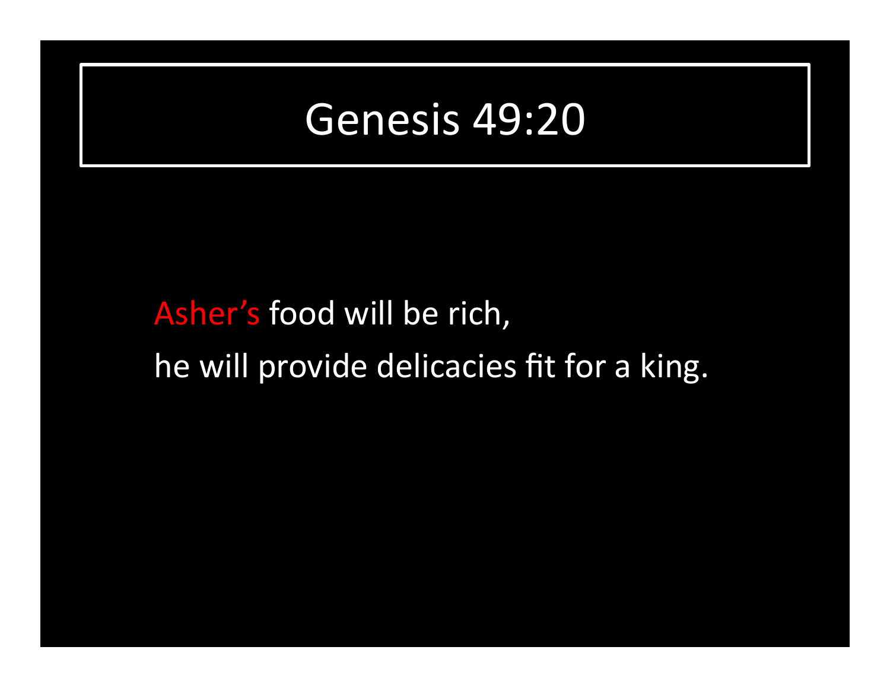# Genesis 49:20

Asher's food will be rich,
he will provide delicacies fit for a king.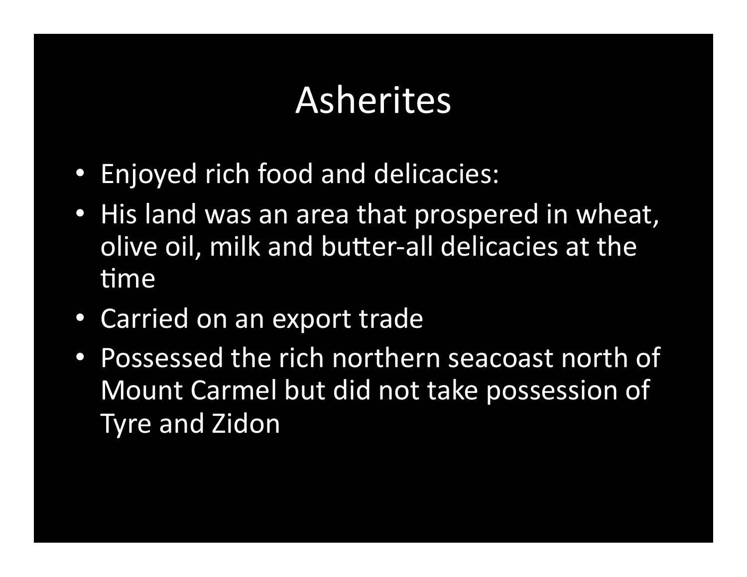# Asherites

- Enjoyed rich food and delicacies:
- His land was an area that prospered in wheat, olive oil, milk and butter-all delicacies at the time
- Carried on an export trade
- Possessed the rich northern seacoast north of Mount Carmel but did not take possession of Tyre and Zidon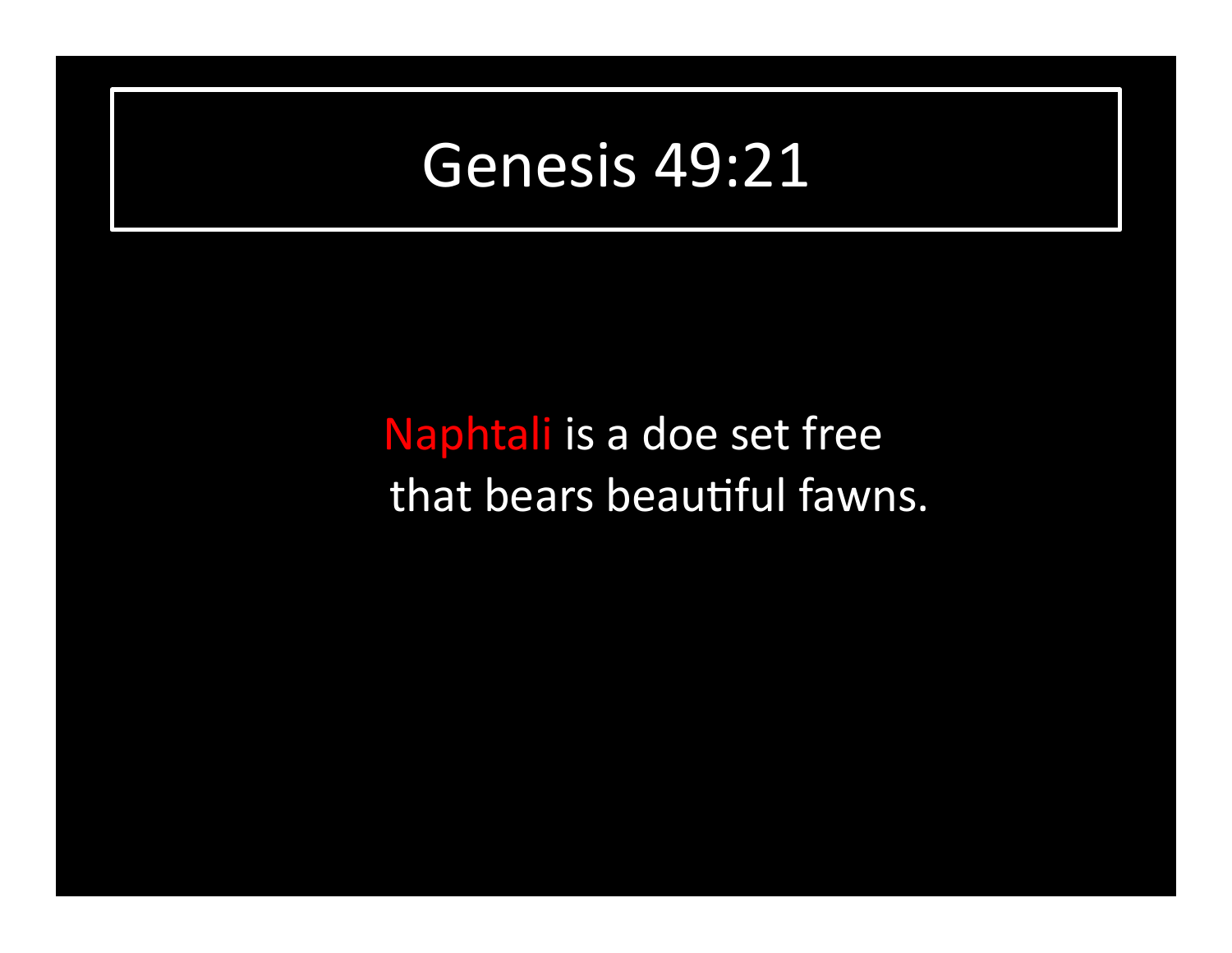# Genesis 49:21

Naphtali is a doe set free
that bears beautiful fawns.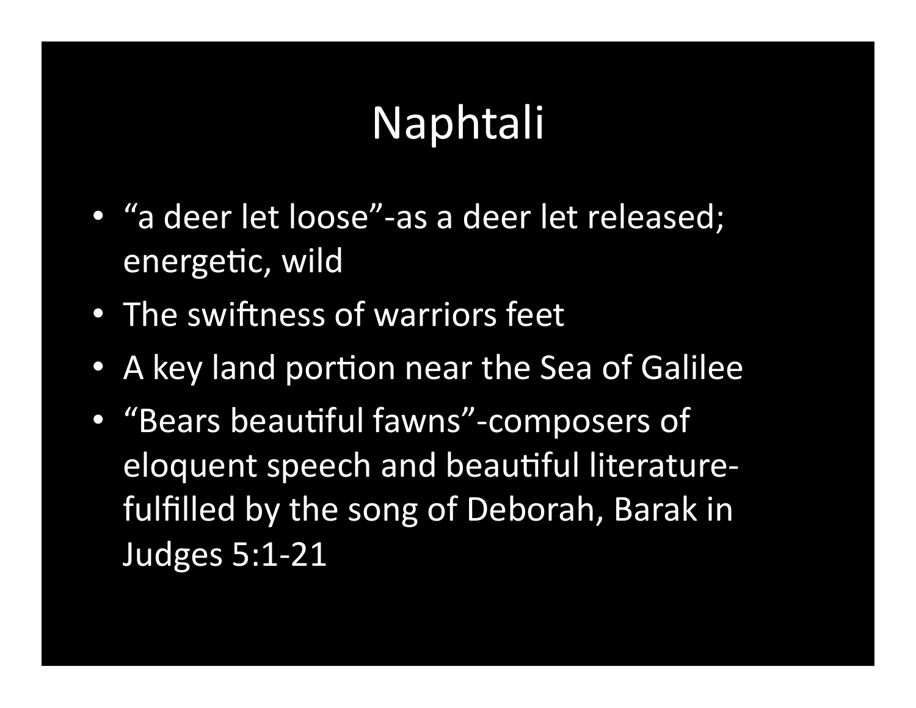# Naphtali

- "a deer let loose"-as a deer let released; energetic, wild
- The swiftness of warriors feet
- A key land portion near the Sea of Galilee
- "Bears beautiful fawns"-composers of eloquent speech and beautiful literature-fulfilled by the song of Deborah, Barak in Judges 5:1-21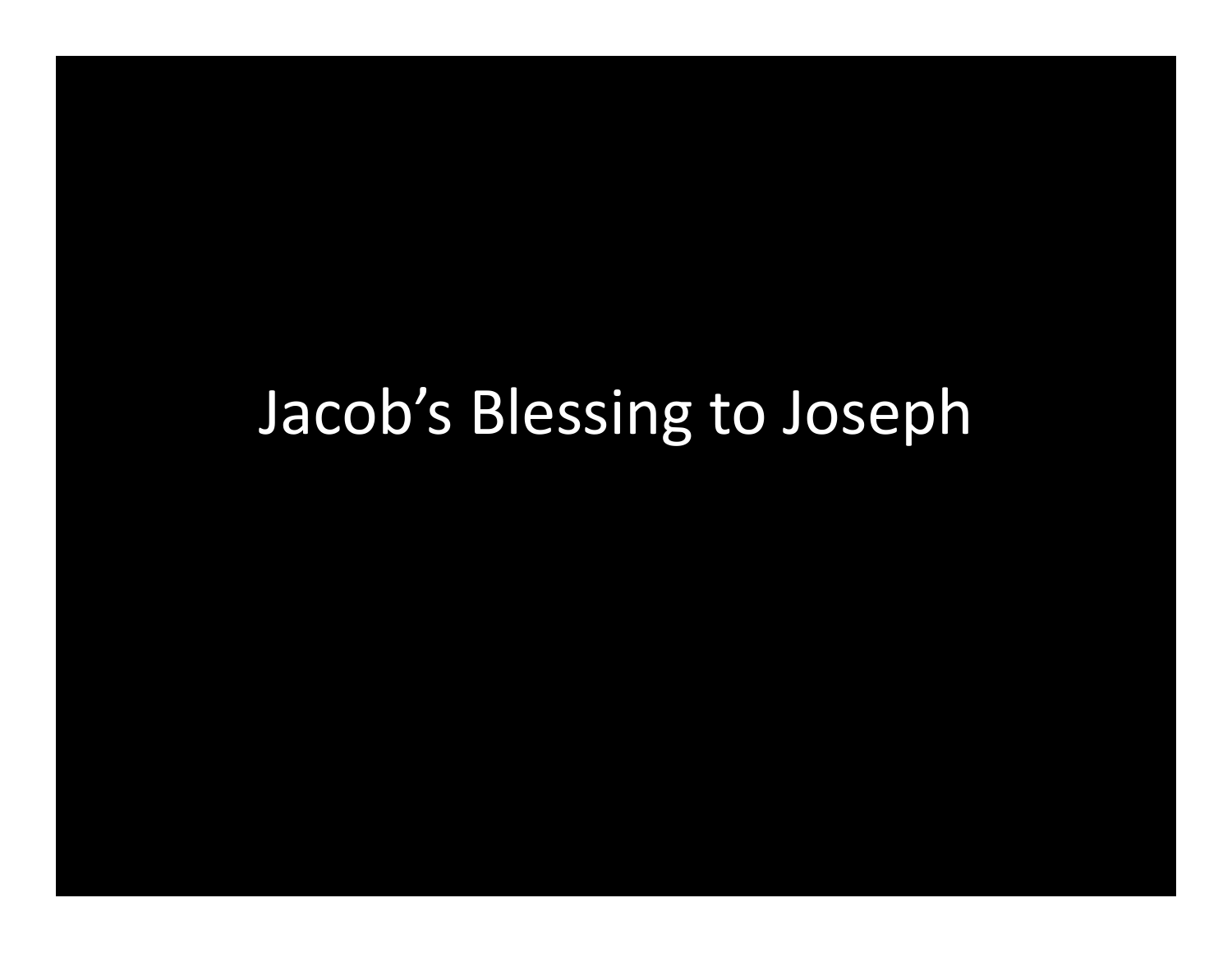# Jacob's Blessing to Joseph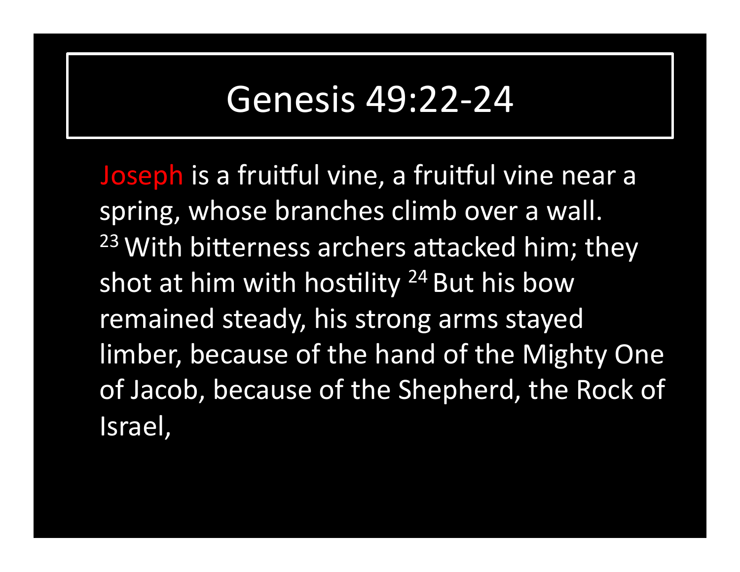# Genesis 49:22-24

Joseph is a fruitful vine, a fruitful vine near a spring, whose branches climb over a wall. [23] With bitterness archers attacked him; they shot at him with hostility [24] But his bow remained steady, his strong arms stayed limber, because of the hand of the Mighty One of Jacob, because of the Shepherd, the Rock of Israel,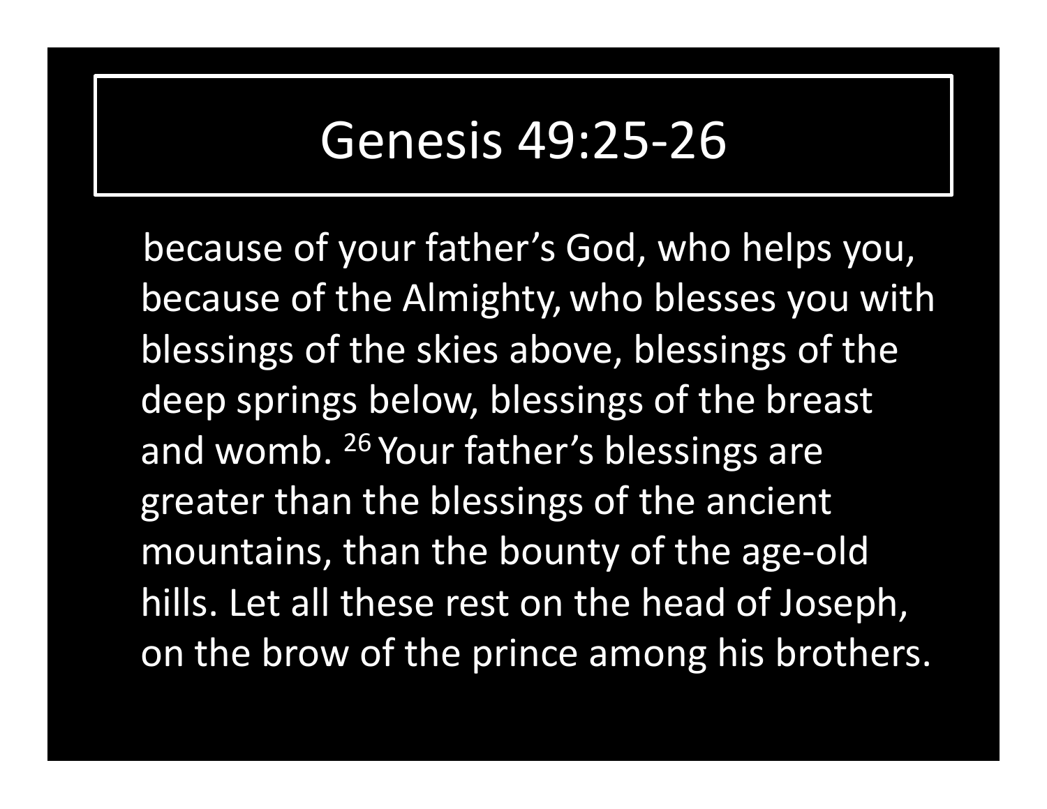# Genesis 49:25-26

because of your father's God, who helps you, because of the Almighty, who blesses you with blessings of the skies above, blessings of the deep springs below, blessings of the breast and womb. [26] Your father's blessings are greater than the blessings of the ancient mountains, than the bounty of the age-old hills. Let all these rest on the head of Joseph, on the brow of the prince among his brothers.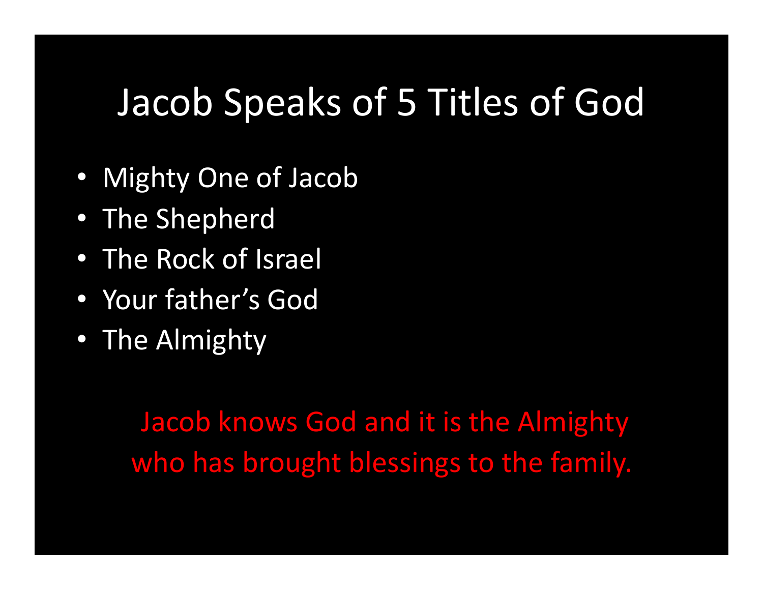# Jacob Speaks of 5 Titles of God

- Mighty One of Jacob
- The Shepherd
- The Rock of Israel
- Your father's God
- The Almighty

Jacob knows God and it is the Almighty who has brought blessings to the family.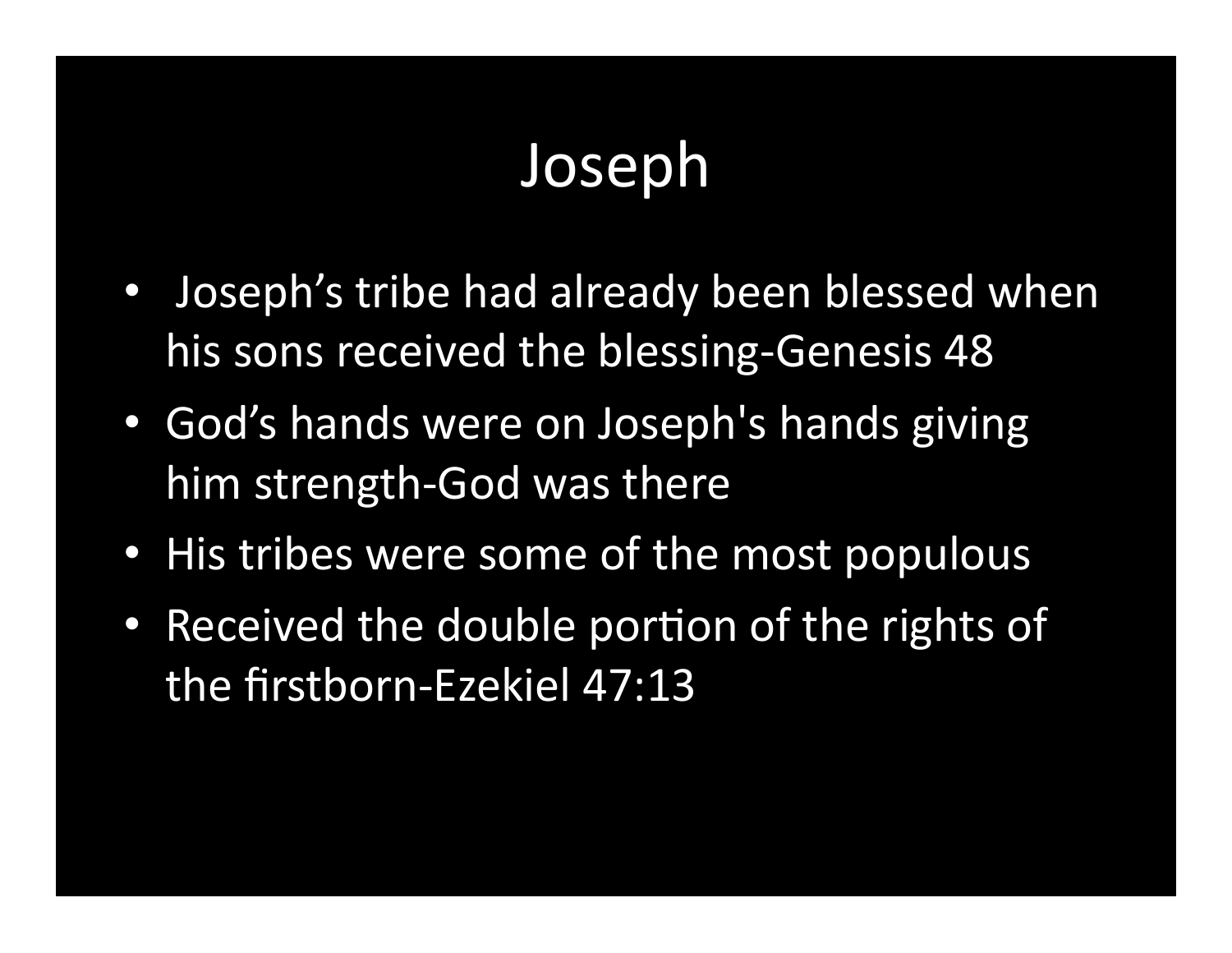# Joseph

- Joseph's tribe had already been blessed when his sons received the blessing-Genesis 48
- God's hands were on Joseph's hands giving him strength-God was there
- His tribes were some of the most populous
- Received the double portion of the rights of the firstborn-Ezekiel 47:13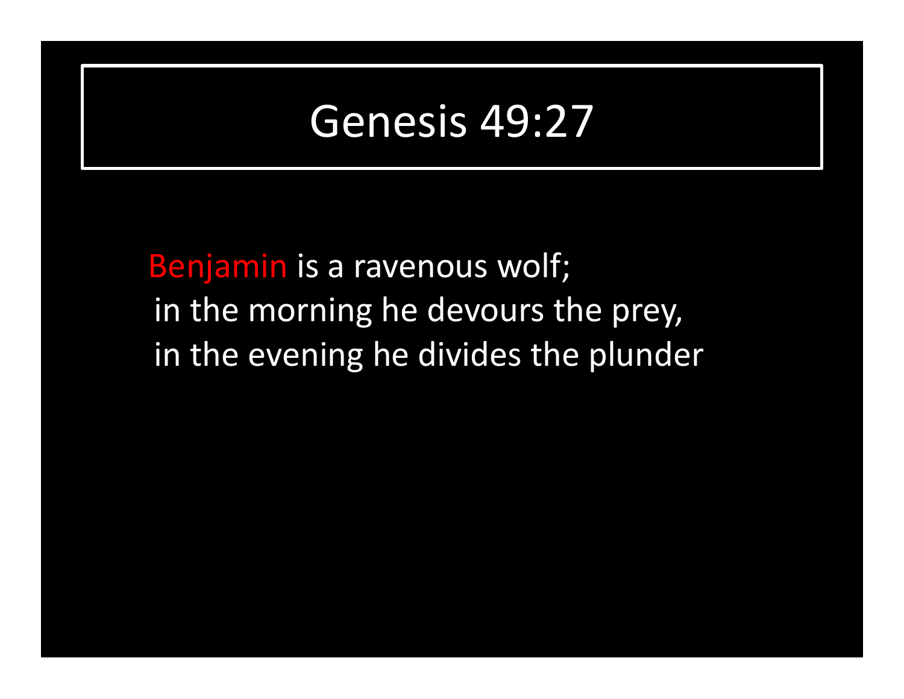# Genesis 49:27

Benjamin is a ravenous wolf;
in the morning he devours the prey,
in the evening he divides the plunder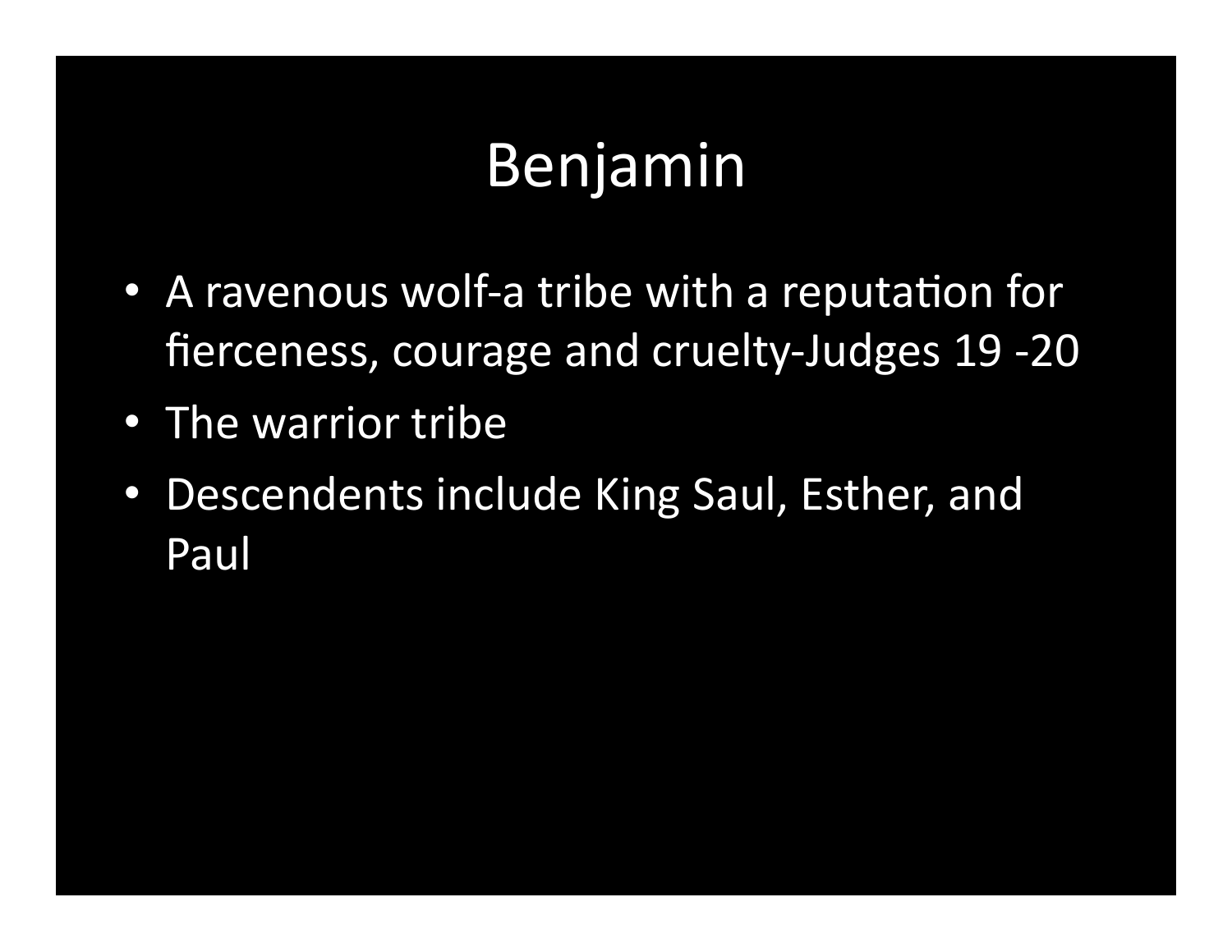# Benjamin

- A ravenous wolf-a tribe with a reputation for fierceness, courage and cruelty-Judges 19 -20
- The warrior tribe
- Descendents include King Saul, Esther, and Paul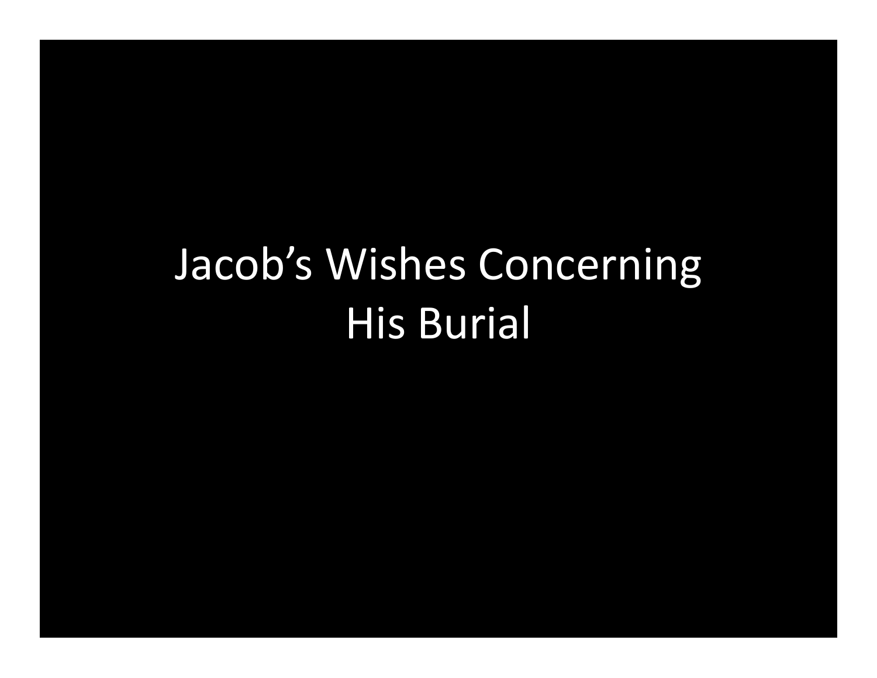# Jacob's Wishes Concerning His Burial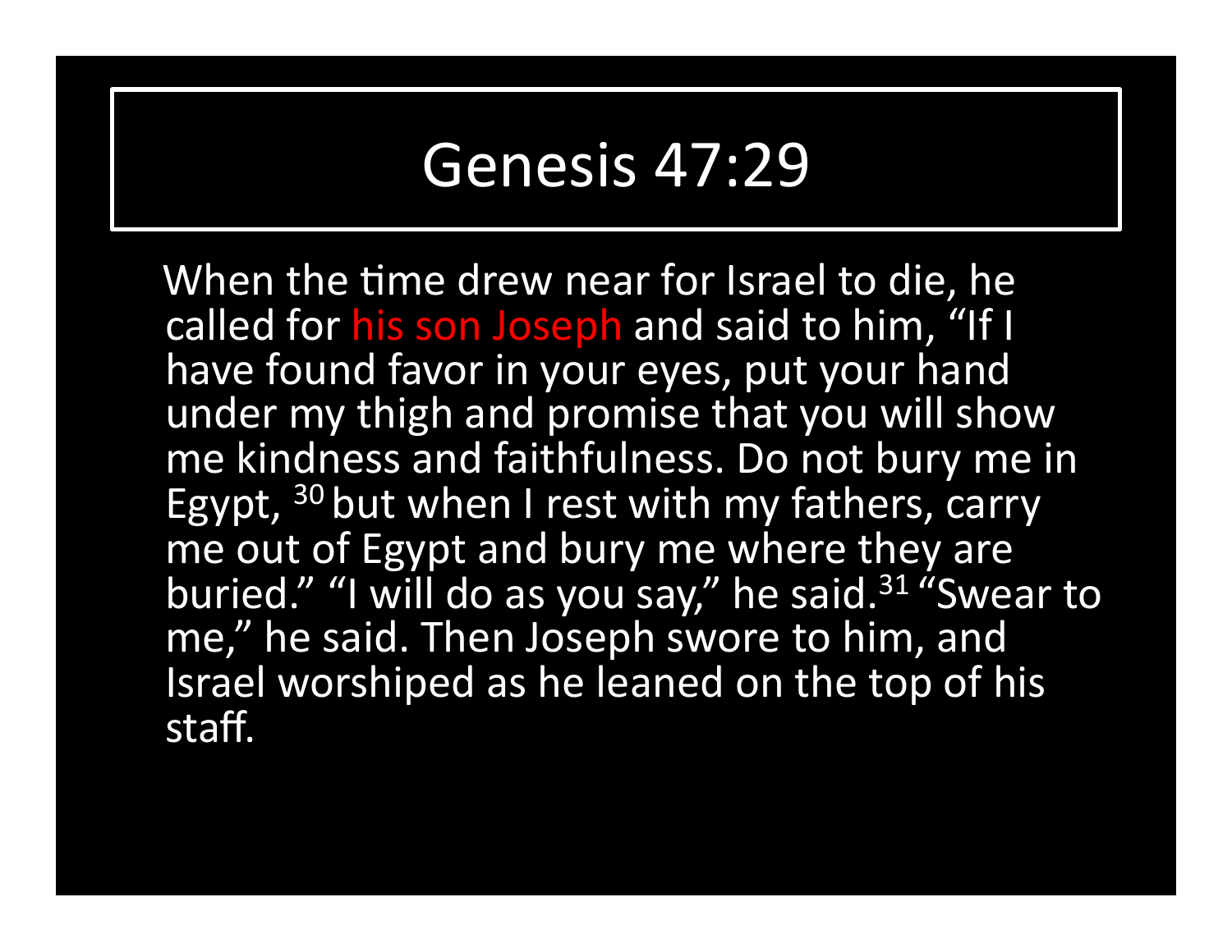# Genesis 47:29

When the time drew near for Israel to die, he called for his son Joseph and said to him, "If I have found favor in your eyes, put your hand under my thigh and promise that you will show me kindness and faithfulness. Do not bury me in Egypt, [30] but when I rest with my fathers, carry me out of Egypt and bury me where they are buried." "I will do as you say," he said.[31] "Swear to me," he said. Then Joseph swore to him, and Israel worshiped as he leaned on the top of his staff.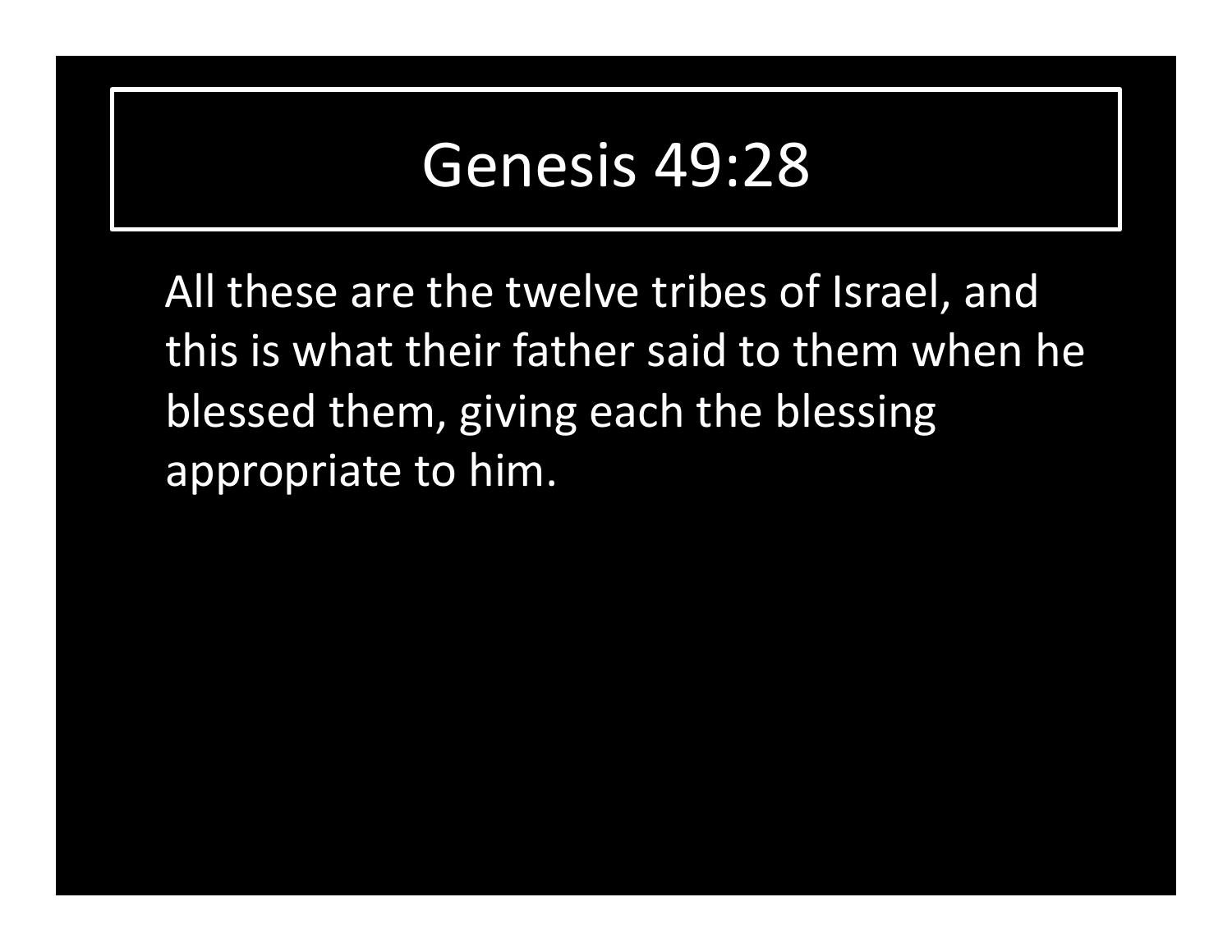# Genesis 49:28

All these are the twelve tribes of Israel, and this is what their father said to them when he blessed them, giving each the blessing appropriate to him.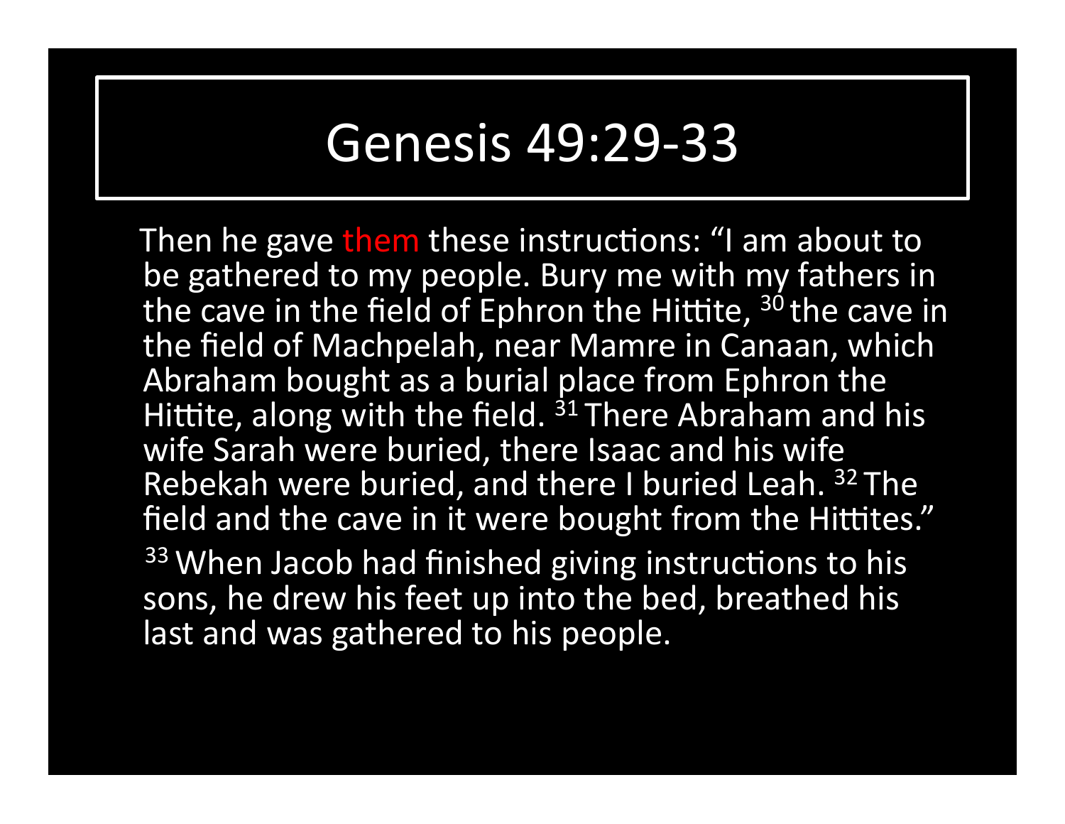# Genesis 49:29-33

Then he gave them these instructions: “I am about to be gathered to my people. Bury me with my fathers in the cave in the field of Ephron the Hittite, [30] the cave in the field of Machpelah, near Mamre in Canaan, which Abraham bought as a burial place from Ephron the Hittite, along with the field. [31] There Abraham and his wife Sarah were buried, there Isaac and his wife Rebekah were buried, and there I buried Leah. [32] The field and the cave in it were bought from the Hittites.”

[33] When Jacob had finished giving instructions to his sons, he drew his feet up into the bed, breathed his last and was gathered to his people.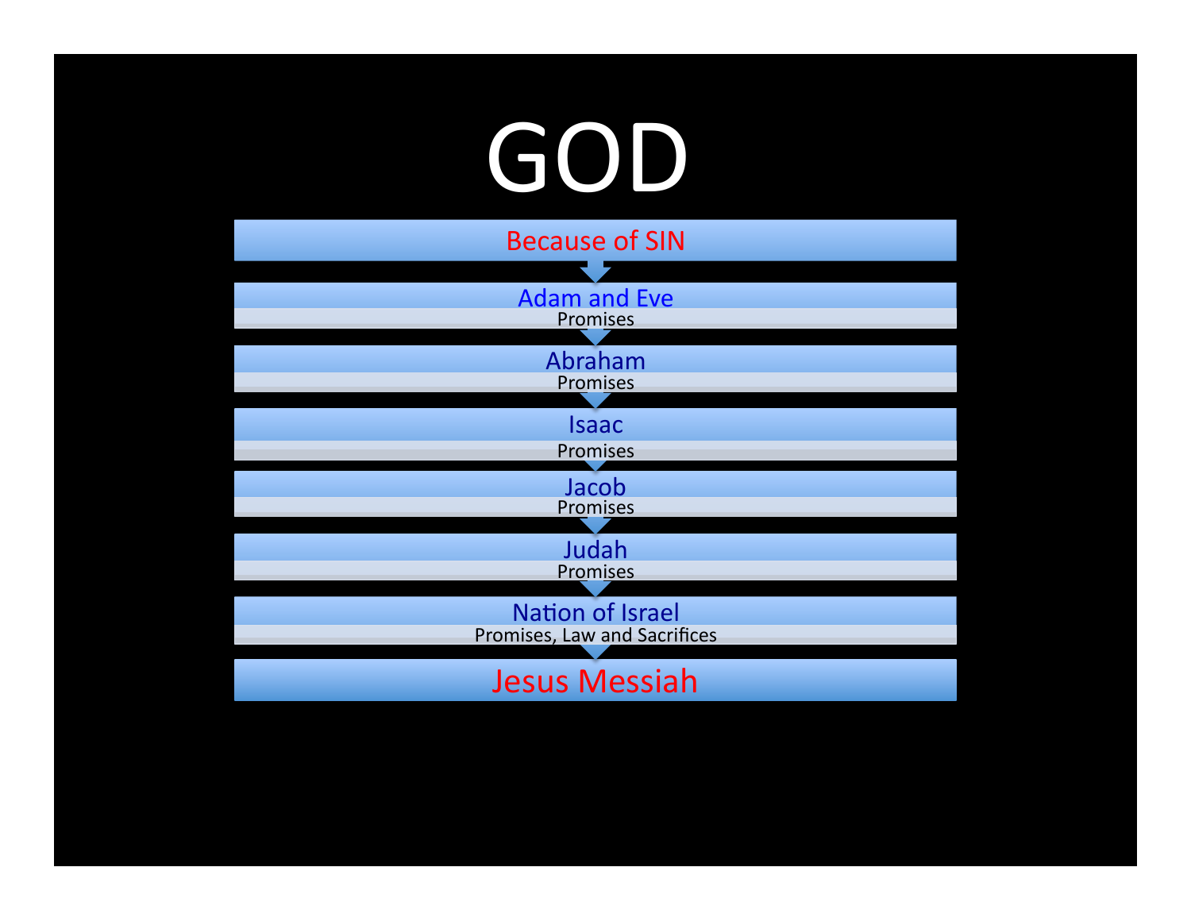# GOD

Because of SIN

Adam and Eve
Promises

Abraham
Promises

Isaac
Promises

Jacob
Promises

Judah
Promises

Nation of Israel
Promises, Law and Sacrifices

Jesus Messiah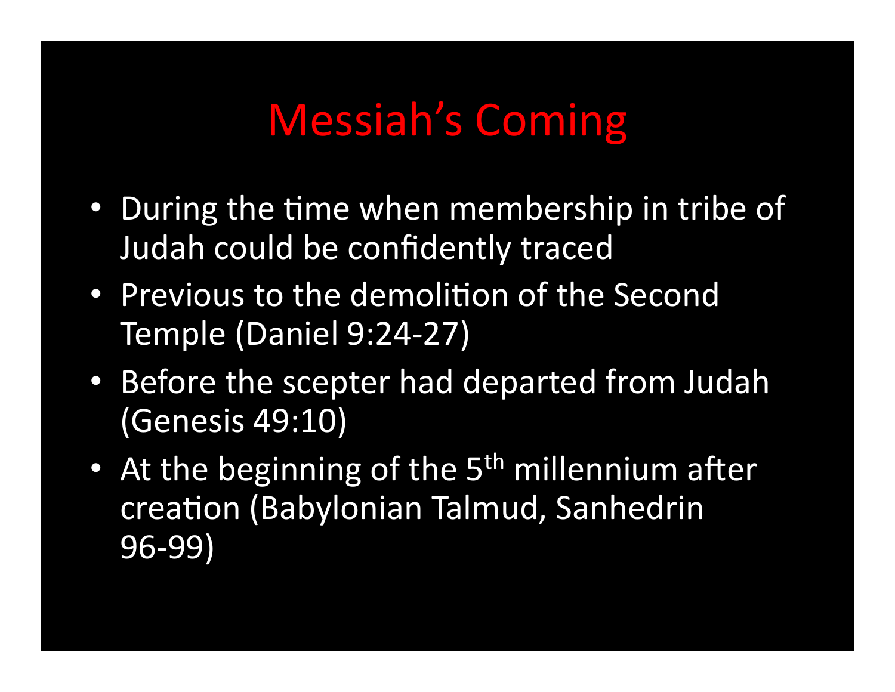# Messiah's Coming

- During the time when membership in tribe of Judah could be confidently traced
- Previous to the demolition of the Second Temple (Daniel 9:24-27)
- Before the scepter had departed from Judah (Genesis 49:10)
- At the beginning of the 5th millennium after creation (Babylonian Talmud, Sanhedrin 96-99)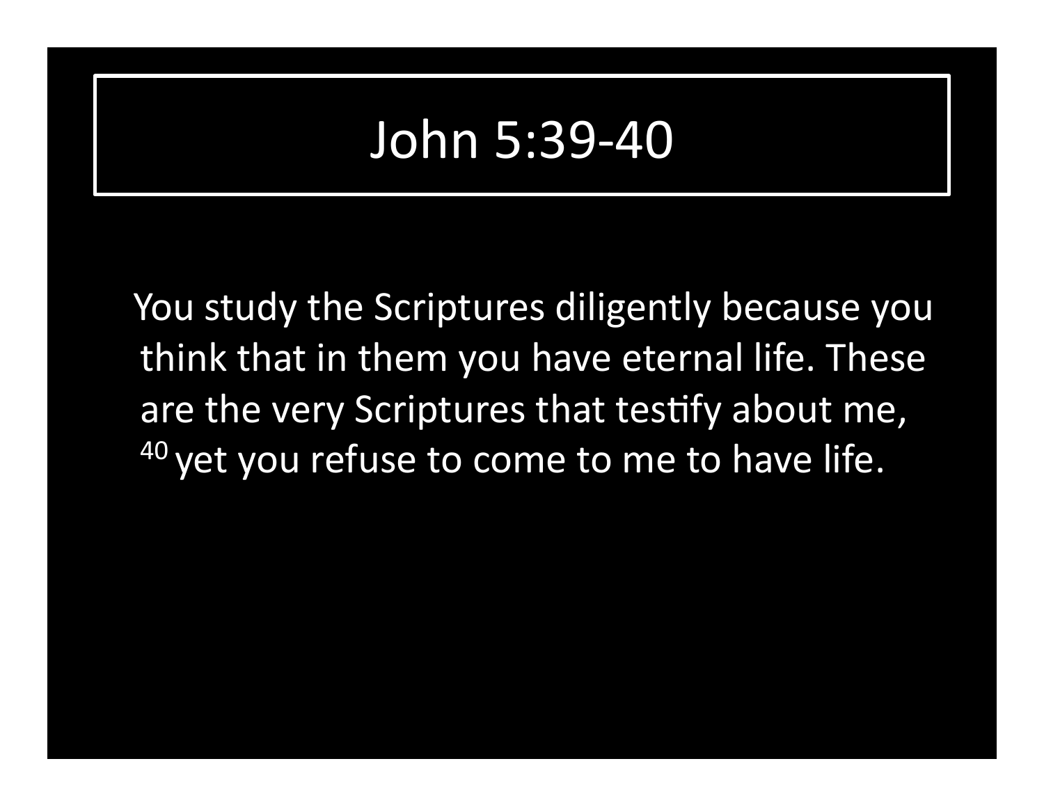# John 5:39-40

You study the Scriptures diligently because you think that in them you have eternal life. These are the very Scriptures that testify about me, [40] yet you refuse to come to me to have life.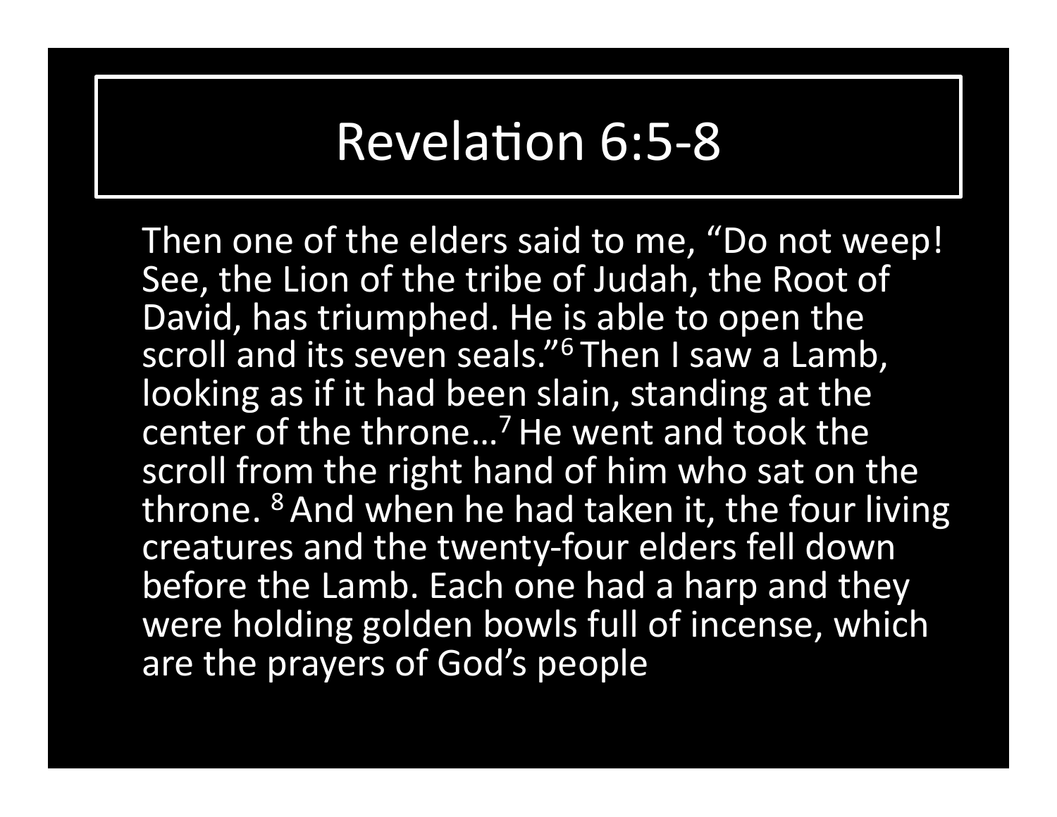# Revelation 6:5-8

Then one of the elders said to me, "Do not weep! See, the Lion of the tribe of Judah, the Root of David, has triumphed. He is able to open the scroll and its seven seals."[6] Then I saw a Lamb, looking as if it had been slain, standing at the center of the throne…[7] He went and took the scroll from the right hand of him who sat on the throne. [8] And when he had taken it, the four living creatures and the twenty-four elders fell down before the Lamb. Each one had a harp and they were holding golden bowls full of incense, which are the prayers of God's people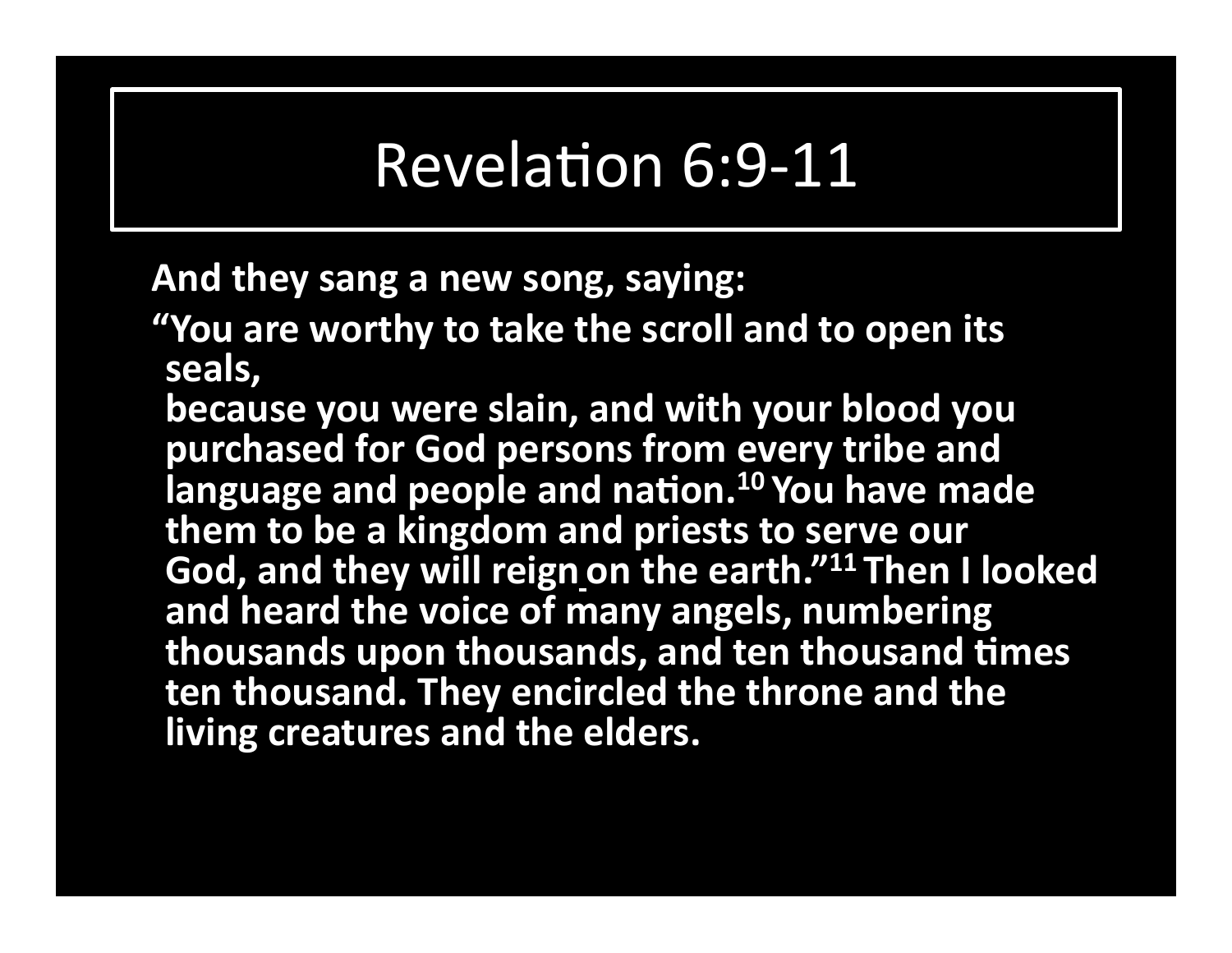# Revelation 6:9-11

**And they sang a new song, saying:**

**"You are worthy to take the scroll and to open its seals,**
**because you were slain, and with your blood you purchased for God persons from every tribe and language and people and nation.[10] You have made them to be a kingdom and priests to serve our God, and they will reign on the earth."[11] Then I looked and heard the voice of many angels, numbering thousands upon thousands, and ten thousand times ten thousand. They encircled the throne and the living creatures and the elders.**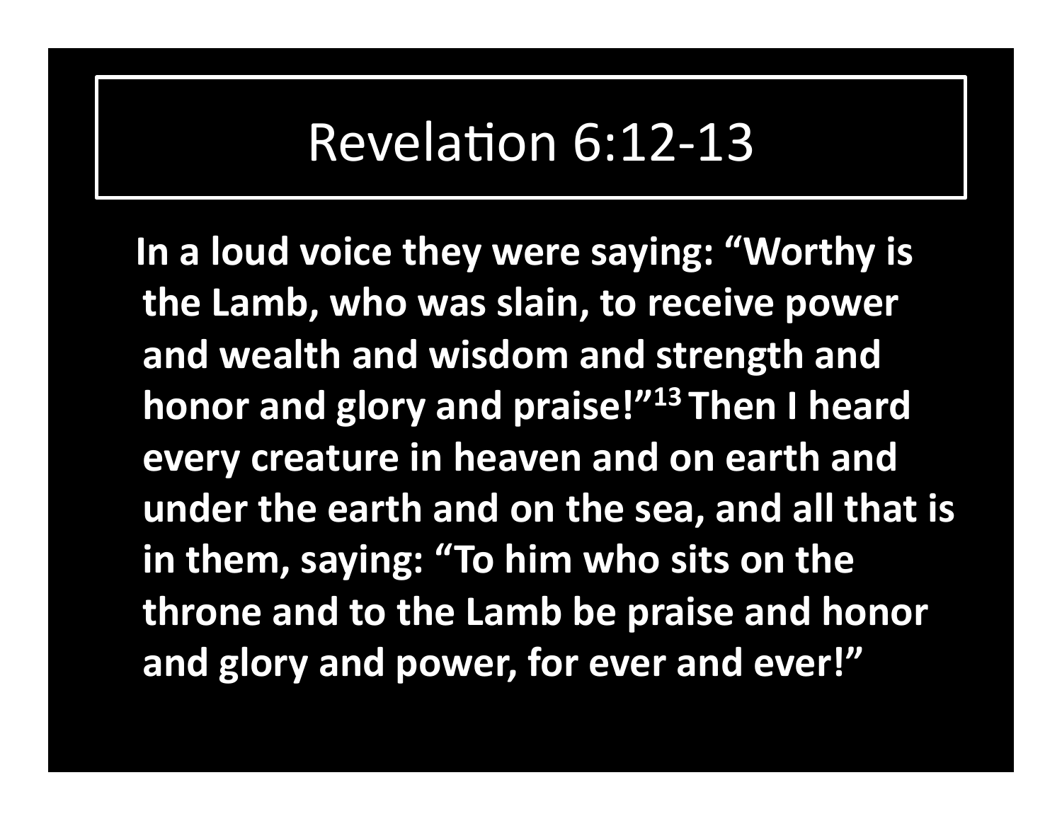# Revelation 6:12-13

**In a loud voice they were saying: "Worthy is the Lamb, who was slain, to receive power and wealth and wisdom and strength and honor and glory and praise!"[13] Then I heard every creature in heaven and on earth and under the earth and on the sea, and all that is in them, saying: "To him who sits on the throne and to the Lamb be praise and honor and glory and power, for ever and ever!"**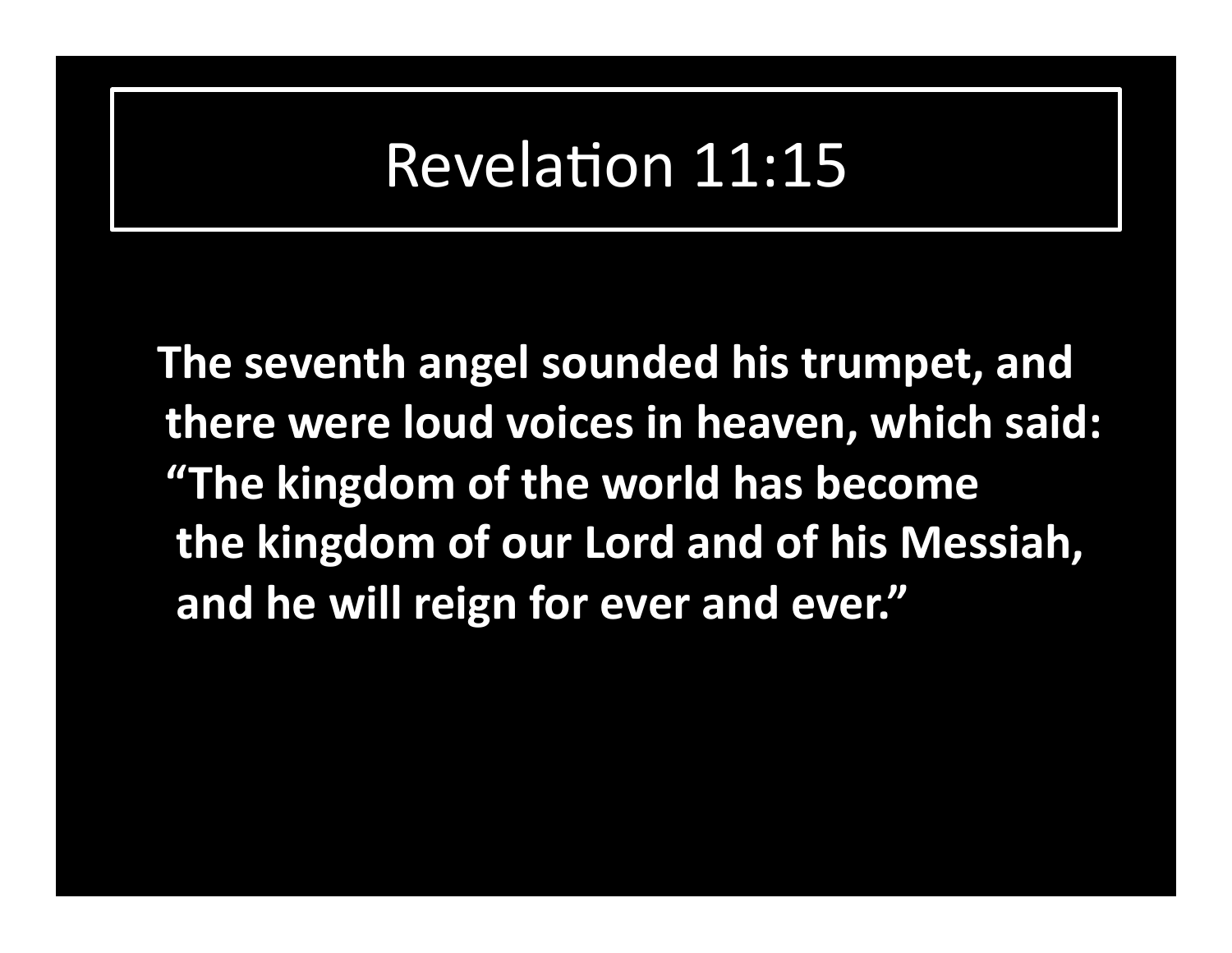# Revelation 11:15

**The seventh angel sounded his trumpet, and there were loud voices in heaven, which said:**
**"The kingdom of the world has become**
**the kingdom of our Lord and of his Messiah,**
**and he will reign for ever and ever."**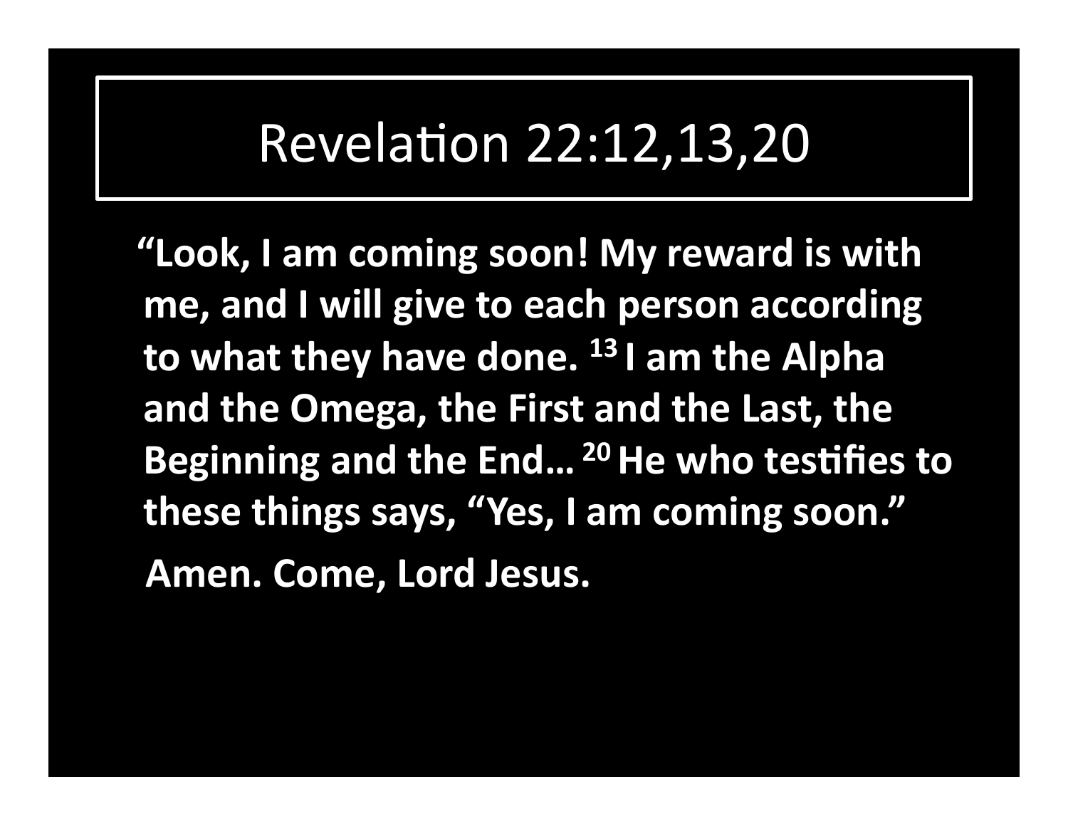# Revelation 22:12,13,20

**"Look, I am coming soon! My reward is with me, and I will give to each person according to what they have done. [13] I am the Alpha and the Omega, the First and the Last, the Beginning and the End… [20] He who testifies to these things says, "Yes, I am coming soon."**

**Amen. Come, Lord Jesus.**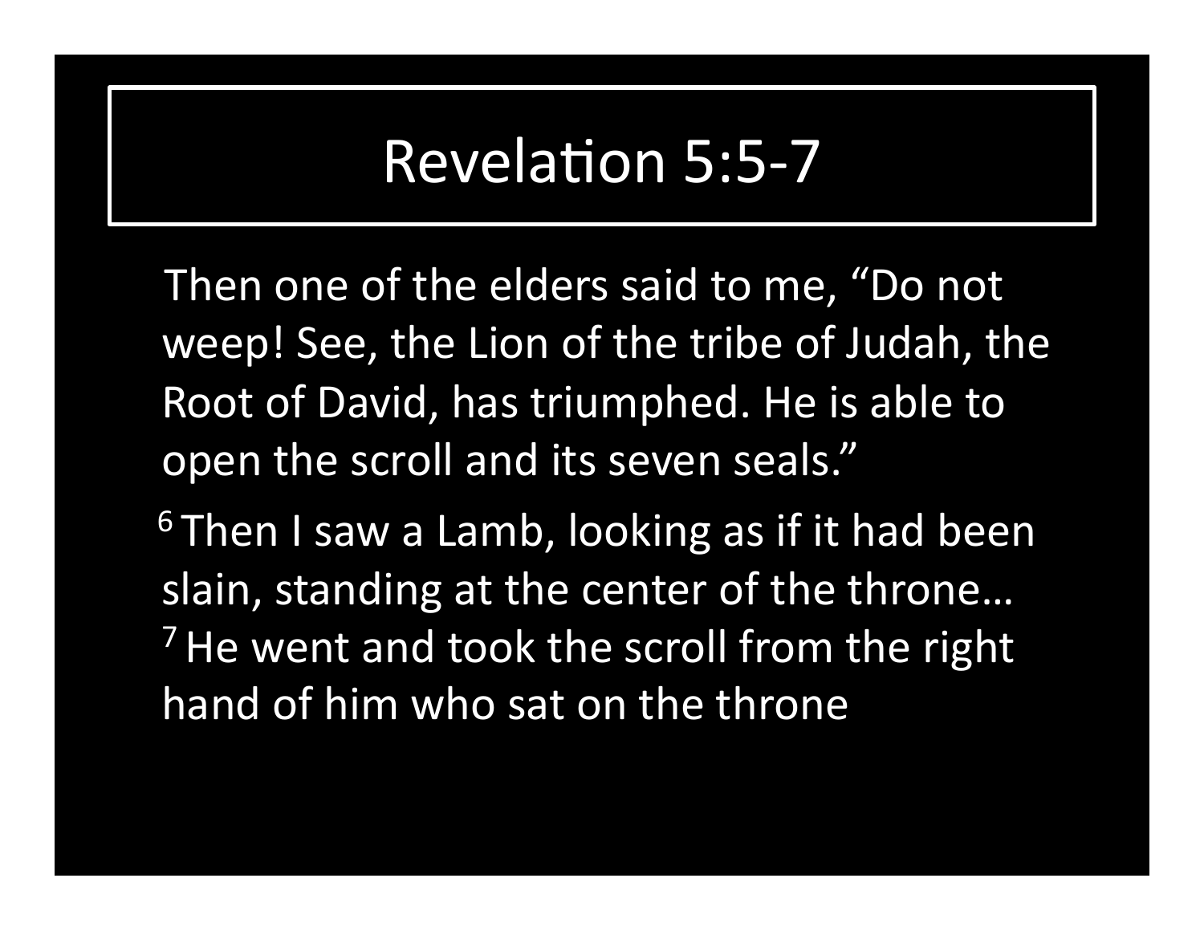# Revelation 5:5-7

Then one of the elders said to me, “Do not weep! See, the Lion of the tribe of Judah, the Root of David, has triumphed. He is able to open the scroll and its seven seals.”

[6] Then I saw a Lamb, looking as if it had been slain, standing at the center of the throne… [7] He went and took the scroll from the right hand of him who sat on the throne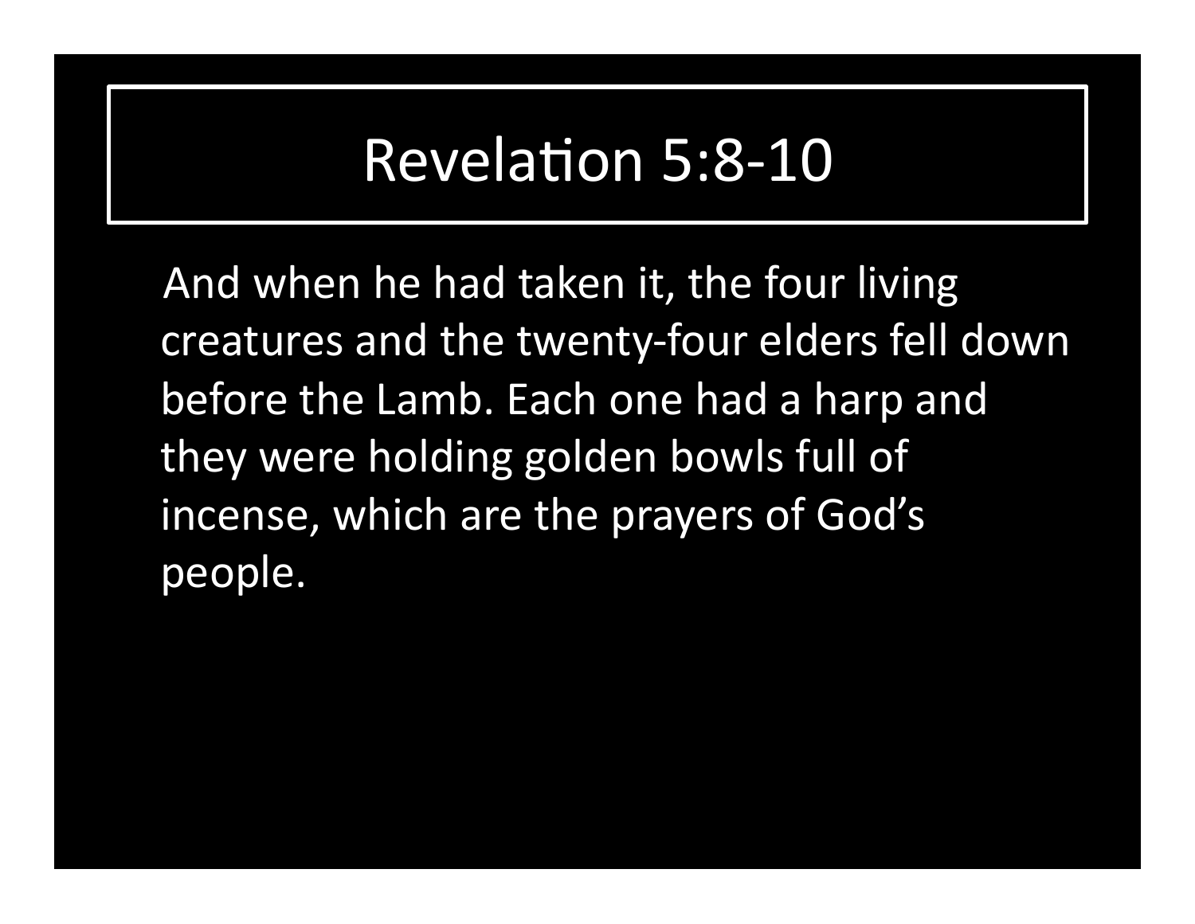# Revelation 5:8-10

And when he had taken it, the four living creatures and the twenty-four elders fell down before the Lamb. Each one had a harp and they were holding golden bowls full of incense, which are the prayers of God's people.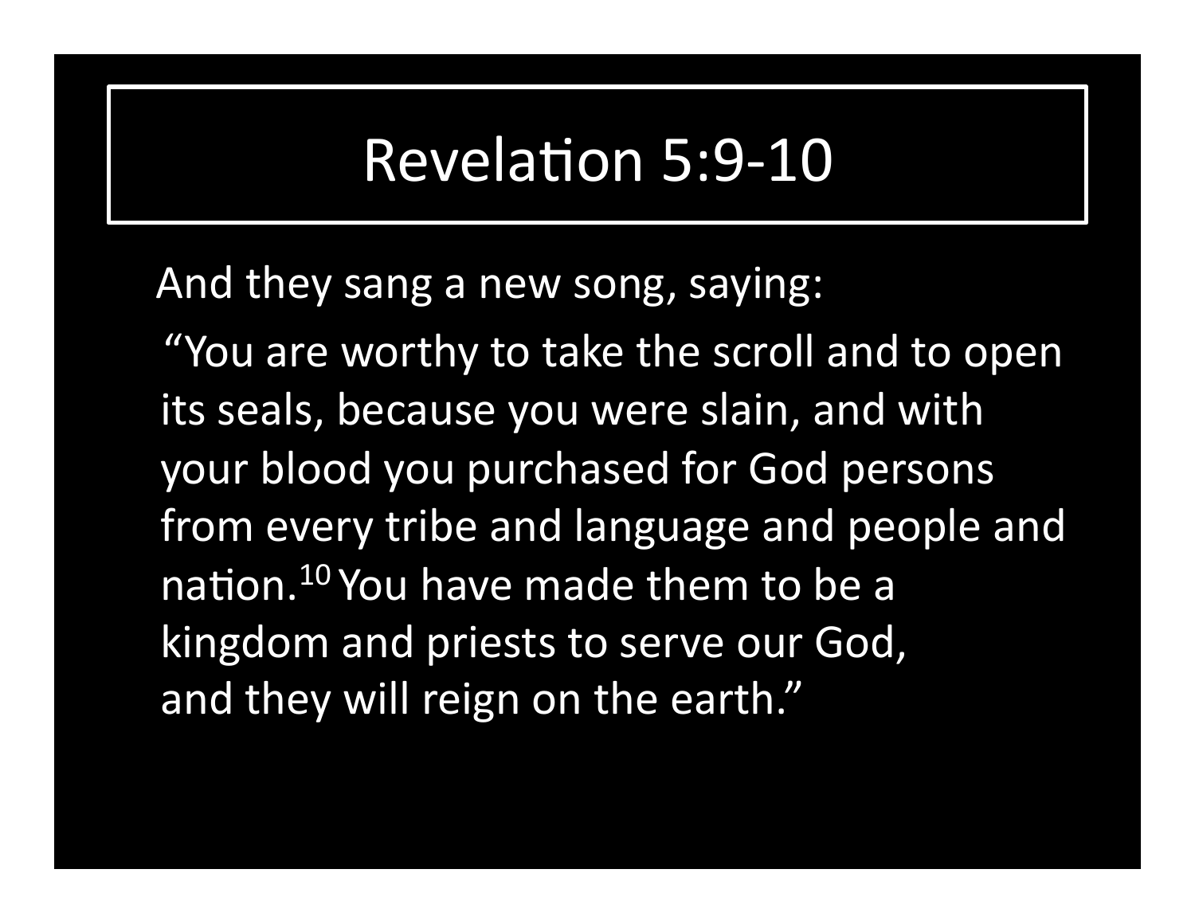# Revelation 5:9-10

And they sang a new song, saying:

"You are worthy to take the scroll and to open its seals, because you were slain, and with your blood you purchased for God persons from every tribe and language and people and nation.[10] You have made them to be a kingdom and priests to serve our God, and they will reign on the earth."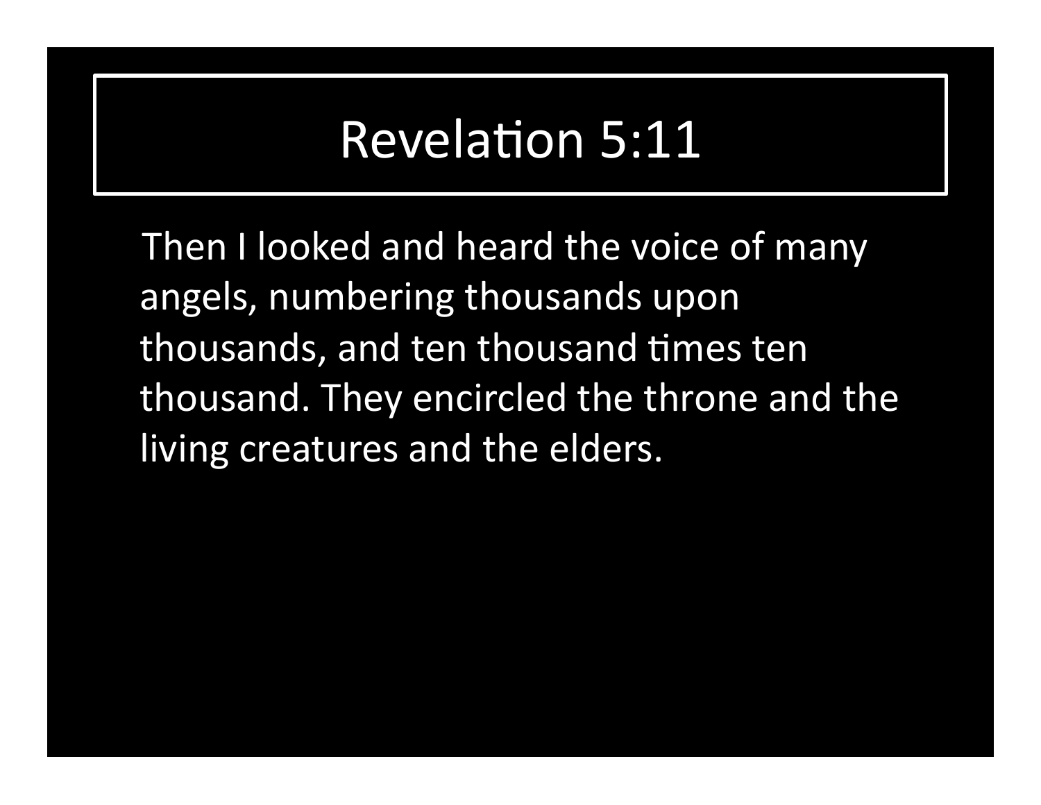# Revelation 5:11

Then I looked and heard the voice of many angels, numbering thousands upon thousands, and ten thousand times ten thousand. They encircled the throne and the living creatures and the elders.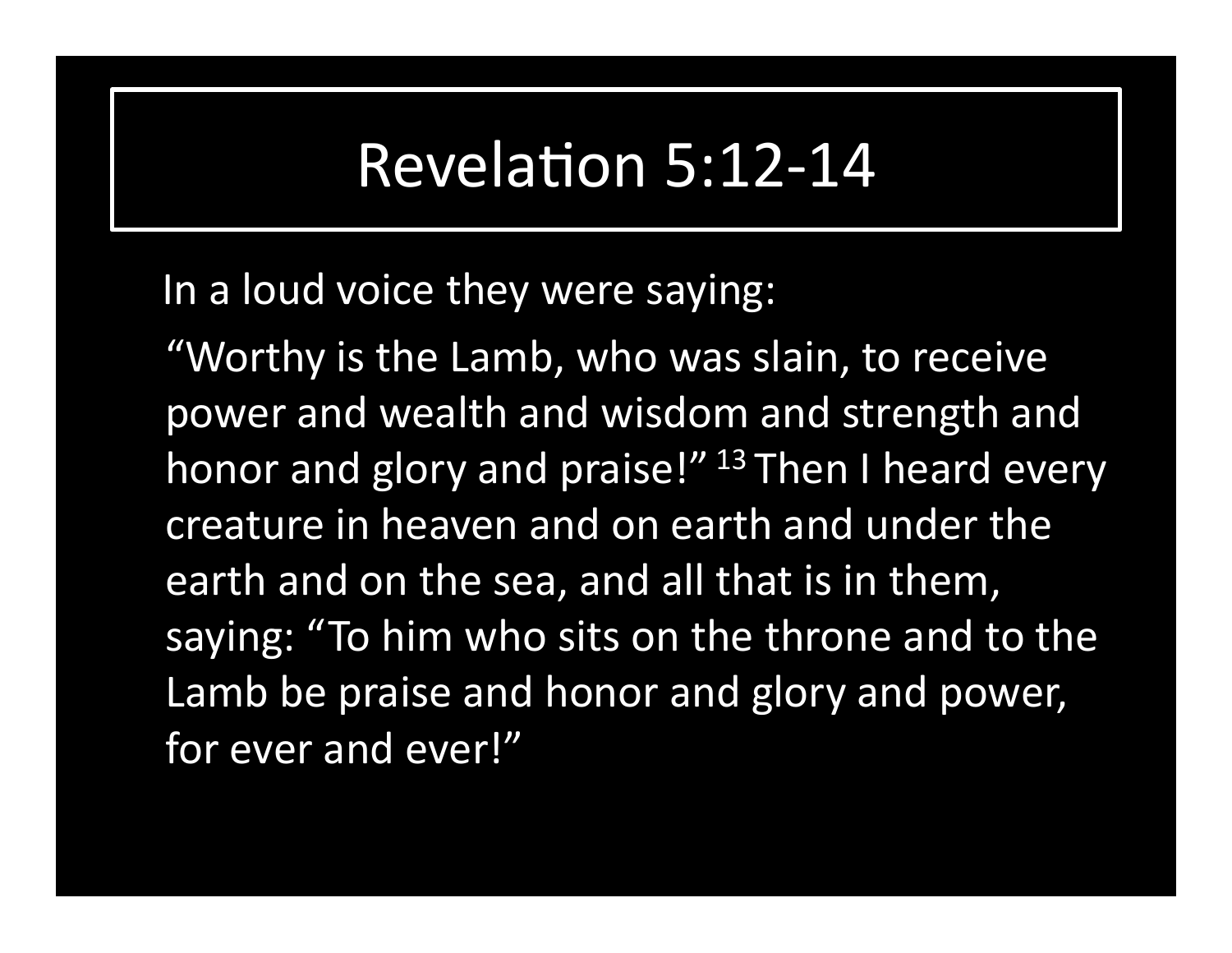# Revelation 5:12-14

In a loud voice they were saying:

"Worthy is the Lamb, who was slain, to receive power and wealth and wisdom and strength and honor and glory and praise!" [13] Then I heard every creature in heaven and on earth and under the earth and on the sea, and all that is in them, saying: "To him who sits on the throne and to the Lamb be praise and honor and glory and power, for ever and ever!"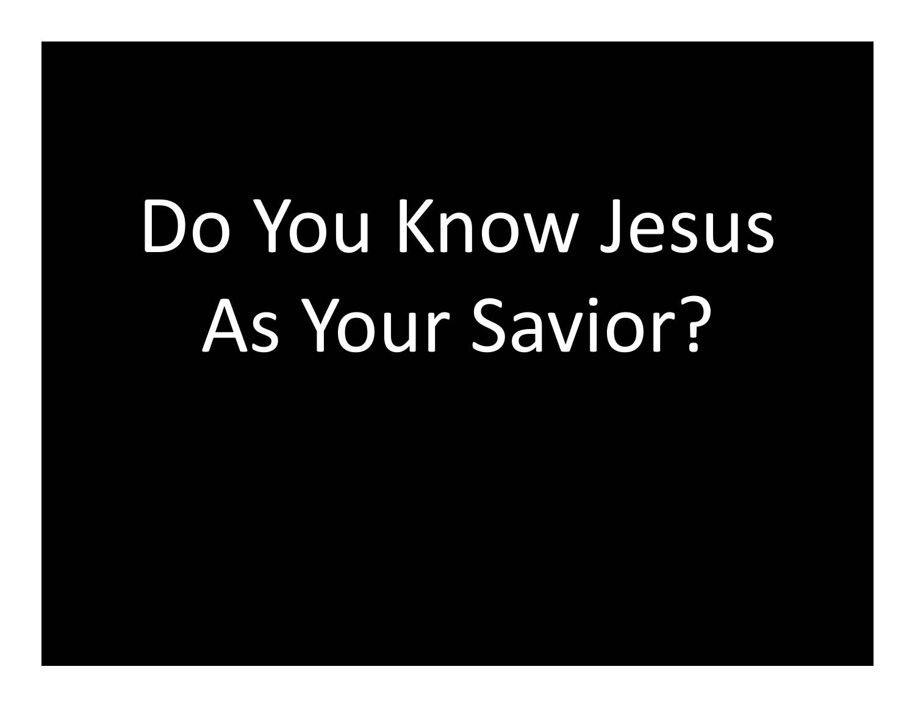# Do You Know Jesus As Your Savior?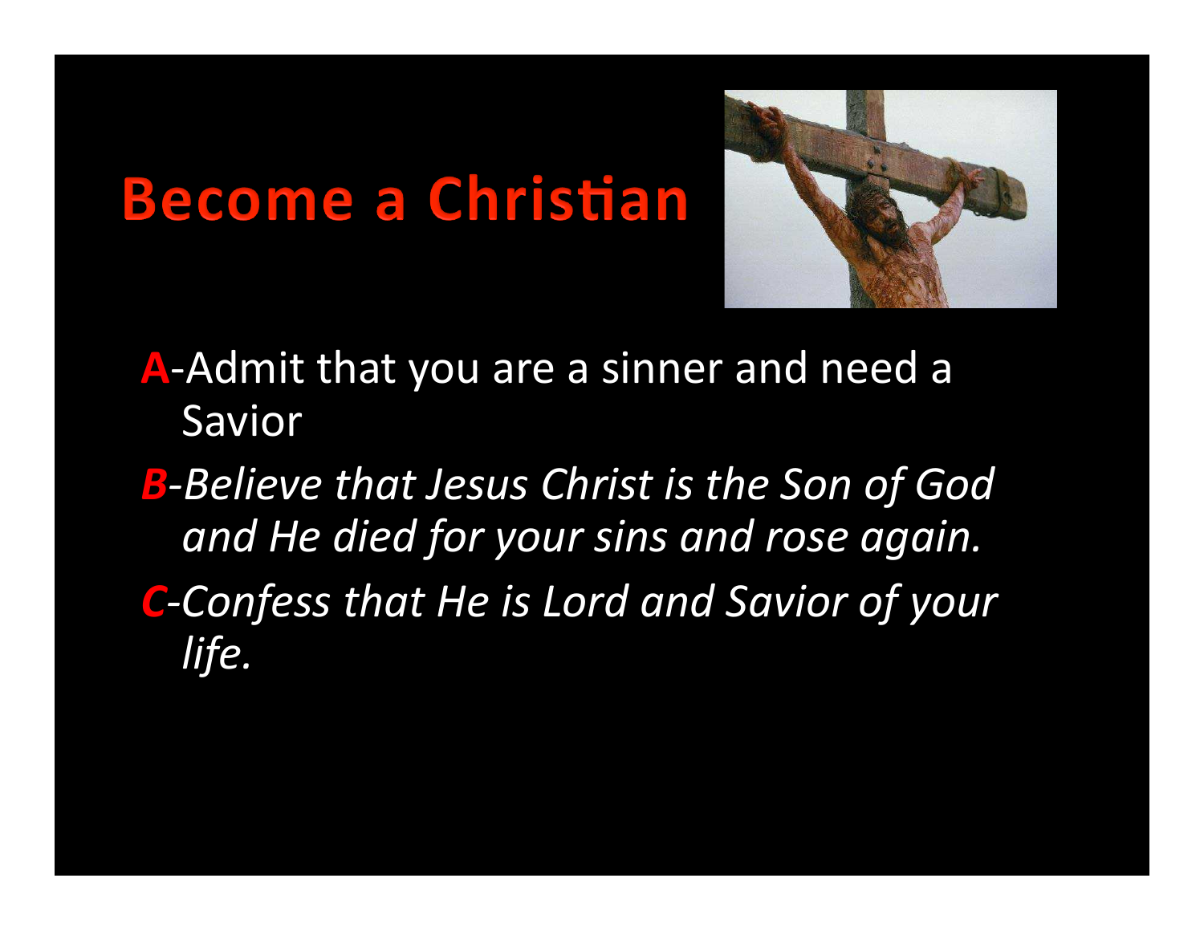# Become a Christian

**A**-Admit that you are a sinner and need a Savior

***B****-Believe that Jesus Christ is the Son of God and He died for your sins and rose again.*

***C****-Confess that He is Lord and Savior of your life.*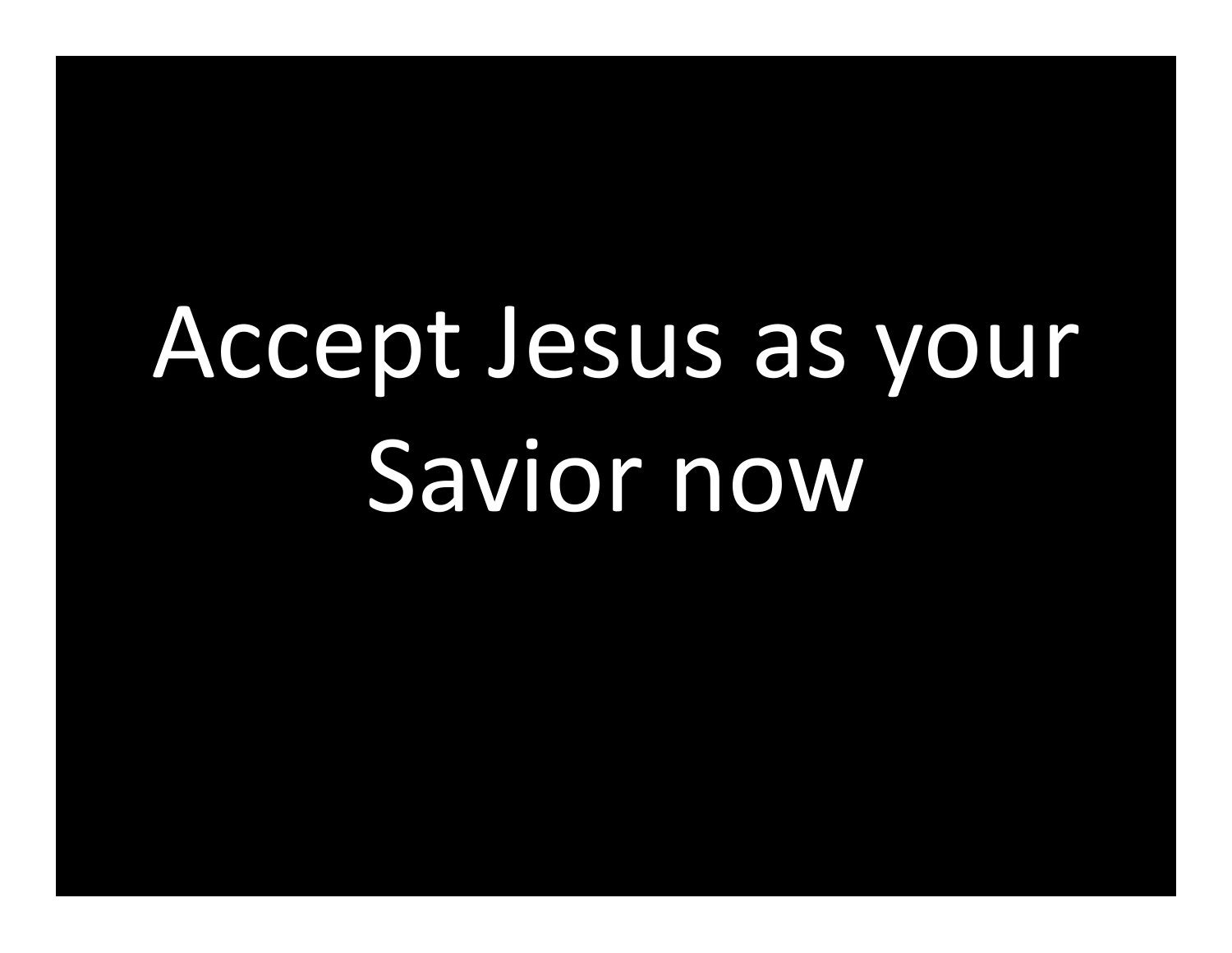Accept Jesus as your Savior now